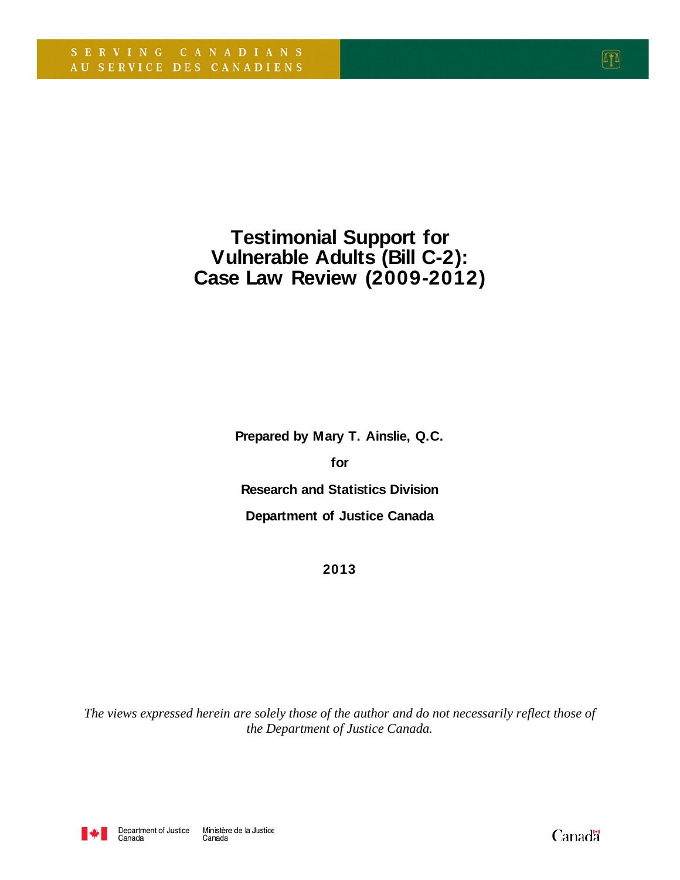SERVING CANADIANS
AU SERVICE DES CANADIENS

# Testimonial Support for Vulnerable Adults (Bill C-2): Case Law Review (2009-2012)

**Prepared by Mary T. Ainslie, Q.C.**

**for**

**Research and Statistics Division**

**Department of Justice Canada**

**2013**

*The views expressed herein are solely those of the author and do not necessarily reflect those of the Department of Justice Canada.*

Department of Justice Canada | Ministère de la Justice Canada

Canada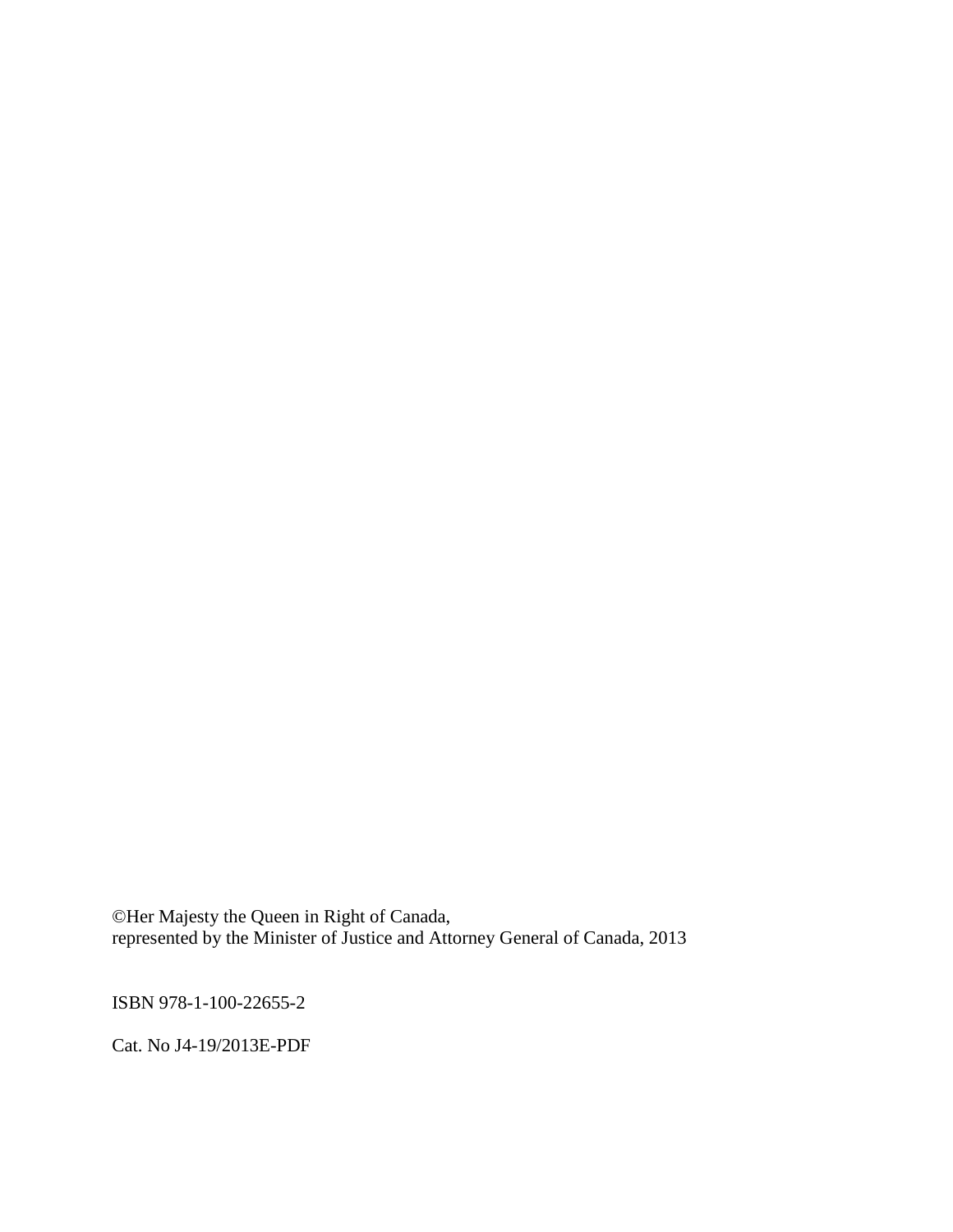©Her Majesty the Queen in Right of Canada,
represented by the Minister of Justice and Attorney General of Canada, 2013

ISBN 978-1-100-22655-2

Cat. No J4-19/2013E-PDF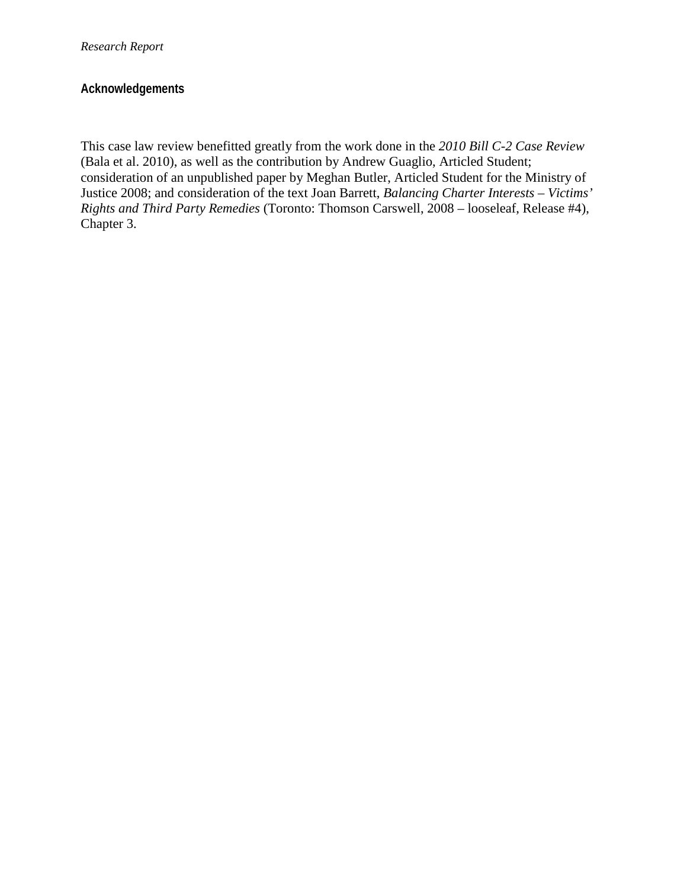## Acknowledgements

This case law review benefitted greatly from the work done in the *2010 Bill C-2 Case Review* (Bala et al. 2010), as well as the contribution by Andrew Guaglio, Articled Student; consideration of an unpublished paper by Meghan Butler, Articled Student for the Ministry of Justice 2008; and consideration of the text Joan Barrett, *Balancing Charter Interests – Victims' Rights and Third Party Remedies* (Toronto: Thomson Carswell, 2008 – looseleaf, Release #4), Chapter 3.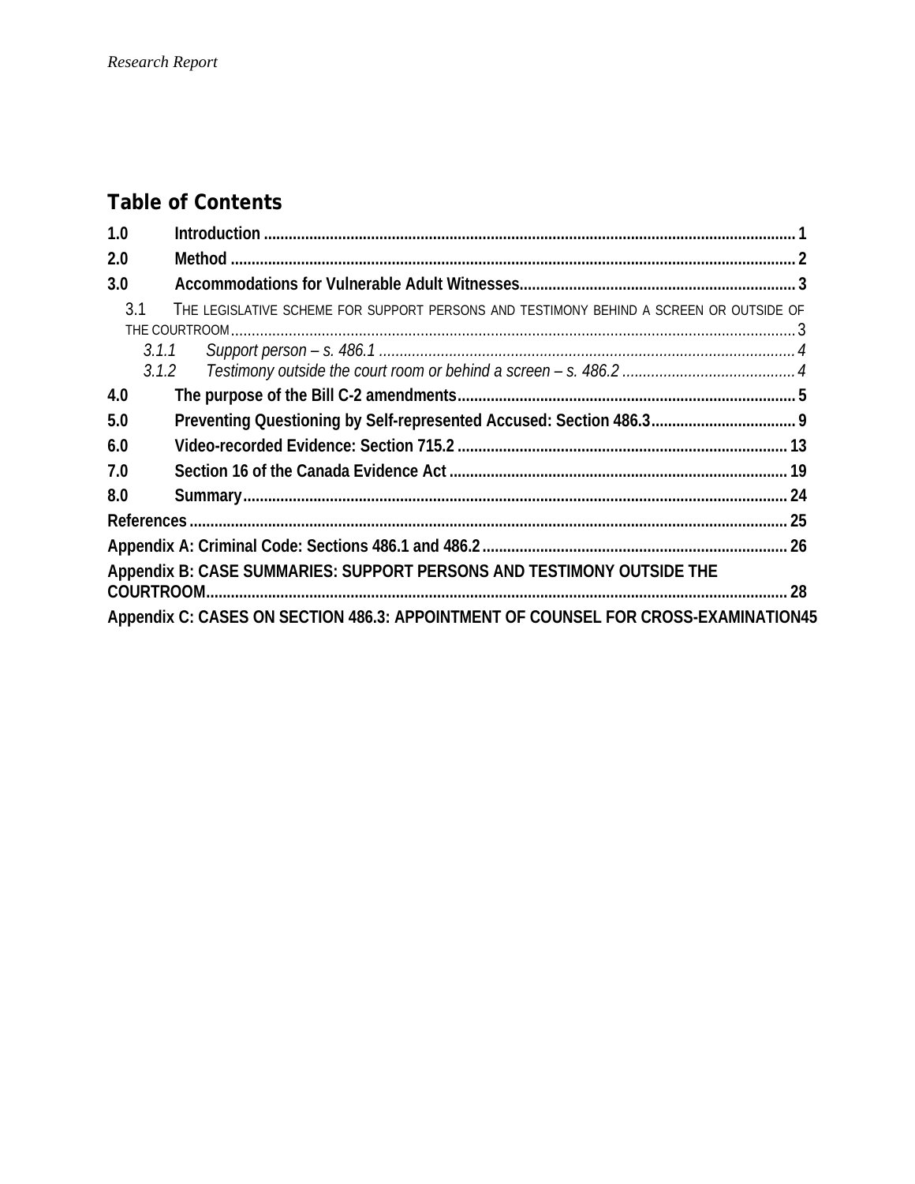## Table of Contents

1.0 Introduction ........................................................................................................................ 1
2.0 Method ................................................................................................................................ 2
3.0 Accommodations for Vulnerable Adult Witnesses.......................................................... 3
  3.1 THE LEGISLATIVE SCHEME FOR SUPPORT PERSONS AND TESTIMONY BEHIND A SCREEN OR OUTSIDE OF THE COURTROOM ........................................................................................................................ 3
    *3.1.1 Support person – s. 486.1 ........................................................................................ 4*
    *3.1.2 Testimony outside the court room or behind a screen – s. 486.2 ............................ 4*
4.0 The purpose of the Bill C-2 amendments.......................................................................... 5
5.0 Preventing Questioning by Self-represented Accused: Section 486.3............................ 9
6.0 Video-recorded Evidence: Section 715.2 ....................................................................... 13
7.0 Section 16 of the Canada Evidence Act .......................................................................... 19
8.0 Summary........................................................................................................................... 24
References ............................................................................................................................. 25
Appendix A: Criminal Code: Sections 486.1 and 486.2 ....................................................... 26
Appendix B: CASE SUMMARIES: SUPPORT PERSONS AND TESTIMONY OUTSIDE THE COURTROOM.......................................................................................................................... 28
Appendix C: CASES ON SECTION 486.3: APPOINTMENT OF COUNSEL FOR CROSS-EXAMINATION45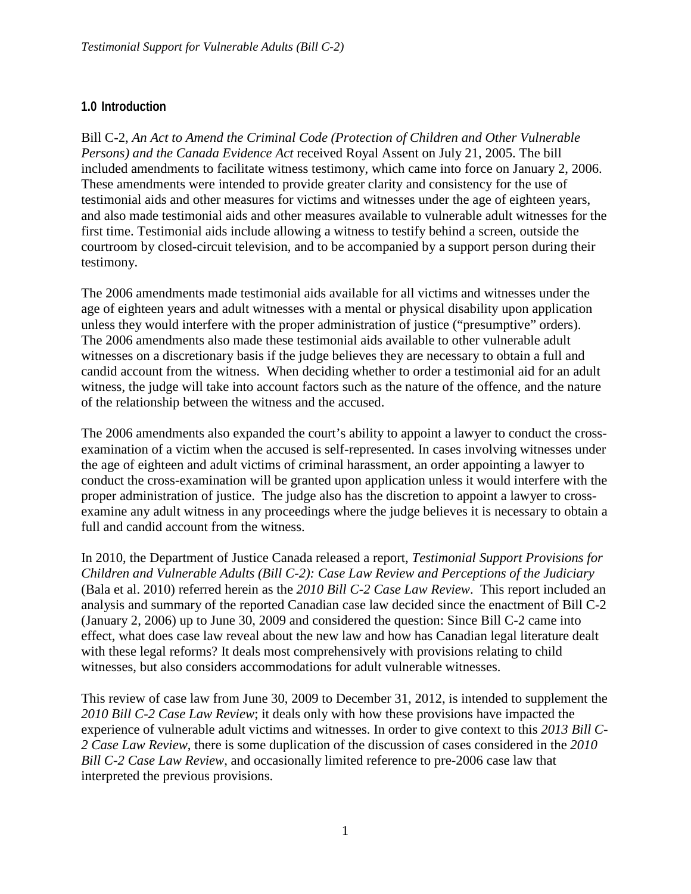## 1.0 Introduction

Bill C-2, *An Act to Amend the Criminal Code (Protection of Children and Other Vulnerable Persons) and the Canada Evidence Act* received Royal Assent on July 21, 2005. The bill included amendments to facilitate witness testimony, which came into force on January 2, 2006. These amendments were intended to provide greater clarity and consistency for the use of testimonial aids and other measures for victims and witnesses under the age of eighteen years, and also made testimonial aids and other measures available to vulnerable adult witnesses for the first time. Testimonial aids include allowing a witness to testify behind a screen, outside the courtroom by closed-circuit television, and to be accompanied by a support person during their testimony.

The 2006 amendments made testimonial aids available for all victims and witnesses under the age of eighteen years and adult witnesses with a mental or physical disability upon application unless they would interfere with the proper administration of justice ("presumptive" orders). The 2006 amendments also made these testimonial aids available to other vulnerable adult witnesses on a discretionary basis if the judge believes they are necessary to obtain a full and candid account from the witness. When deciding whether to order a testimonial aid for an adult witness, the judge will take into account factors such as the nature of the offence, and the nature of the relationship between the witness and the accused.

The 2006 amendments also expanded the court's ability to appoint a lawyer to conduct the cross-examination of a victim when the accused is self-represented. In cases involving witnesses under the age of eighteen and adult victims of criminal harassment, an order appointing a lawyer to conduct the cross-examination will be granted upon application unless it would interfere with the proper administration of justice. The judge also has the discretion to appoint a lawyer to cross-examine any adult witness in any proceedings where the judge believes it is necessary to obtain a full and candid account from the witness.

In 2010, the Department of Justice Canada released a report, *Testimonial Support Provisions for Children and Vulnerable Adults (Bill C-2): Case Law Review and Perceptions of the Judiciary* (Bala et al. 2010) referred herein as the *2010 Bill C-2 Case Law Review*. This report included an analysis and summary of the reported Canadian case law decided since the enactment of Bill C-2 (January 2, 2006) up to June 30, 2009 and considered the question: Since Bill C-2 came into effect, what does case law reveal about the new law and how has Canadian legal literature dealt with these legal reforms? It deals most comprehensively with provisions relating to child witnesses, but also considers accommodations for adult vulnerable witnesses.

This review of case law from June 30, 2009 to December 31, 2012, is intended to supplement the *2010 Bill C-2 Case Law Review*; it deals only with how these provisions have impacted the experience of vulnerable adult victims and witnesses. In order to give context to this *2013 Bill C-2 Case Law Review*, there is some duplication of the discussion of cases considered in the *2010 Bill C-2 Case Law Review*, and occasionally limited reference to pre-2006 case law that interpreted the previous provisions.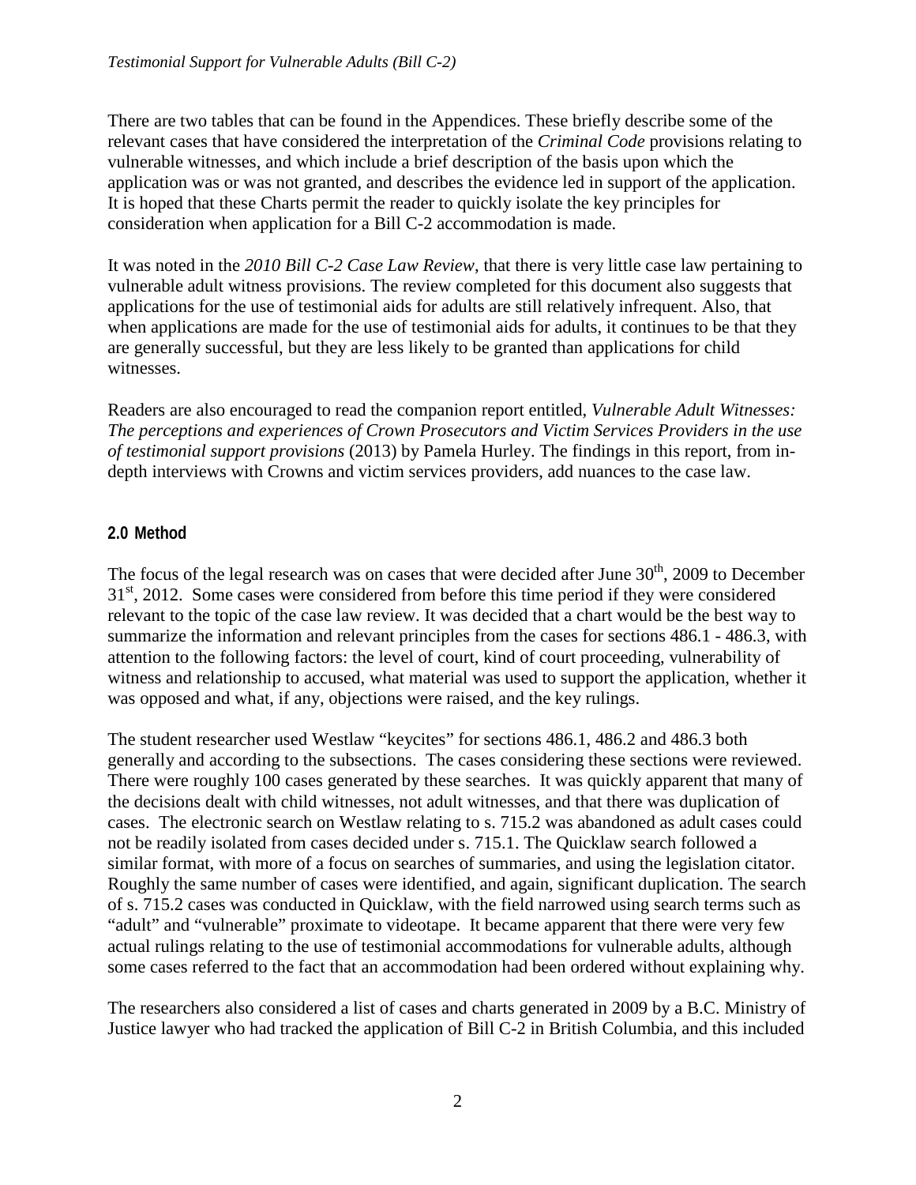There are two tables that can be found in the Appendices. These briefly describe some of the relevant cases that have considered the interpretation of the *Criminal Code* provisions relating to vulnerable witnesses, and which include a brief description of the basis upon which the application was or was not granted, and describes the evidence led in support of the application. It is hoped that these Charts permit the reader to quickly isolate the key principles for consideration when application for a Bill C-2 accommodation is made.

It was noted in the *2010 Bill C-2 Case Law Review*, that there is very little case law pertaining to vulnerable adult witness provisions. The review completed for this document also suggests that applications for the use of testimonial aids for adults are still relatively infrequent. Also, that when applications are made for the use of testimonial aids for adults, it continues to be that they are generally successful, but they are less likely to be granted than applications for child witnesses.

Readers are also encouraged to read the companion report entitled, *Vulnerable Adult Witnesses: The perceptions and experiences of Crown Prosecutors and Victim Services Providers in the use of testimonial support provisions* (2013) by Pamela Hurley. The findings in this report, from in-depth interviews with Crowns and victim services providers, add nuances to the case law.

## 2.0 Method

The focus of the legal research was on cases that were decided after June 30th, 2009 to December 31st, 2012. Some cases were considered from before this time period if they were considered relevant to the topic of the case law review. It was decided that a chart would be the best way to summarize the information and relevant principles from the cases for sections 486.1 - 486.3, with attention to the following factors: the level of court, kind of court proceeding, vulnerability of witness and relationship to accused, what material was used to support the application, whether it was opposed and what, if any, objections were raised, and the key rulings.

The student researcher used Westlaw "keycites" for sections 486.1, 486.2 and 486.3 both generally and according to the subsections. The cases considering these sections were reviewed. There were roughly 100 cases generated by these searches. It was quickly apparent that many of the decisions dealt with child witnesses, not adult witnesses, and that there was duplication of cases. The electronic search on Westlaw relating to s. 715.2 was abandoned as adult cases could not be readily isolated from cases decided under s. 715.1. The Quicklaw search followed a similar format, with more of a focus on searches of summaries, and using the legislation citator. Roughly the same number of cases were identified, and again, significant duplication. The search of s. 715.2 cases was conducted in Quicklaw, with the field narrowed using search terms such as "adult" and "vulnerable" proximate to videotape. It became apparent that there were very few actual rulings relating to the use of testimonial accommodations for vulnerable adults, although some cases referred to the fact that an accommodation had been ordered without explaining why.

The researchers also considered a list of cases and charts generated in 2009 by a B.C. Ministry of Justice lawyer who had tracked the application of Bill C-2 in British Columbia, and this included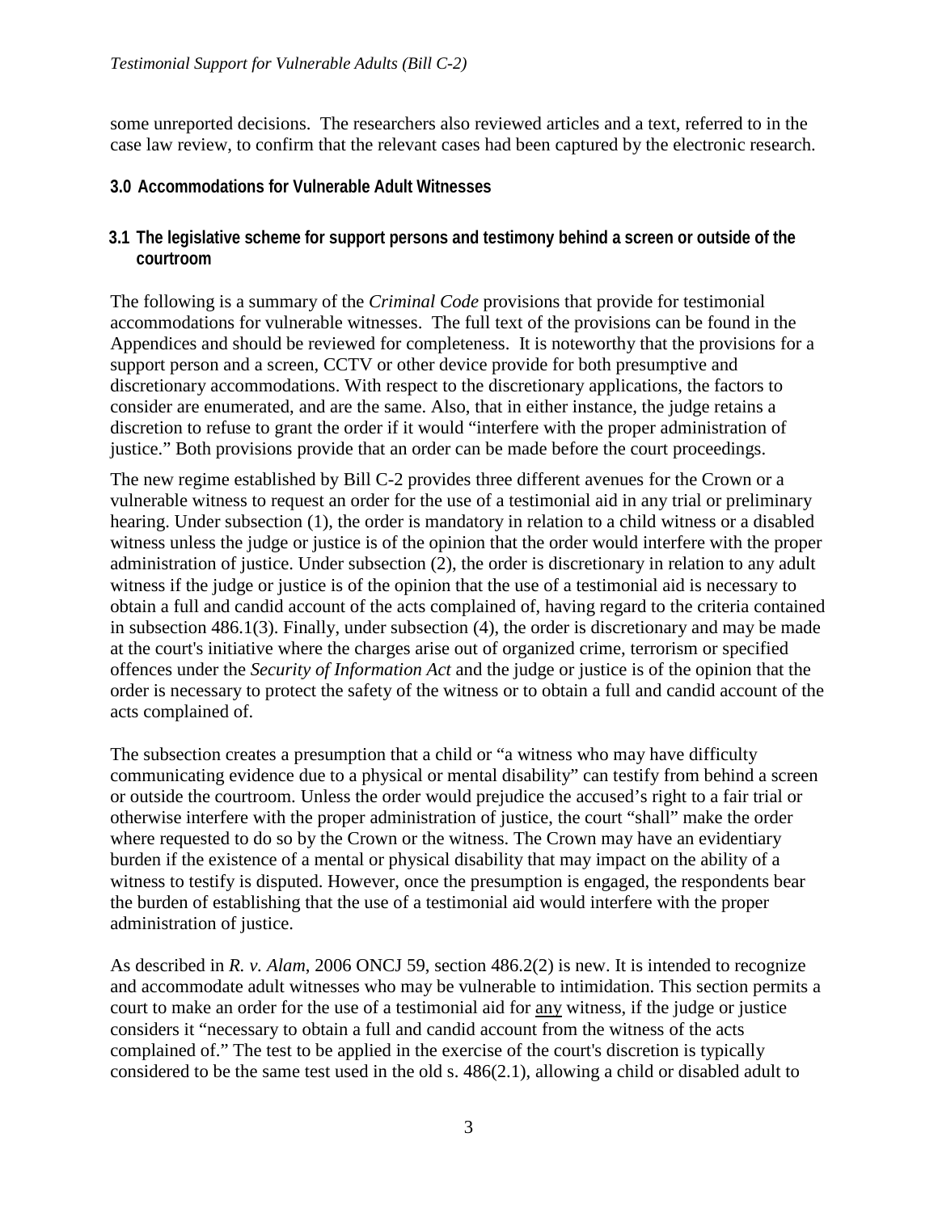some unreported decisions. The researchers also reviewed articles and a text, referred to in the case law review, to confirm that the relevant cases had been captured by the electronic research.

## 3.0 Accommodations for Vulnerable Adult Witnesses

### 3.1 The legislative scheme for support persons and testimony behind a screen or outside of the courtroom

The following is a summary of the *Criminal Code* provisions that provide for testimonial accommodations for vulnerable witnesses. The full text of the provisions can be found in the Appendices and should be reviewed for completeness. It is noteworthy that the provisions for a support person and a screen, CCTV or other device provide for both presumptive and discretionary accommodations. With respect to the discretionary applications, the factors to consider are enumerated, and are the same. Also, that in either instance, the judge retains a discretion to refuse to grant the order if it would "interfere with the proper administration of justice." Both provisions provide that an order can be made before the court proceedings.

The new regime established by Bill C-2 provides three different avenues for the Crown or a vulnerable witness to request an order for the use of a testimonial aid in any trial or preliminary hearing. Under subsection (1), the order is mandatory in relation to a child witness or a disabled witness unless the judge or justice is of the opinion that the order would interfere with the proper administration of justice. Under subsection (2), the order is discretionary in relation to any adult witness if the judge or justice is of the opinion that the use of a testimonial aid is necessary to obtain a full and candid account of the acts complained of, having regard to the criteria contained in subsection 486.1(3). Finally, under subsection (4), the order is discretionary and may be made at the court's initiative where the charges arise out of organized crime, terrorism or specified offences under the *Security of Information Act* and the judge or justice is of the opinion that the order is necessary to protect the safety of the witness or to obtain a full and candid account of the acts complained of.

The subsection creates a presumption that a child or "a witness who may have difficulty communicating evidence due to a physical or mental disability" can testify from behind a screen or outside the courtroom. Unless the order would prejudice the accused's right to a fair trial or otherwise interfere with the proper administration of justice, the court "shall" make the order where requested to do so by the Crown or the witness. The Crown may have an evidentiary burden if the existence of a mental or physical disability that may impact on the ability of a witness to testify is disputed. However, once the presumption is engaged, the respondents bear the burden of establishing that the use of a testimonial aid would interfere with the proper administration of justice.

As described in *R. v. Alam*, 2006 ONCJ 59, section 486.2(2) is new. It is intended to recognize and accommodate adult witnesses who may be vulnerable to intimidation. This section permits a court to make an order for the use of a testimonial aid for <u>any</u> witness, if the judge or justice considers it "necessary to obtain a full and candid account from the witness of the acts complained of." The test to be applied in the exercise of the court's discretion is typically considered to be the same test used in the old s. 486(2.1), allowing a child or disabled adult to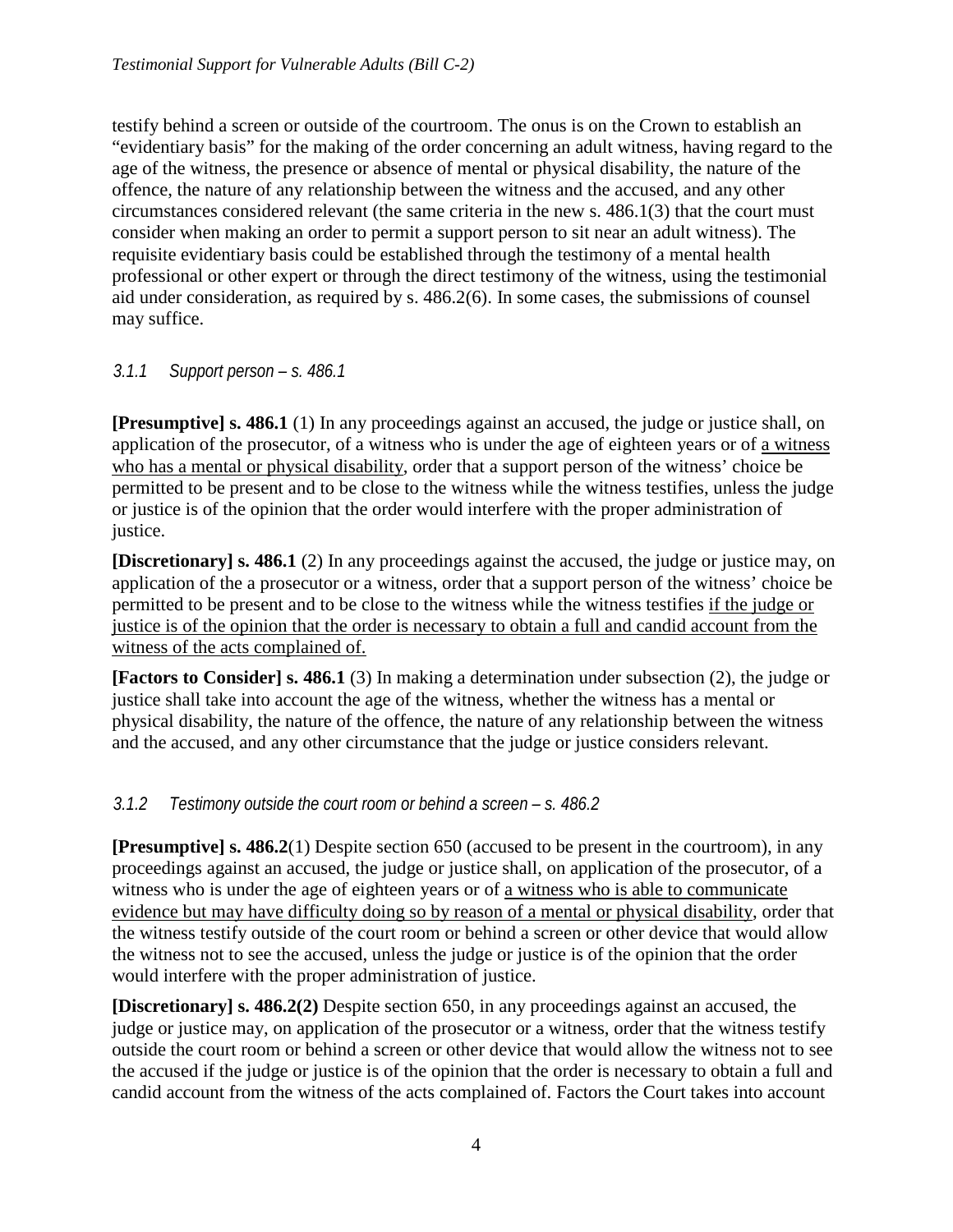testify behind a screen or outside of the courtroom. The onus is on the Crown to establish an "evidentiary basis" for the making of the order concerning an adult witness, having regard to the age of the witness, the presence or absence of mental or physical disability, the nature of the offence, the nature of any relationship between the witness and the accused, and any other circumstances considered relevant (the same criteria in the new s. 486.1(3) that the court must consider when making an order to permit a support person to sit near an adult witness). The requisite evidentiary basis could be established through the testimony of a mental health professional or other expert or through the direct testimony of the witness, using the testimonial aid under consideration, as required by s. 486.2(6). In some cases, the submissions of counsel may suffice.

### *3.1.1 Support person – s. 486.1*

**[Presumptive] s. 486.1** (1) In any proceedings against an accused, the judge or justice shall, on application of the prosecutor, of a witness who is under the age of eighteen years or of <u>a witness who has a mental or physical disability</u>, order that a support person of the witness' choice be permitted to be present and to be close to the witness while the witness testifies, unless the judge or justice is of the opinion that the order would interfere with the proper administration of justice.

**[Discretionary] s. 486.1** (2) In any proceedings against the accused, the judge or justice may, on application of the a prosecutor or a witness, order that a support person of the witness' choice be permitted to be present and to be close to the witness while the witness testifies <u>if the judge or justice is of the opinion that the order is necessary to obtain a full and candid account from the witness of the acts complained of.</u>

**[Factors to Consider] s. 486.1** (3) In making a determination under subsection (2), the judge or justice shall take into account the age of the witness, whether the witness has a mental or physical disability, the nature of the offence, the nature of any relationship between the witness and the accused, and any other circumstance that the judge or justice considers relevant.

### *3.1.2 Testimony outside the court room or behind a screen – s. 486.2*

**[Presumptive] s. 486.2**(1) Despite section 650 (accused to be present in the courtroom), in any proceedings against an accused, the judge or justice shall, on application of the prosecutor, of a witness who is under the age of eighteen years or of <u>a witness who is able to communicate evidence but may have difficulty doing so by reason of a mental or physical disability</u>, order that the witness testify outside of the court room or behind a screen or other device that would allow the witness not to see the accused, unless the judge or justice is of the opinion that the order would interfere with the proper administration of justice.

**[Discretionary] s. 486.2(2)** Despite section 650, in any proceedings against an accused, the judge or justice may, on application of the prosecutor or a witness, order that the witness testify outside the court room or behind a screen or other device that would allow the witness not to see the accused if the judge or justice is of the opinion that the order is necessary to obtain a full and candid account from the witness of the acts complained of. Factors the Court takes into account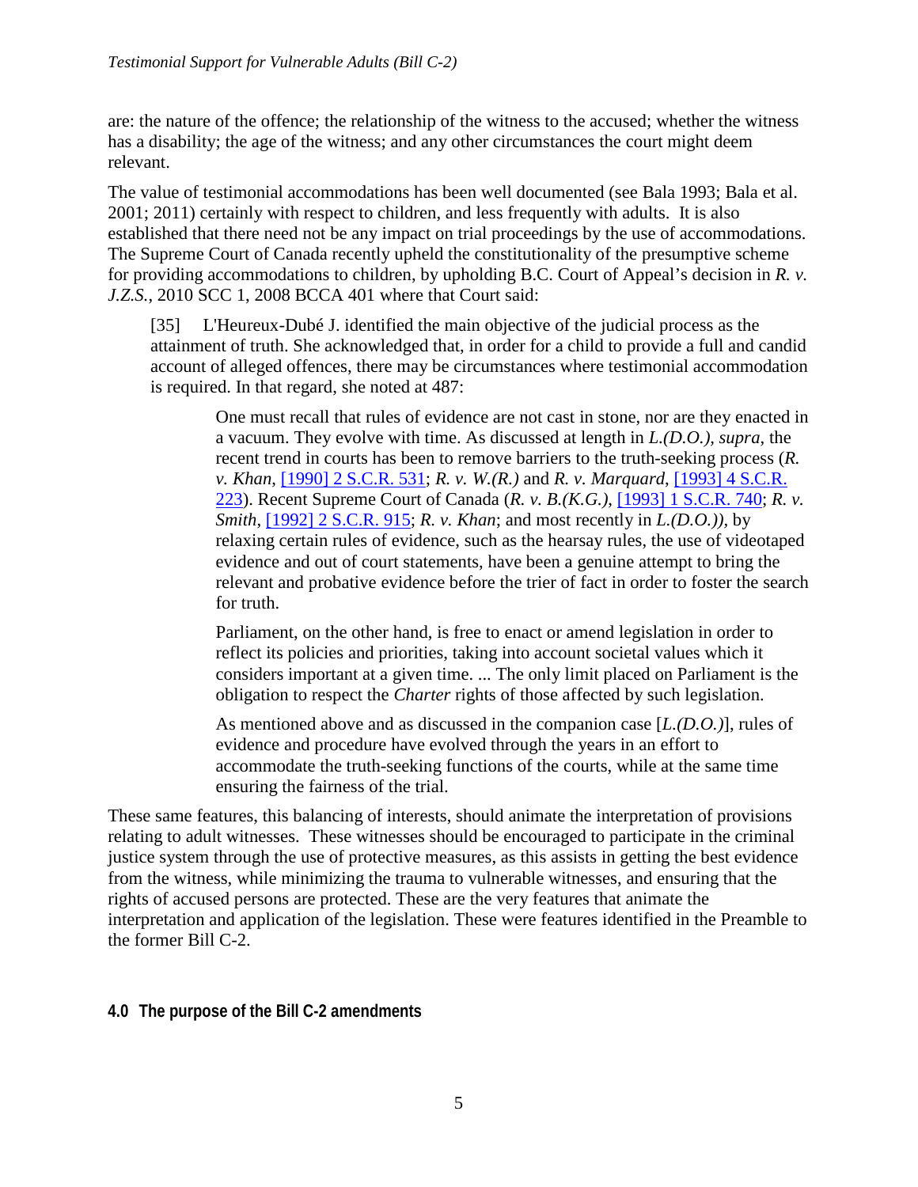are: the nature of the offence; the relationship of the witness to the accused; whether the witness has a disability; the age of the witness; and any other circumstances the court might deem relevant.

The value of testimonial accommodations has been well documented (see Bala 1993; Bala et al. 2001; 2011) certainly with respect to children, and less frequently with adults. It is also established that there need not be any impact on trial proceedings by the use of accommodations. The Supreme Court of Canada recently upheld the constitutionality of the presumptive scheme for providing accommodations to children, by upholding B.C. Court of Appeal's decision in *R. v. J.Z.S.*, 2010 SCC 1, 2008 BCCA 401 where that Court said:

> [35] L'Heureux-Dubé J. identified the main objective of the judicial process as the attainment of truth. She acknowledged that, in order for a child to provide a full and candid account of alleged offences, there may be circumstances where testimonial accommodation is required. In that regard, she noted at 487:
>
> > One must recall that rules of evidence are not cast in stone, nor are they enacted in a vacuum. They evolve with time. As discussed at length in *L.(D.O.), supra*, the recent trend in courts has been to remove barriers to the truth-seeking process (*R. v. Khan*, [1990] 2 S.C.R. 531; *R. v. W.(R.)* and *R. v. Marquard*, [1993] 4 S.C.R. 223). Recent Supreme Court of Canada (*R. v. B.(K.G.)*, [1993] 1 S.C.R. 740; *R. v. Smith*, [1992] 2 S.C.R. 915; *R. v. Khan*; and most recently in *L.(D.O.))*, by relaxing certain rules of evidence, such as the hearsay rules, the use of videotaped evidence and out of court statements, have been a genuine attempt to bring the relevant and probative evidence before the trier of fact in order to foster the search for truth.
> >
> > Parliament, on the other hand, is free to enact or amend legislation in order to reflect its policies and priorities, taking into account societal values which it considers important at a given time. ... The only limit placed on Parliament is the obligation to respect the *Charter* rights of those affected by such legislation.
> >
> > As mentioned above and as discussed in the companion case [*L.(D.O.)*], rules of evidence and procedure have evolved through the years in an effort to accommodate the truth-seeking functions of the courts, while at the same time ensuring the fairness of the trial.

These same features, this balancing of interests, should animate the interpretation of provisions relating to adult witnesses. These witnesses should be encouraged to participate in the criminal justice system through the use of protective measures, as this assists in getting the best evidence from the witness, while minimizing the trauma to vulnerable witnesses, and ensuring that the rights of accused persons are protected. These are the very features that animate the interpretation and application of the legislation. These were features identified in the Preamble to the former Bill C-2.

## 4.0 The purpose of the Bill C-2 amendments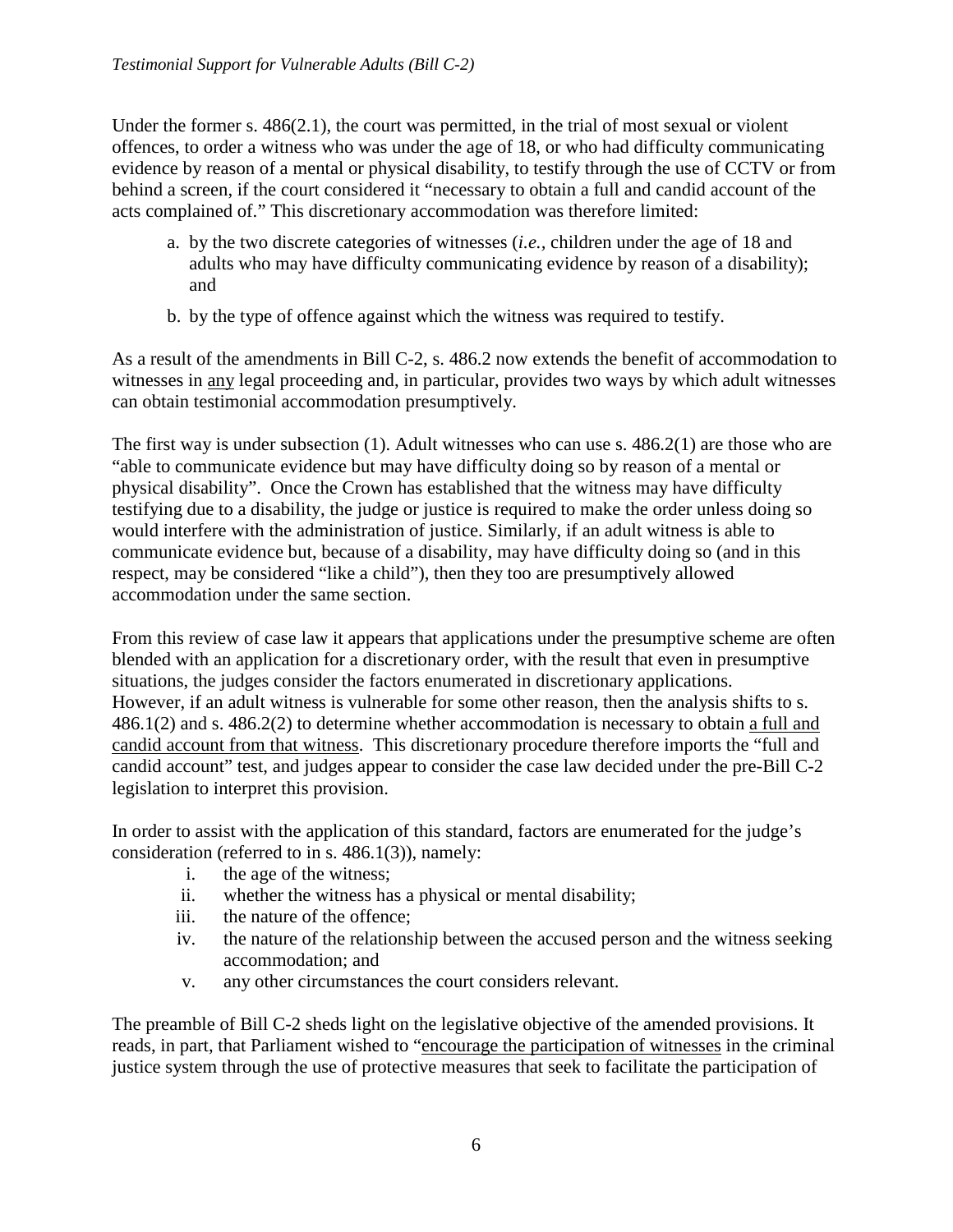Under the former s. 486(2.1), the court was permitted, in the trial of most sexual or violent offences, to order a witness who was under the age of 18, or who had difficulty communicating evidence by reason of a mental or physical disability, to testify through the use of CCTV or from behind a screen, if the court considered it "necessary to obtain a full and candid account of the acts complained of." This discretionary accommodation was therefore limited:

a. by the two discrete categories of witnesses (*i.e.*, children under the age of 18 and adults who may have difficulty communicating evidence by reason of a disability); and

b. by the type of offence against which the witness was required to testify.

As a result of the amendments in Bill C-2, s. 486.2 now extends the benefit of accommodation to witnesses in <u>any</u> legal proceeding and, in particular, provides two ways by which adult witnesses can obtain testimonial accommodation presumptively.

The first way is under subsection (1). Adult witnesses who can use s. 486.2(1) are those who are "able to communicate evidence but may have difficulty doing so by reason of a mental or physical disability". Once the Crown has established that the witness may have difficulty testifying due to a disability, the judge or justice is required to make the order unless doing so would interfere with the administration of justice. Similarly, if an adult witness is able to communicate evidence but, because of a disability, may have difficulty doing so (and in this respect, may be considered "like a child"), then they too are presumptively allowed accommodation under the same section.

From this review of case law it appears that applications under the presumptive scheme are often blended with an application for a discretionary order, with the result that even in presumptive situations, the judges consider the factors enumerated in discretionary applications. However, if an adult witness is vulnerable for some other reason, then the analysis shifts to s. 486.1(2) and s. 486.2(2) to determine whether accommodation is necessary to obtain <u>a full and candid account from that witness</u>. This discretionary procedure therefore imports the "full and candid account" test, and judges appear to consider the case law decided under the pre-Bill C-2 legislation to interpret this provision.

In order to assist with the application of this standard, factors are enumerated for the judge's consideration (referred to in s. 486.1(3)), namely:

i. the age of the witness;
ii. whether the witness has a physical or mental disability;
iii. the nature of the offence;
iv. the nature of the relationship between the accused person and the witness seeking accommodation; and
v. any other circumstances the court considers relevant.

The preamble of Bill C-2 sheds light on the legislative objective of the amended provisions. It reads, in part, that Parliament wished to "<u>encourage the participation of witnesses</u> in the criminal justice system through the use of protective measures that seek to facilitate the participation of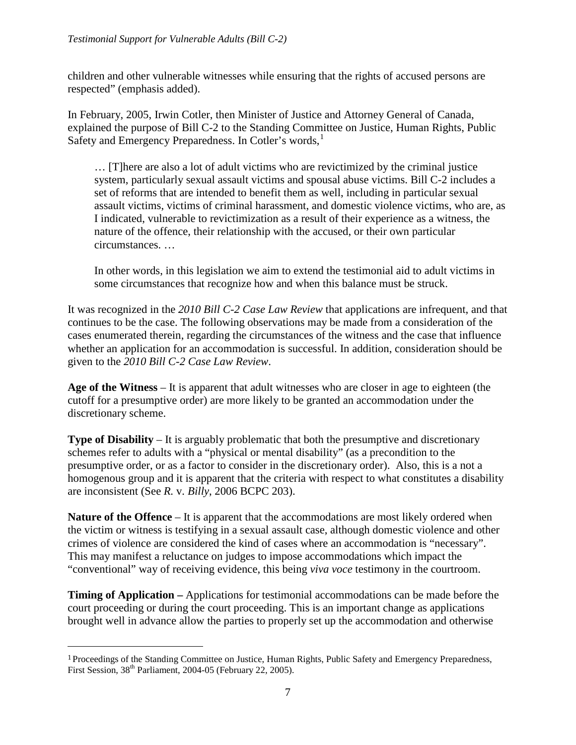children and other vulnerable witnesses while ensuring that the rights of accused persons are respected" (emphasis added).

In February, 2005, Irwin Cotler, then Minister of Justice and Attorney General of Canada, explained the purpose of Bill C-2 to the Standing Committee on Justice, Human Rights, Public Safety and Emergency Preparedness. In Cotler's words,[1]

> … [T]here are also a lot of adult victims who are revictimized by the criminal justice system, particularly sexual assault victims and spousal abuse victims. Bill C-2 includes a set of reforms that are intended to benefit them as well, including in particular sexual assault victims, victims of criminal harassment, and domestic violence victims, who are, as I indicated, vulnerable to revictimization as a result of their experience as a witness, the nature of the offence, their relationship with the accused, or their own particular circumstances. …
>
> In other words, in this legislation we aim to extend the testimonial aid to adult victims in some circumstances that recognize how and when this balance must be struck.

It was recognized in the *2010 Bill C-2 Case Law Review* that applications are infrequent, and that continues to be the case. The following observations may be made from a consideration of the cases enumerated therein, regarding the circumstances of the witness and the case that influence whether an application for an accommodation is successful. In addition, consideration should be given to the *2010 Bill C-2 Case Law Review*.

**Age of the Witness** – It is apparent that adult witnesses who are closer in age to eighteen (the cutoff for a presumptive order) are more likely to be granted an accommodation under the discretionary scheme.

**Type of Disability** – It is arguably problematic that both the presumptive and discretionary schemes refer to adults with a "physical or mental disability" (as a precondition to the presumptive order, or as a factor to consider in the discretionary order). Also, this is a not a homogenous group and it is apparent that the criteria with respect to what constitutes a disability are inconsistent (See *R.* v. *Billy*, 2006 BCPC 203).

**Nature of the Offence** – It is apparent that the accommodations are most likely ordered when the victim or witness is testifying in a sexual assault case, although domestic violence and other crimes of violence are considered the kind of cases where an accommodation is "necessary". This may manifest a reluctance on judges to impose accommodations which impact the "conventional" way of receiving evidence, this being *viva voce* testimony in the courtroom.

**Timing of Application –** Applications for testimonial accommodations can be made before the court proceeding or during the court proceeding. This is an important change as applications brought well in advance allow the parties to properly set up the accommodation and otherwise

---

[1] Proceedings of the Standing Committee on Justice, Human Rights, Public Safety and Emergency Preparedness, First Session, 38th Parliament, 2004-05 (February 22, 2005).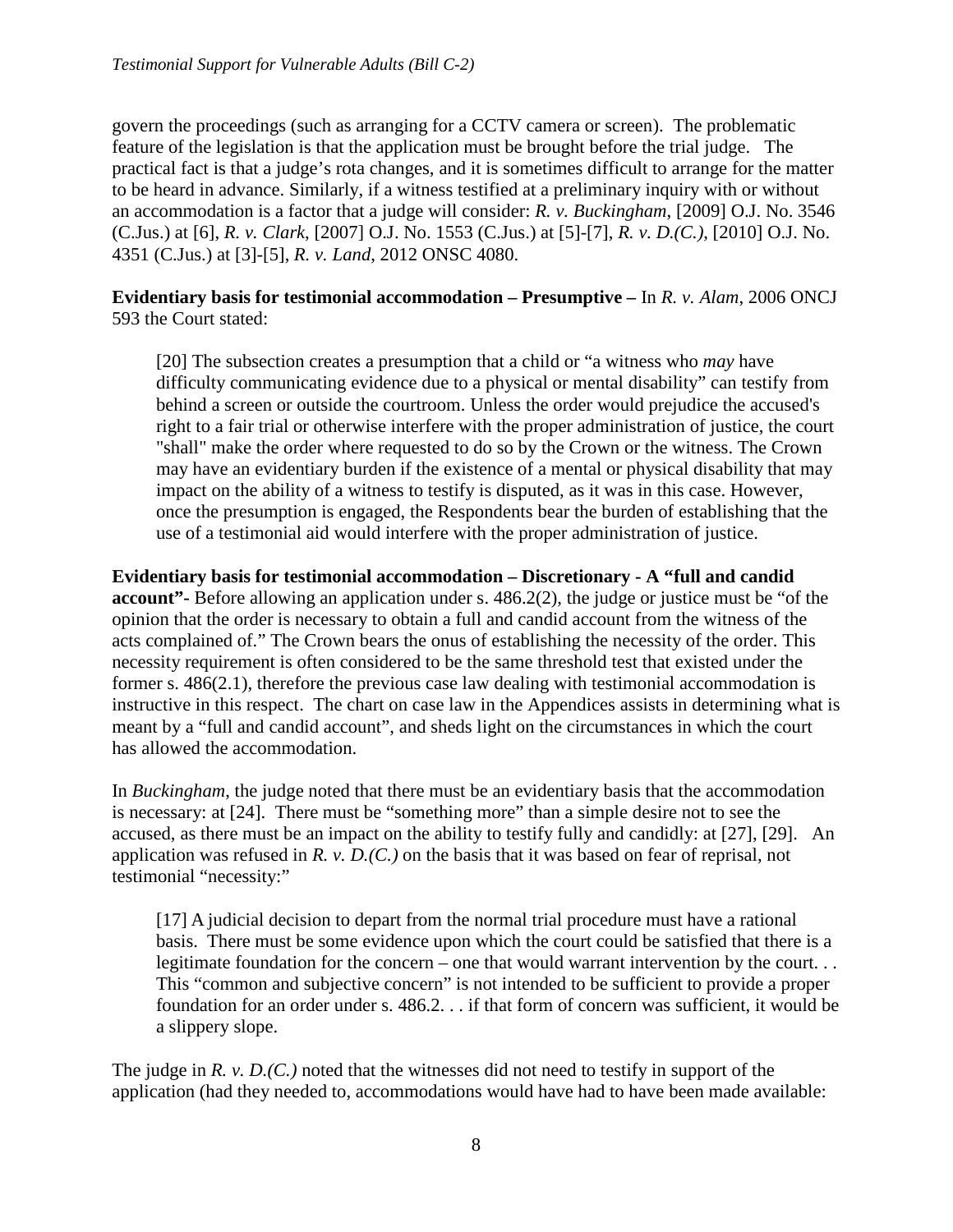govern the proceedings (such as arranging for a CCTV camera or screen). The problematic feature of the legislation is that the application must be brought before the trial judge. The practical fact is that a judge's rota changes, and it is sometimes difficult to arrange for the matter to be heard in advance. Similarly, if a witness testified at a preliminary inquiry with or without an accommodation is a factor that a judge will consider: *R. v. Buckingham*, [2009] O.J. No. 3546 (C.Jus.) at [6], *R. v. Clark*, [2007] O.J. No. 1553 (C.Jus.) at [5]-[7], *R. v. D.(C.)*, [2010] O.J. No. 4351 (C.Jus.) at [3]-[5], *R. v. Land*, 2012 ONSC 4080.

**Evidentiary basis for testimonial accommodation – Presumptive –** In *R. v. Alam*, 2006 ONCJ 593 the Court stated:

> [20] The subsection creates a presumption that a child or "a witness who *may* have difficulty communicating evidence due to a physical or mental disability" can testify from behind a screen or outside the courtroom. Unless the order would prejudice the accused's right to a fair trial or otherwise interfere with the proper administration of justice, the court "shall" make the order where requested to do so by the Crown or the witness. The Crown may have an evidentiary burden if the existence of a mental or physical disability that may impact on the ability of a witness to testify is disputed, as it was in this case. However, once the presumption is engaged, the Respondents bear the burden of establishing that the use of a testimonial aid would interfere with the proper administration of justice.

**Evidentiary basis for testimonial accommodation – Discretionary - A "full and candid account"-** Before allowing an application under s. 486.2(2), the judge or justice must be "of the opinion that the order is necessary to obtain a full and candid account from the witness of the acts complained of." The Crown bears the onus of establishing the necessity of the order. This necessity requirement is often considered to be the same threshold test that existed under the former s. 486(2.1), therefore the previous case law dealing with testimonial accommodation is instructive in this respect. The chart on case law in the Appendices assists in determining what is meant by a "full and candid account", and sheds light on the circumstances in which the court has allowed the accommodation.

In *Buckingham*, the judge noted that there must be an evidentiary basis that the accommodation is necessary: at [24]. There must be "something more" than a simple desire not to see the accused, as there must be an impact on the ability to testify fully and candidly: at [27], [29]. An application was refused in *R. v. D.(C.)* on the basis that it was based on fear of reprisal, not testimonial "necessity:"

> [17] A judicial decision to depart from the normal trial procedure must have a rational basis. There must be some evidence upon which the court could be satisfied that there is a legitimate foundation for the concern – one that would warrant intervention by the court. . . This "common and subjective concern" is not intended to be sufficient to provide a proper foundation for an order under s. 486.2. . . if that form of concern was sufficient, it would be a slippery slope.

The judge in *R. v. D.(C.)* noted that the witnesses did not need to testify in support of the application (had they needed to, accommodations would have had to have been made available: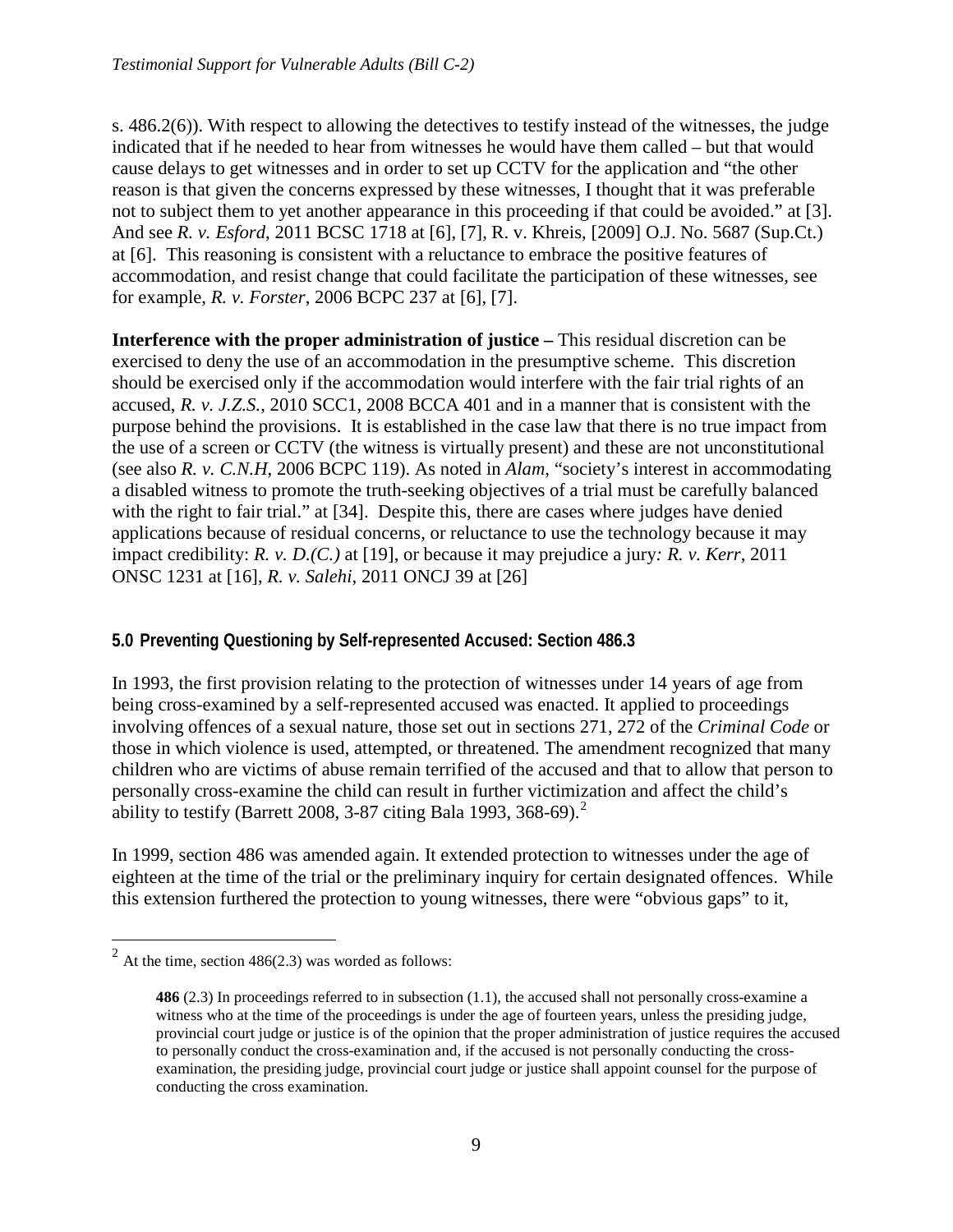s. 486.2(6)). With respect to allowing the detectives to testify instead of the witnesses, the judge indicated that if he needed to hear from witnesses he would have them called – but that would cause delays to get witnesses and in order to set up CCTV for the application and "the other reason is that given the concerns expressed by these witnesses, I thought that it was preferable not to subject them to yet another appearance in this proceeding if that could be avoided." at [3]. And see *R. v. Esford*, 2011 BCSC 1718 at [6], [7], R. v. Khreis, [2009] O.J. No. 5687 (Sup.Ct.) at [6]. This reasoning is consistent with a reluctance to embrace the positive features of accommodation, and resist change that could facilitate the participation of these witnesses, see for example, *R. v. Forster*, 2006 BCPC 237 at [6], [7].

**Interference with the proper administration of justice –** This residual discretion can be exercised to deny the use of an accommodation in the presumptive scheme. This discretion should be exercised only if the accommodation would interfere with the fair trial rights of an accused, *R. v. J.Z.S.*, 2010 SCC1, 2008 BCCA 401 and in a manner that is consistent with the purpose behind the provisions. It is established in the case law that there is no true impact from the use of a screen or CCTV (the witness is virtually present) and these are not unconstitutional (see also *R. v. C.N.H*, 2006 BCPC 119). As noted in *Alam*, "society's interest in accommodating a disabled witness to promote the truth-seeking objectives of a trial must be carefully balanced with the right to fair trial." at [34]. Despite this, there are cases where judges have denied applications because of residual concerns, or reluctance to use the technology because it may impact credibility: *R. v. D.(C.)* at [19], or because it may prejudice a jury*: R. v. Kerr*, 2011 ONSC 1231 at [16], *R. v. Salehi*, 2011 ONCJ 39 at [26]

## 5.0 Preventing Questioning by Self-represented Accused: Section 486.3

In 1993, the first provision relating to the protection of witnesses under 14 years of age from being cross-examined by a self-represented accused was enacted. It applied to proceedings involving offences of a sexual nature, those set out in sections 271, 272 of the *Criminal Code* or those in which violence is used, attempted, or threatened. The amendment recognized that many children who are victims of abuse remain terrified of the accused and that to allow that person to personally cross-examine the child can result in further victimization and affect the child's ability to testify (Barrett 2008, 3-87 citing Bala 1993, 368-69).[2]

In 1999, section 486 was amended again. It extended protection to witnesses under the age of eighteen at the time of the trial or the preliminary inquiry for certain designated offences. While this extension furthered the protection to young witnesses, there were "obvious gaps" to it,

---

[2] At the time, section 486(2.3) was worded as follows:

> **486** (2.3) In proceedings referred to in subsection (1.1), the accused shall not personally cross-examine a witness who at the time of the proceedings is under the age of fourteen years, unless the presiding judge, provincial court judge or justice is of the opinion that the proper administration of justice requires the accused to personally conduct the cross-examination and, if the accused is not personally conducting the cross-examination, the presiding judge, provincial court judge or justice shall appoint counsel for the purpose of conducting the cross examination.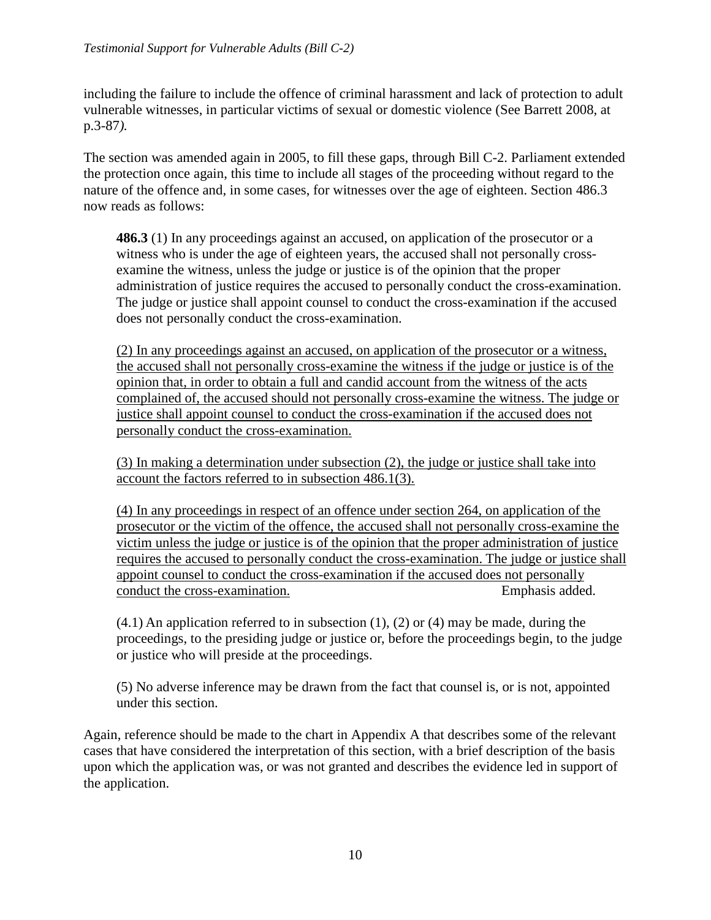including the failure to include the offence of criminal harassment and lack of protection to adult vulnerable witnesses, in particular victims of sexual or domestic violence (See Barrett 2008, at p.3-87*).*

The section was amended again in 2005, to fill these gaps, through Bill C-2. Parliament extended the protection once again, this time to include all stages of the proceeding without regard to the nature of the offence and, in some cases, for witnesses over the age of eighteen. Section 486.3 now reads as follows:

> **486.3** (1) In any proceedings against an accused, on application of the prosecutor or a witness who is under the age of eighteen years, the accused shall not personally cross-examine the witness, unless the judge or justice is of the opinion that the proper administration of justice requires the accused to personally conduct the cross-examination. The judge or justice shall appoint counsel to conduct the cross-examination if the accused does not personally conduct the cross-examination.
>
> <u>(2) In any proceedings against an accused, on application of the prosecutor or a witness, the accused shall not personally cross-examine the witness if the judge or justice is of the opinion that, in order to obtain a full and candid account from the witness of the acts complained of, the accused should not personally cross-examine the witness. The judge or justice shall appoint counsel to conduct the cross-examination if the accused does not personally conduct the cross-examination.</u>
>
> <u>(3) In making a determination under subsection (2), the judge or justice shall take into account the factors referred to in subsection 486.1(3).</u>
>
> <u>(4) In any proceedings in respect of an offence under section 264, on application of the prosecutor or the victim of the offence, the accused shall not personally cross-examine the victim unless the judge or justice is of the opinion that the proper administration of justice requires the accused to personally conduct the cross-examination. The judge or justice shall appoint counsel to conduct the cross-examination if the accused does not personally conduct the cross-examination.</u> Emphasis added.
>
> (4.1) An application referred to in subsection (1), (2) or (4) may be made, during the proceedings, to the presiding judge or justice or, before the proceedings begin, to the judge or justice who will preside at the proceedings.
>
> (5) No adverse inference may be drawn from the fact that counsel is, or is not, appointed under this section.

Again, reference should be made to the chart in Appendix A that describes some of the relevant cases that have considered the interpretation of this section, with a brief description of the basis upon which the application was, or was not granted and describes the evidence led in support of the application.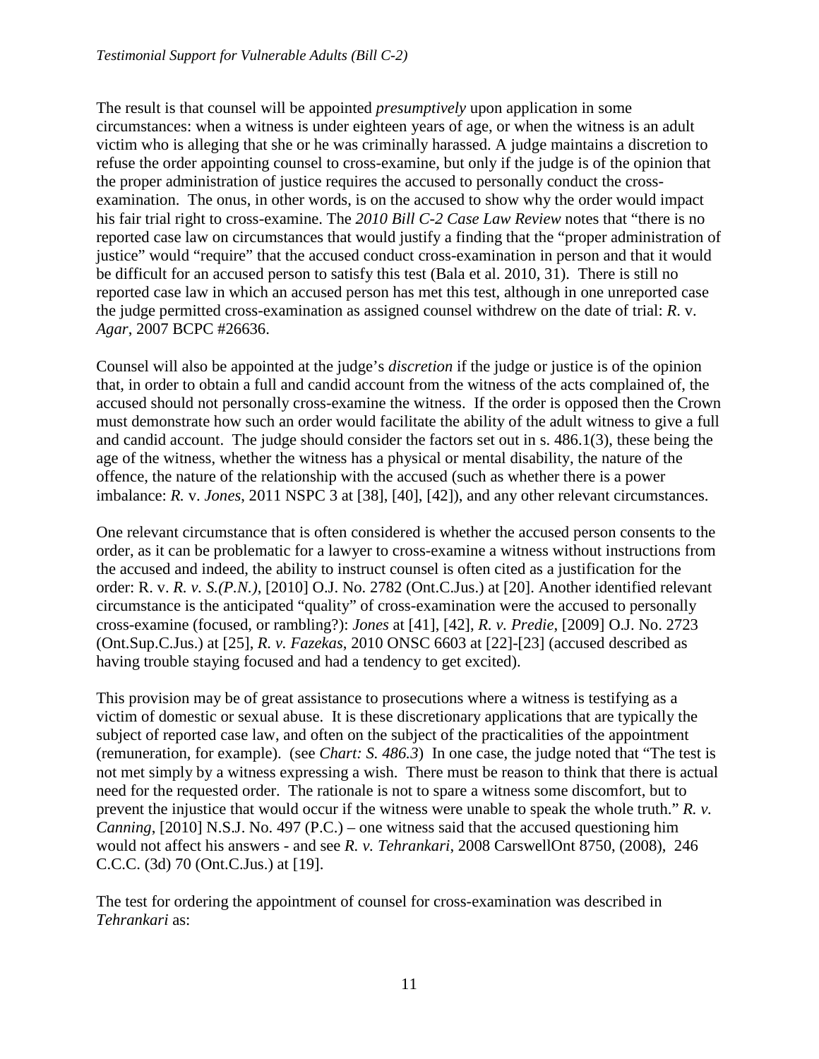The result is that counsel will be appointed *presumptively* upon application in some circumstances: when a witness is under eighteen years of age, or when the witness is an adult victim who is alleging that she or he was criminally harassed. A judge maintains a discretion to refuse the order appointing counsel to cross-examine, but only if the judge is of the opinion that the proper administration of justice requires the accused to personally conduct the cross-examination. The onus, in other words, is on the accused to show why the order would impact his fair trial right to cross-examine. The *2010 Bill C-2 Case Law Review* notes that "there is no reported case law on circumstances that would justify a finding that the "proper administration of justice" would "require" that the accused conduct cross-examination in person and that it would be difficult for an accused person to satisfy this test (Bala et al. 2010, 31). There is still no reported case law in which an accused person has met this test, although in one unreported case the judge permitted cross-examination as assigned counsel withdrew on the date of trial: *R.* v. *Agar*, 2007 BCPC #26636.

Counsel will also be appointed at the judge's *discretion* if the judge or justice is of the opinion that, in order to obtain a full and candid account from the witness of the acts complained of, the accused should not personally cross-examine the witness. If the order is opposed then the Crown must demonstrate how such an order would facilitate the ability of the adult witness to give a full and candid account. The judge should consider the factors set out in s. 486.1(3), these being the age of the witness, whether the witness has a physical or mental disability, the nature of the offence, the nature of the relationship with the accused (such as whether there is a power imbalance: *R.* v. *Jones*, 2011 NSPC 3 at [38], [40], [42]), and any other relevant circumstances.

One relevant circumstance that is often considered is whether the accused person consents to the order, as it can be problematic for a lawyer to cross-examine a witness without instructions from the accused and indeed, the ability to instruct counsel is often cited as a justification for the order: R. v. *R. v. S.(P.N.)*, [2010] O.J. No. 2782 (Ont.C.Jus.) at [20]. Another identified relevant circumstance is the anticipated "quality" of cross-examination were the accused to personally cross-examine (focused, or rambling?): *Jones* at [41], [42], *R. v. Predie*, [2009] O.J. No. 2723 (Ont.Sup.C.Jus.) at [25], *R. v. Fazekas*, 2010 ONSC 6603 at [22]-[23] (accused described as having trouble staying focused and had a tendency to get excited).

This provision may be of great assistance to prosecutions where a witness is testifying as a victim of domestic or sexual abuse. It is these discretionary applications that are typically the subject of reported case law, and often on the subject of the practicalities of the appointment (remuneration, for example). (see *Chart: S. 486.3*) In one case, the judge noted that "The test is not met simply by a witness expressing a wish. There must be reason to think that there is actual need for the requested order. The rationale is not to spare a witness some discomfort, but to prevent the injustice that would occur if the witness were unable to speak the whole truth." *R. v. Canning*, [2010] N.S.J. No. 497 (P.C.) – one witness said that the accused questioning him would not affect his answers - and see *R. v. Tehrankari*, 2008 CarswellOnt 8750, (2008), 246 C.C.C. (3d) 70 (Ont.C.Jus.) at [19].

The test for ordering the appointment of counsel for cross-examination was described in *Tehrankari* as: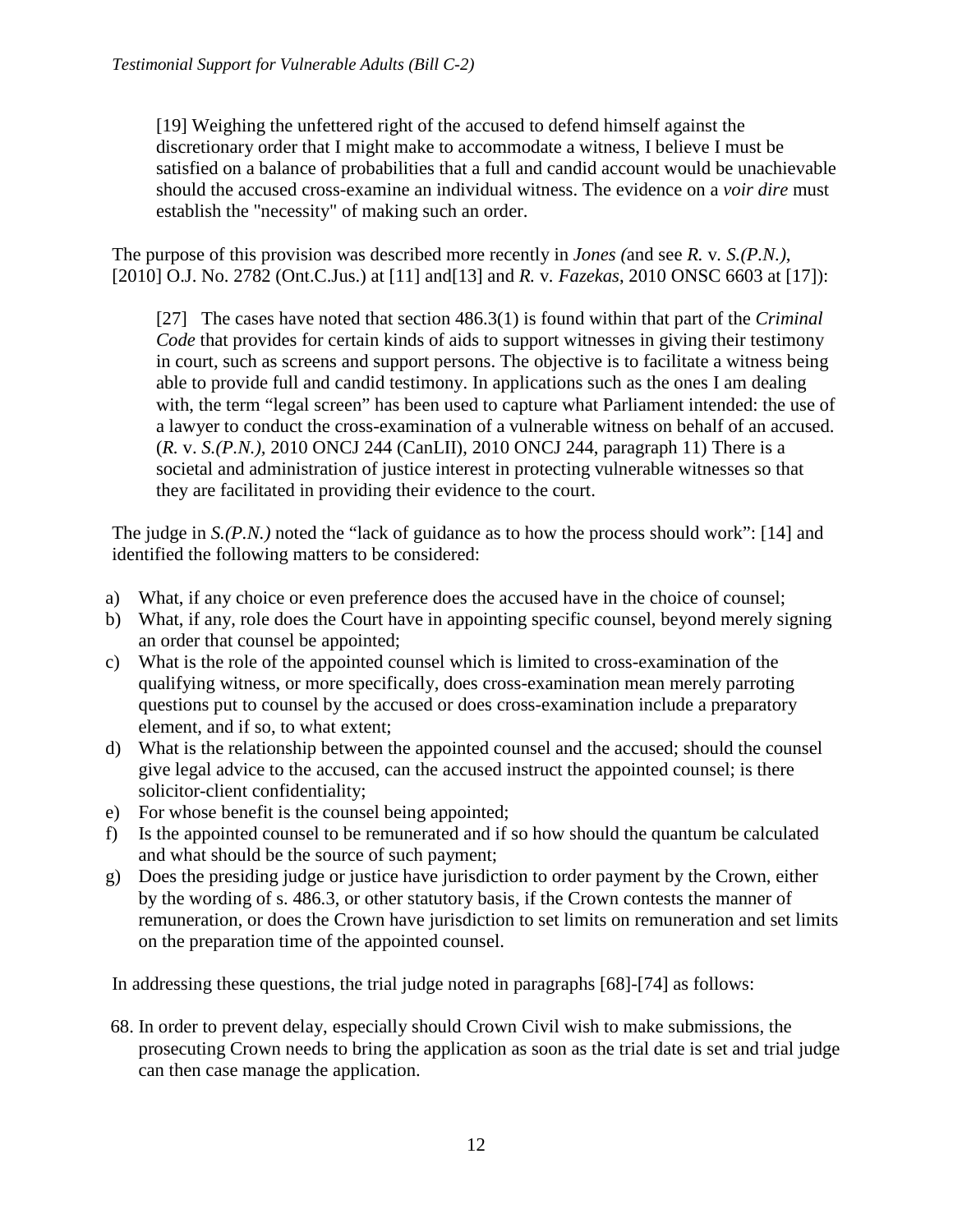[19] Weighing the unfettered right of the accused to defend himself against the discretionary order that I might make to accommodate a witness, I believe I must be satisfied on a balance of probabilities that a full and candid account would be unachievable should the accused cross-examine an individual witness. The evidence on a *voir dire* must establish the "necessity" of making such an order.

The purpose of this provision was described more recently in *Jones (*and see *R.* v. *S.(P.N.)*, [2010] O.J. No. 2782 (Ont.C.Jus.) at [11] and[13] and *R.* v. *Fazekas*, 2010 ONSC 6603 at [17]):

[27] The cases have noted that section 486.3(1) is found within that part of the *Criminal Code* that provides for certain kinds of aids to support witnesses in giving their testimony in court, such as screens and support persons. The objective is to facilitate a witness being able to provide full and candid testimony. In applications such as the ones I am dealing with, the term "legal screen" has been used to capture what Parliament intended: the use of a lawyer to conduct the cross-examination of a vulnerable witness on behalf of an accused. (*R.* v. *S.(P.N.)*, 2010 ONCJ 244 (CanLII), 2010 ONCJ 244, paragraph 11) There is a societal and administration of justice interest in protecting vulnerable witnesses so that they are facilitated in providing their evidence to the court.

The judge in *S.(P.N.)* noted the "lack of guidance as to how the process should work": [14] and identified the following matters to be considered:

a) What, if any choice or even preference does the accused have in the choice of counsel;
b) What, if any, role does the Court have in appointing specific counsel, beyond merely signing an order that counsel be appointed;
c) What is the role of the appointed counsel which is limited to cross-examination of the qualifying witness, or more specifically, does cross-examination mean merely parroting questions put to counsel by the accused or does cross-examination include a preparatory element, and if so, to what extent;
d) What is the relationship between the appointed counsel and the accused; should the counsel give legal advice to the accused, can the accused instruct the appointed counsel; is there solicitor-client confidentiality;
e) For whose benefit is the counsel being appointed;
f) Is the appointed counsel to be remunerated and if so how should the quantum be calculated and what should be the source of such payment;
g) Does the presiding judge or justice have jurisdiction to order payment by the Crown, either by the wording of s. 486.3, or other statutory basis, if the Crown contests the manner of remuneration, or does the Crown have jurisdiction to set limits on remuneration and set limits on the preparation time of the appointed counsel.

In addressing these questions, the trial judge noted in paragraphs [68]-[74] as follows:

68. In order to prevent delay, especially should Crown Civil wish to make submissions, the prosecuting Crown needs to bring the application as soon as the trial date is set and trial judge can then case manage the application.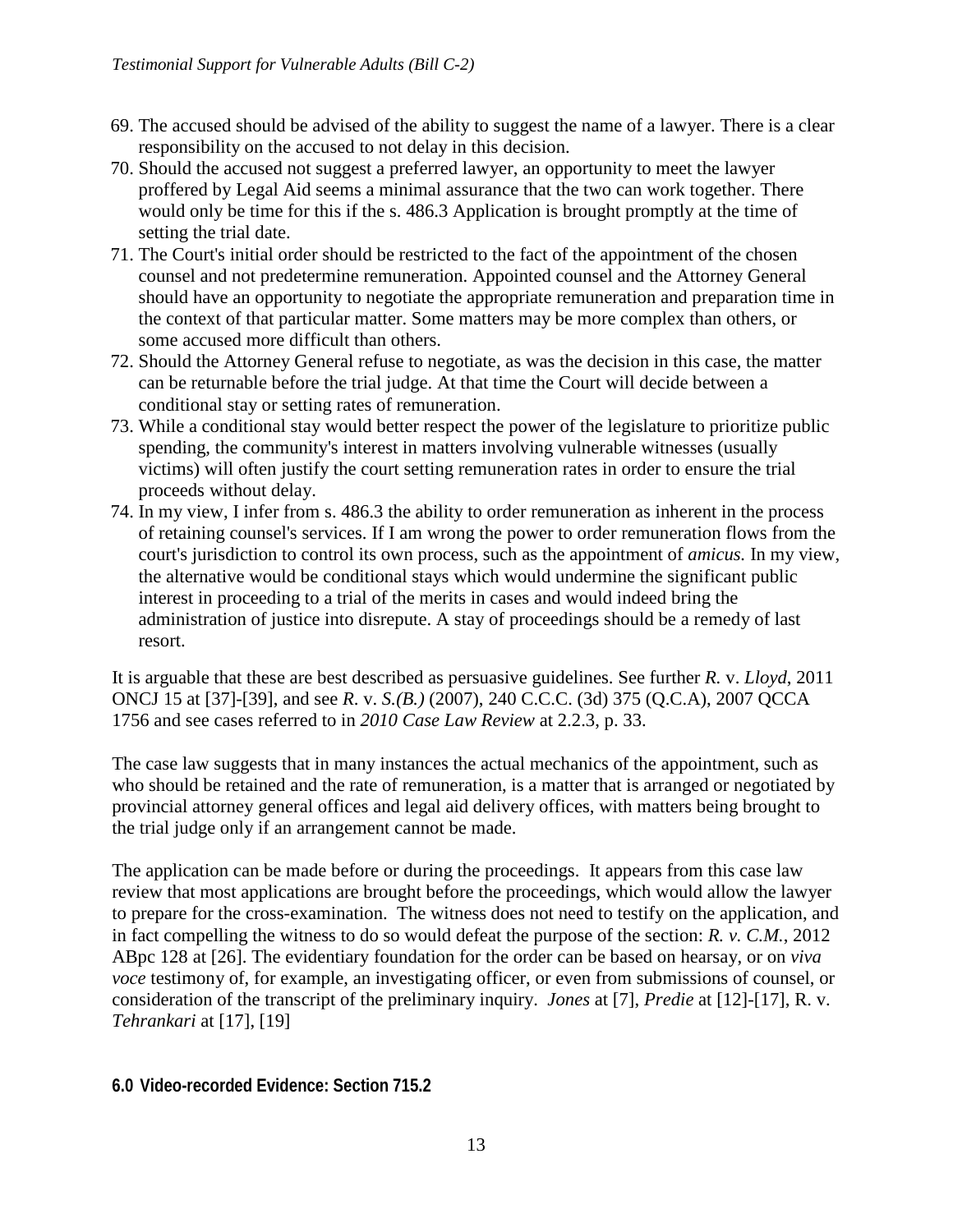69. The accused should be advised of the ability to suggest the name of a lawyer. There is a clear responsibility on the accused to not delay in this decision.
70. Should the accused not suggest a preferred lawyer, an opportunity to meet the lawyer proffered by Legal Aid seems a minimal assurance that the two can work together. There would only be time for this if the s. 486.3 Application is brought promptly at the time of setting the trial date.
71. The Court's initial order should be restricted to the fact of the appointment of the chosen counsel and not predetermine remuneration. Appointed counsel and the Attorney General should have an opportunity to negotiate the appropriate remuneration and preparation time in the context of that particular matter. Some matters may be more complex than others, or some accused more difficult than others.
72. Should the Attorney General refuse to negotiate, as was the decision in this case, the matter can be returnable before the trial judge. At that time the Court will decide between a conditional stay or setting rates of remuneration.
73. While a conditional stay would better respect the power of the legislature to prioritize public spending, the community's interest in matters involving vulnerable witnesses (usually victims) will often justify the court setting remuneration rates in order to ensure the trial proceeds without delay.
74. In my view, I infer from s. 486.3 the ability to order remuneration as inherent in the process of retaining counsel's services. If I am wrong the power to order remuneration flows from the court's jurisdiction to control its own process, such as the appointment of *amicus.* In my view, the alternative would be conditional stays which would undermine the significant public interest in proceeding to a trial of the merits in cases and would indeed bring the administration of justice into disrepute. A stay of proceedings should be a remedy of last resort.

It is arguable that these are best described as persuasive guidelines. See further *R.* v. *Lloyd*, 2011 ONCJ 15 at [37]-[39], and see *R*. v. *S.(B.)* (2007), 240 C.C.C. (3d) 375 (Q.C.A), 2007 QCCA 1756 and see cases referred to in *2010 Case Law Review* at 2.2.3, p. 33.

The case law suggests that in many instances the actual mechanics of the appointment, such as who should be retained and the rate of remuneration, is a matter that is arranged or negotiated by provincial attorney general offices and legal aid delivery offices, with matters being brought to the trial judge only if an arrangement cannot be made.

The application can be made before or during the proceedings. It appears from this case law review that most applications are brought before the proceedings, which would allow the lawyer to prepare for the cross-examination. The witness does not need to testify on the application, and in fact compelling the witness to do so would defeat the purpose of the section: *R. v. C.M.*, 2012 ABpc 128 at [26]. The evidentiary foundation for the order can be based on hearsay, or on *viva voce* testimony of, for example, an investigating officer, or even from submissions of counsel, or consideration of the transcript of the preliminary inquiry. *Jones* at [7], *Predie* at [12]-[17], R. v. *Tehrankari* at [17], [19]

## 6.0 Video-recorded Evidence: Section 715.2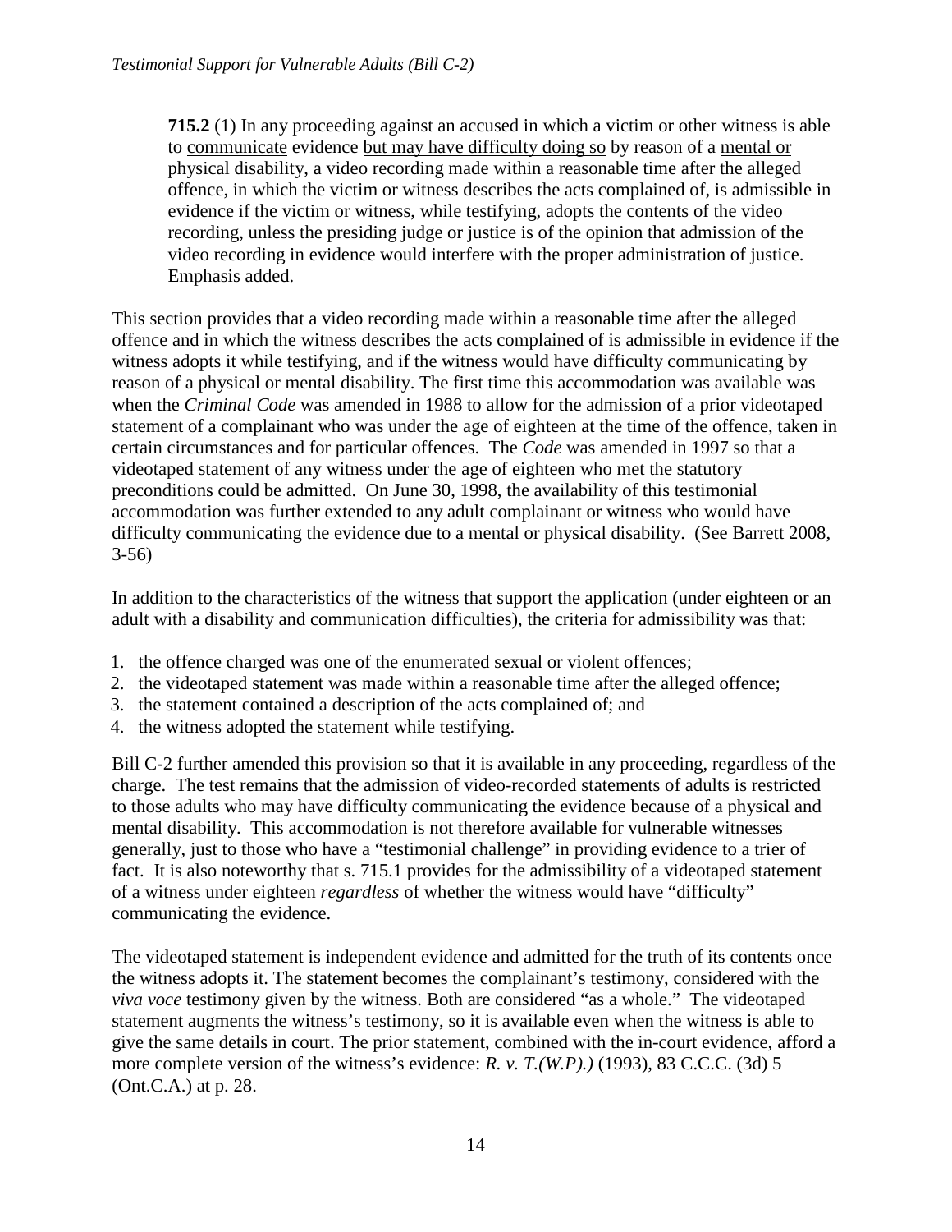> **715.2** (1) In any proceeding against an accused in which a victim or other witness is able to <u>communicate</u> evidence <u>but may have difficulty doing so</u> by reason of a <u>mental or physical disability</u>, a video recording made within a reasonable time after the alleged offence, in which the victim or witness describes the acts complained of, is admissible in evidence if the victim or witness, while testifying, adopts the contents of the video recording, unless the presiding judge or justice is of the opinion that admission of the video recording in evidence would interfere with the proper administration of justice. Emphasis added.

This section provides that a video recording made within a reasonable time after the alleged offence and in which the witness describes the acts complained of is admissible in evidence if the witness adopts it while testifying, and if the witness would have difficulty communicating by reason of a physical or mental disability. The first time this accommodation was available was when the *Criminal Code* was amended in 1988 to allow for the admission of a prior videotaped statement of a complainant who was under the age of eighteen at the time of the offence, taken in certain circumstances and for particular offences. The *Code* was amended in 1997 so that a videotaped statement of any witness under the age of eighteen who met the statutory preconditions could be admitted. On June 30, 1998, the availability of this testimonial accommodation was further extended to any adult complainant or witness who would have difficulty communicating the evidence due to a mental or physical disability. (See Barrett 2008, 3-56)

In addition to the characteristics of the witness that support the application (under eighteen or an adult with a disability and communication difficulties), the criteria for admissibility was that:

1. the offence charged was one of the enumerated sexual or violent offences;
2. the videotaped statement was made within a reasonable time after the alleged offence;
3. the statement contained a description of the acts complained of; and
4. the witness adopted the statement while testifying.

Bill C-2 further amended this provision so that it is available in any proceeding, regardless of the charge. The test remains that the admission of video-recorded statements of adults is restricted to those adults who may have difficulty communicating the evidence because of a physical and mental disability. This accommodation is not therefore available for vulnerable witnesses generally, just to those who have a "testimonial challenge" in providing evidence to a trier of fact. It is also noteworthy that s. 715.1 provides for the admissibility of a videotaped statement of a witness under eighteen *regardless* of whether the witness would have "difficulty" communicating the evidence.

The videotaped statement is independent evidence and admitted for the truth of its contents once the witness adopts it. The statement becomes the complainant's testimony, considered with the *viva voce* testimony given by the witness. Both are considered "as a whole." The videotaped statement augments the witness's testimony, so it is available even when the witness is able to give the same details in court. The prior statement, combined with the in-court evidence, afford a more complete version of the witness's evidence: *R. v. T.(W.P).)* (1993), 83 C.C.C. (3d) 5 (Ont.C.A.) at p. 28.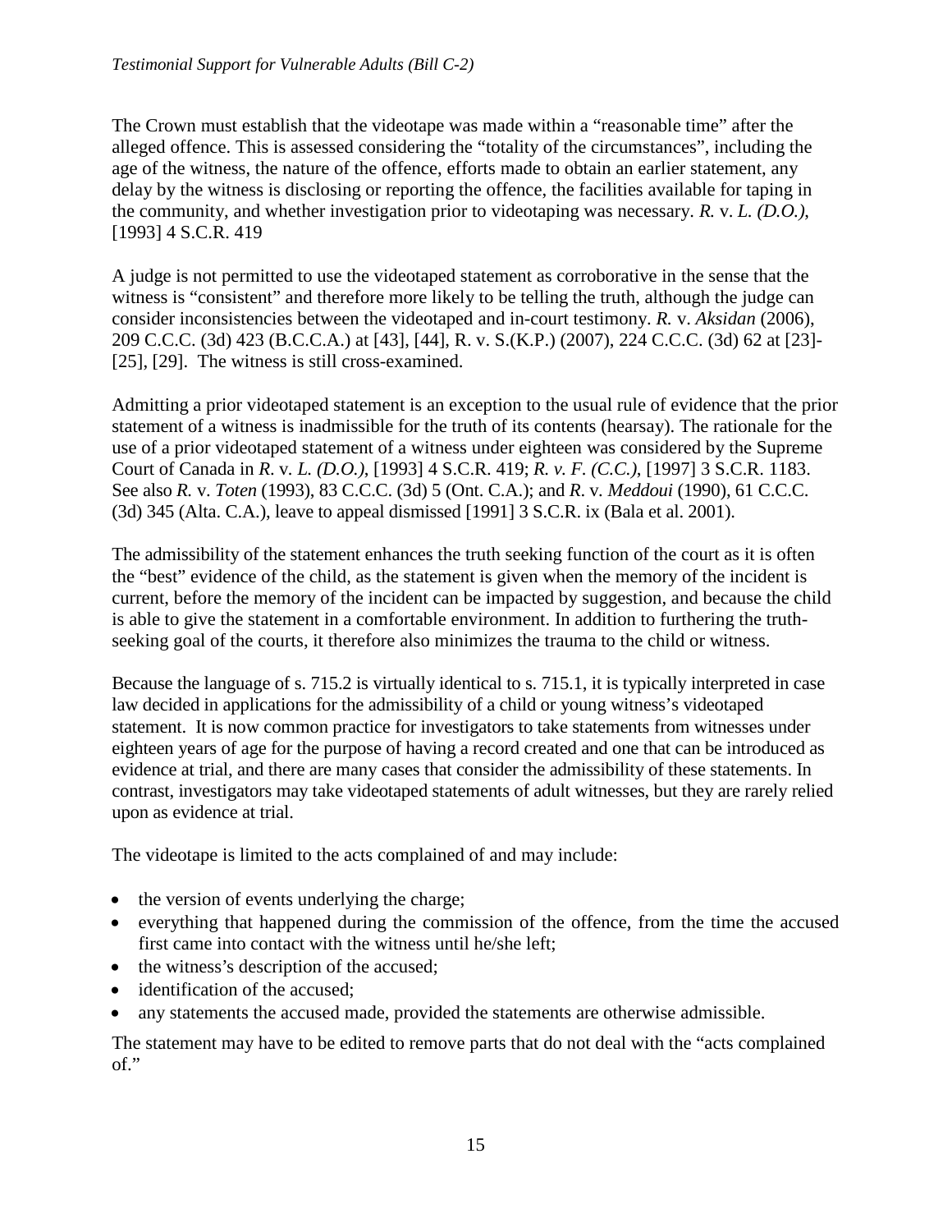The Crown must establish that the videotape was made within a "reasonable time" after the alleged offence. This is assessed considering the "totality of the circumstances", including the age of the witness, the nature of the offence, efforts made to obtain an earlier statement, any delay by the witness is disclosing or reporting the offence, the facilities available for taping in the community, and whether investigation prior to videotaping was necessary. *R.* v. *L. (D.O.)*, [1993] 4 S.C.R. 419

A judge is not permitted to use the videotaped statement as corroborative in the sense that the witness is "consistent" and therefore more likely to be telling the truth, although the judge can consider inconsistencies between the videotaped and in-court testimony. *R.* v. *Aksidan* (2006), 209 C.C.C. (3d) 423 (B.C.C.A.) at [43], [44], R. v. S.(K.P.) (2007), 224 C.C.C. (3d) 62 at [23]-[25], [29]. The witness is still cross-examined.

Admitting a prior videotaped statement is an exception to the usual rule of evidence that the prior statement of a witness is inadmissible for the truth of its contents (hearsay). The rationale for the use of a prior videotaped statement of a witness under eighteen was considered by the Supreme Court of Canada in *R*. v. *L. (D.O.)*, [1993] 4 S.C.R. 419; *R. v. F. (C.C.)*, [1997] 3 S.C.R. 1183. See also *R.* v. *Toten* (1993), 83 C.C.C. (3d) 5 (Ont. C.A.); and *R*. v. *Meddoui* (1990), 61 C.C.C. (3d) 345 (Alta. C.A.), leave to appeal dismissed [1991] 3 S.C.R. ix (Bala et al. 2001).

The admissibility of the statement enhances the truth seeking function of the court as it is often the "best" evidence of the child, as the statement is given when the memory of the incident is current, before the memory of the incident can be impacted by suggestion, and because the child is able to give the statement in a comfortable environment. In addition to furthering the truth-seeking goal of the courts, it therefore also minimizes the trauma to the child or witness.

Because the language of s. 715.2 is virtually identical to s. 715.1, it is typically interpreted in case law decided in applications for the admissibility of a child or young witness's videotaped statement. It is now common practice for investigators to take statements from witnesses under eighteen years of age for the purpose of having a record created and one that can be introduced as evidence at trial, and there are many cases that consider the admissibility of these statements. In contrast, investigators may take videotaped statements of adult witnesses, but they are rarely relied upon as evidence at trial.

The videotape is limited to the acts complained of and may include:

- the version of events underlying the charge;
- everything that happened during the commission of the offence, from the time the accused first came into contact with the witness until he/she left;
- the witness's description of the accused;
- identification of the accused;
- any statements the accused made, provided the statements are otherwise admissible.

The statement may have to be edited to remove parts that do not deal with the "acts complained of."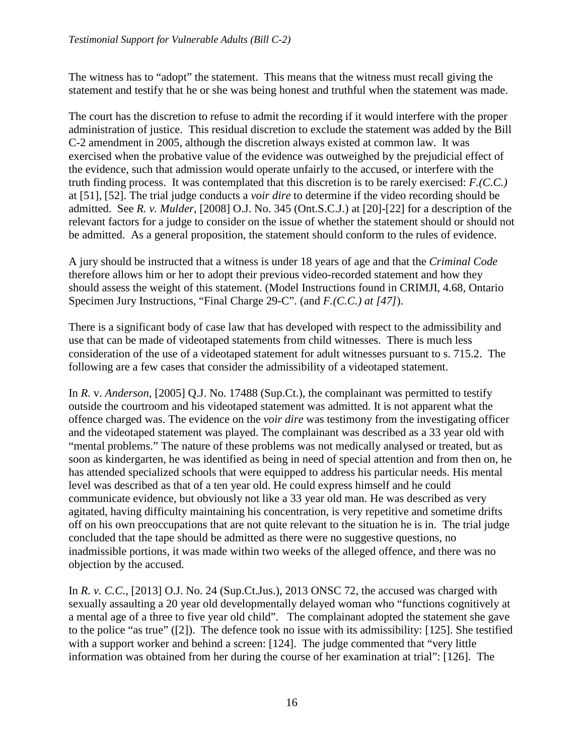The witness has to "adopt" the statement. This means that the witness must recall giving the statement and testify that he or she was being honest and truthful when the statement was made.

The court has the discretion to refuse to admit the recording if it would interfere with the proper administration of justice. This residual discretion to exclude the statement was added by the Bill C-2 amendment in 2005, although the discretion always existed at common law. It was exercised when the probative value of the evidence was outweighed by the prejudicial effect of the evidence, such that admission would operate unfairly to the accused, or interfere with the truth finding process. It was contemplated that this discretion is to be rarely exercised: *F.(C.C.)* at [51], [52]. The trial judge conducts a *voir dire* to determine if the video recording should be admitted. See *R. v. Mulder*, [2008] O.J. No. 345 (Ont.S.C.J.) at [20]-[22] for a description of the relevant factors for a judge to consider on the issue of whether the statement should or should not be admitted. As a general proposition, the statement should conform to the rules of evidence.

A jury should be instructed that a witness is under 18 years of age and that the *Criminal Code* therefore allows him or her to adopt their previous video-recorded statement and how they should assess the weight of this statement. (Model Instructions found in CRIMJI, 4.68, Ontario Specimen Jury Instructions, "Final Charge 29-C". (and *F.(C.C.) at [47]*).

There is a significant body of case law that has developed with respect to the admissibility and use that can be made of videotaped statements from child witnesses. There is much less consideration of the use of a videotaped statement for adult witnesses pursuant to s. 715.2. The following are a few cases that consider the admissibility of a videotaped statement.

In *R.* v. *Anderson*, [2005] Q.J. No. 17488 (Sup.Ct.), the complainant was permitted to testify outside the courtroom and his videotaped statement was admitted. It is not apparent what the offence charged was. The evidence on the *voir dire* was testimony from the investigating officer and the videotaped statement was played. The complainant was described as a 33 year old with "mental problems." The nature of these problems was not medically analysed or treated, but as soon as kindergarten, he was identified as being in need of special attention and from then on, he has attended specialized schools that were equipped to address his particular needs. His mental level was described as that of a ten year old. He could express himself and he could communicate evidence, but obviously not like a 33 year old man. He was described as very agitated, having difficulty maintaining his concentration, is very repetitive and sometime drifts off on his own preoccupations that are not quite relevant to the situation he is in. The trial judge concluded that the tape should be admitted as there were no suggestive questions, no inadmissible portions, it was made within two weeks of the alleged offence, and there was no objection by the accused.

In *R. v. C.C.*, [2013] O.J. No. 24 (Sup.Ct.Jus.), 2013 ONSC 72, the accused was charged with sexually assaulting a 20 year old developmentally delayed woman who "functions cognitively at a mental age of a three to five year old child". The complainant adopted the statement she gave to the police "as true" ([2]). The defence took no issue with its admissibility: [125]. She testified with a support worker and behind a screen: [124]. The judge commented that "very little information was obtained from her during the course of her examination at trial": [126]. The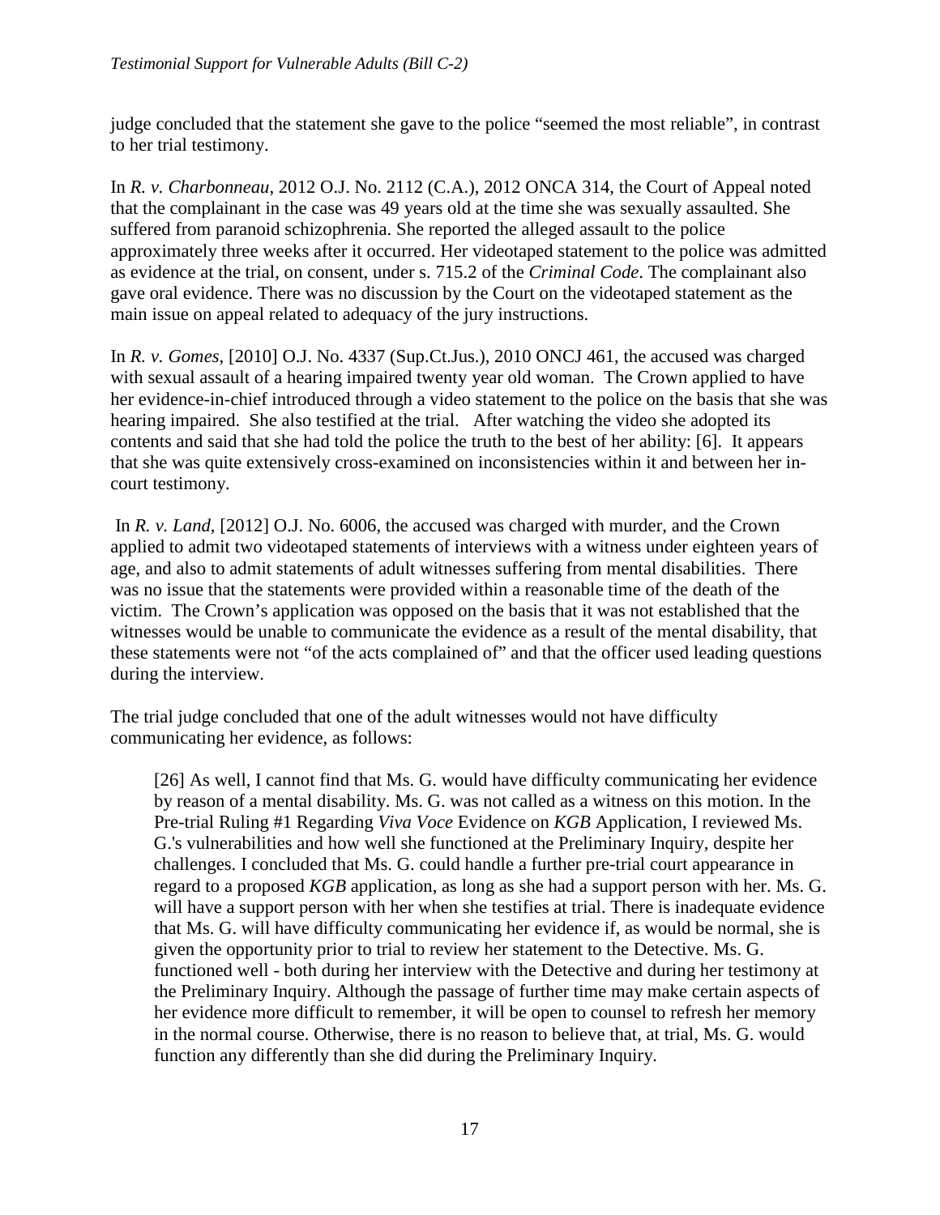judge concluded that the statement she gave to the police "seemed the most reliable", in contrast to her trial testimony.

In *R. v. Charbonneau*, 2012 O.J. No. 2112 (C.A.), 2012 ONCA 314, the Court of Appeal noted that the complainant in the case was 49 years old at the time she was sexually assaulted. She suffered from paranoid schizophrenia. She reported the alleged assault to the police approximately three weeks after it occurred. Her videotaped statement to the police was admitted as evidence at the trial, on consent, under s. 715.2 of the *Criminal Code*. The complainant also gave oral evidence. There was no discussion by the Court on the videotaped statement as the main issue on appeal related to adequacy of the jury instructions.

In *R. v. Gomes*, [2010] O.J. No. 4337 (Sup.Ct.Jus.), 2010 ONCJ 461, the accused was charged with sexual assault of a hearing impaired twenty year old woman. The Crown applied to have her evidence-in-chief introduced through a video statement to the police on the basis that she was hearing impaired. She also testified at the trial. After watching the video she adopted its contents and said that she had told the police the truth to the best of her ability: [6]. It appears that she was quite extensively cross-examined on inconsistencies within it and between her in-court testimony.

In *R. v. Land*, [2012] O.J. No. 6006, the accused was charged with murder, and the Crown applied to admit two videotaped statements of interviews with a witness under eighteen years of age, and also to admit statements of adult witnesses suffering from mental disabilities. There was no issue that the statements were provided within a reasonable time of the death of the victim. The Crown's application was opposed on the basis that it was not established that the witnesses would be unable to communicate the evidence as a result of the mental disability, that these statements were not "of the acts complained of" and that the officer used leading questions during the interview.

The trial judge concluded that one of the adult witnesses would not have difficulty communicating her evidence, as follows:

> [26] As well, I cannot find that Ms. G. would have difficulty communicating her evidence by reason of a mental disability. Ms. G. was not called as a witness on this motion. In the Pre-trial Ruling #1 Regarding *Viva Voce* Evidence on *KGB* Application, I reviewed Ms. G.'s vulnerabilities and how well she functioned at the Preliminary Inquiry, despite her challenges. I concluded that Ms. G. could handle a further pre-trial court appearance in regard to a proposed *KGB* application, as long as she had a support person with her. Ms. G. will have a support person with her when she testifies at trial. There is inadequate evidence that Ms. G. will have difficulty communicating her evidence if, as would be normal, she is given the opportunity prior to trial to review her statement to the Detective. Ms. G. functioned well - both during her interview with the Detective and during her testimony at the Preliminary Inquiry. Although the passage of further time may make certain aspects of her evidence more difficult to remember, it will be open to counsel to refresh her memory in the normal course. Otherwise, there is no reason to believe that, at trial, Ms. G. would function any differently than she did during the Preliminary Inquiry.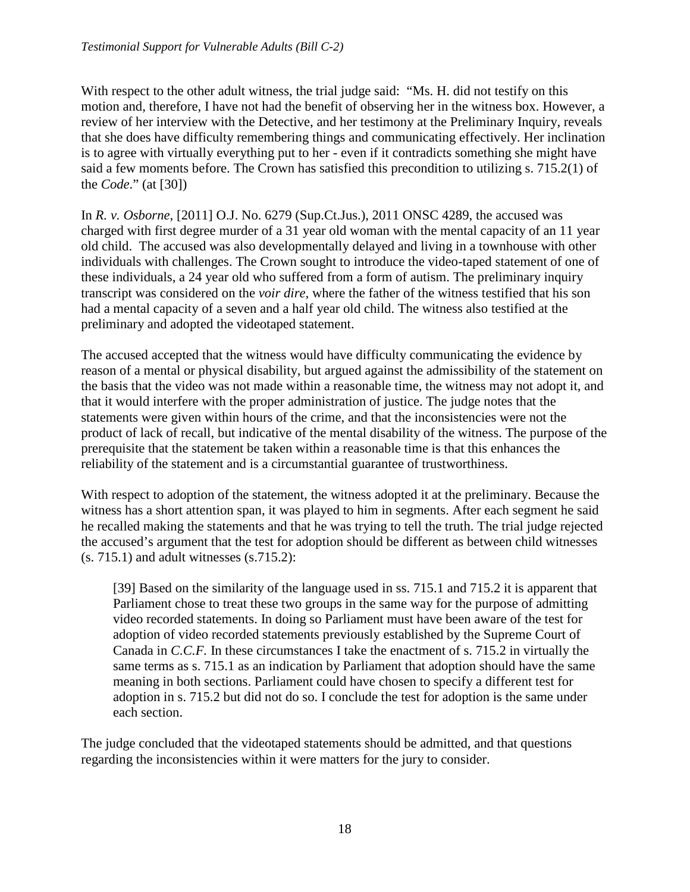With respect to the other adult witness, the trial judge said: "Ms. H. did not testify on this motion and, therefore, I have not had the benefit of observing her in the witness box. However, a review of her interview with the Detective, and her testimony at the Preliminary Inquiry, reveals that she does have difficulty remembering things and communicating effectively. Her inclination is to agree with virtually everything put to her - even if it contradicts something she might have said a few moments before. The Crown has satisfied this precondition to utilizing s. 715.2(1) of the *Code*." (at [30])

In *R. v. Osborne*, [2011] O.J. No. 6279 (Sup.Ct.Jus.), 2011 ONSC 4289, the accused was charged with first degree murder of a 31 year old woman with the mental capacity of an 11 year old child. The accused was also developmentally delayed and living in a townhouse with other individuals with challenges. The Crown sought to introduce the video-taped statement of one of these individuals, a 24 year old who suffered from a form of autism. The preliminary inquiry transcript was considered on the *voir dire*, where the father of the witness testified that his son had a mental capacity of a seven and a half year old child. The witness also testified at the preliminary and adopted the videotaped statement.

The accused accepted that the witness would have difficulty communicating the evidence by reason of a mental or physical disability, but argued against the admissibility of the statement on the basis that the video was not made within a reasonable time, the witness may not adopt it, and that it would interfere with the proper administration of justice. The judge notes that the statements were given within hours of the crime, and that the inconsistencies were not the product of lack of recall, but indicative of the mental disability of the witness. The purpose of the prerequisite that the statement be taken within a reasonable time is that this enhances the reliability of the statement and is a circumstantial guarantee of trustworthiness.

With respect to adoption of the statement, the witness adopted it at the preliminary. Because the witness has a short attention span, it was played to him in segments. After each segment he said he recalled making the statements and that he was trying to tell the truth. The trial judge rejected the accused's argument that the test for adoption should be different as between child witnesses (s. 715.1) and adult witnesses (s.715.2):

> [39] Based on the similarity of the language used in ss. 715.1 and 715.2 it is apparent that Parliament chose to treat these two groups in the same way for the purpose of admitting video recorded statements. In doing so Parliament must have been aware of the test for adoption of video recorded statements previously established by the Supreme Court of Canada in *C.C.F.* In these circumstances I take the enactment of s. 715.2 in virtually the same terms as s. 715.1 as an indication by Parliament that adoption should have the same meaning in both sections. Parliament could have chosen to specify a different test for adoption in s. 715.2 but did not do so. I conclude the test for adoption is the same under each section.

The judge concluded that the videotaped statements should be admitted, and that questions regarding the inconsistencies within it were matters for the jury to consider.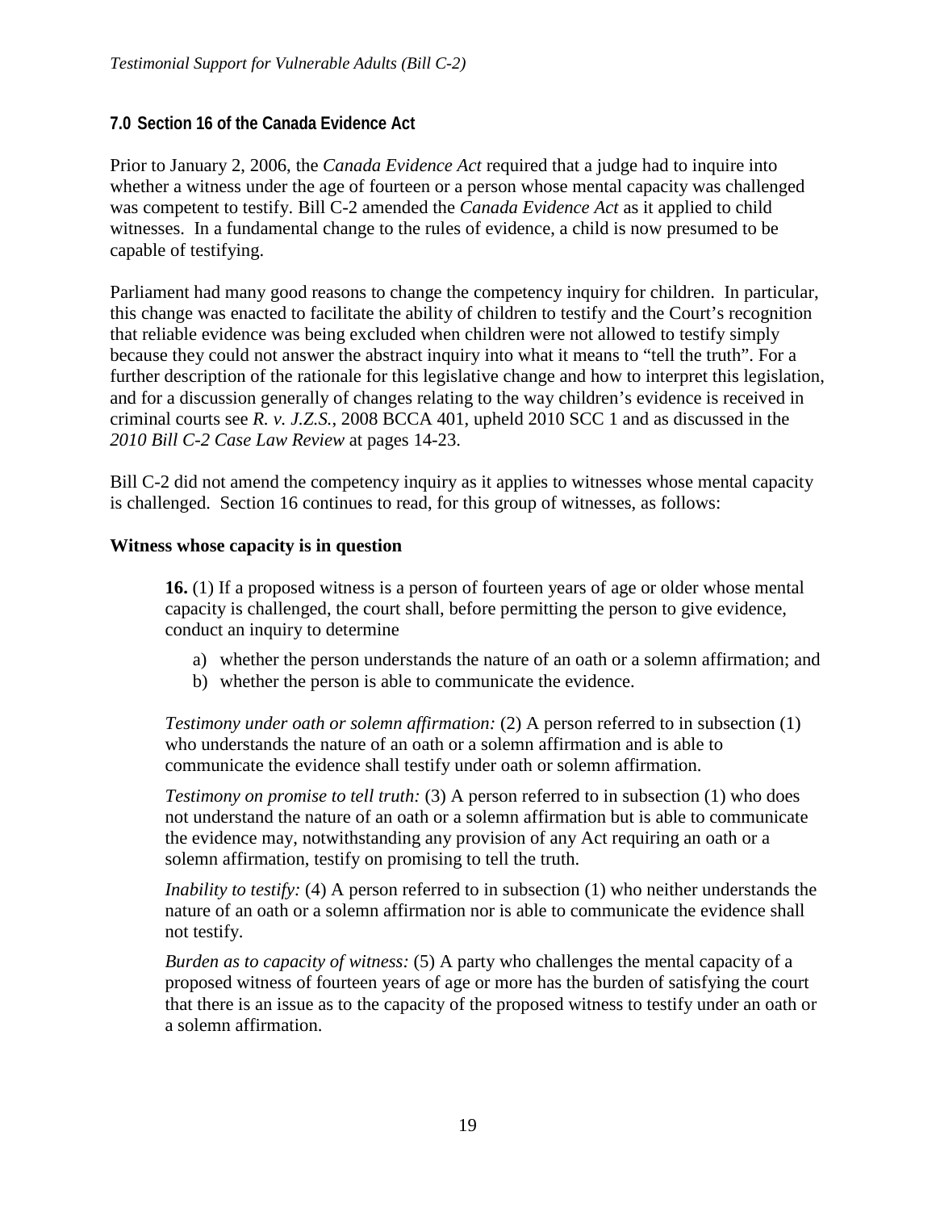## 7.0 Section 16 of the Canada Evidence Act

Prior to January 2, 2006, the *Canada Evidence Act* required that a judge had to inquire into whether a witness under the age of fourteen or a person whose mental capacity was challenged was competent to testify. Bill C-2 amended the *Canada Evidence Act* as it applied to child witnesses. In a fundamental change to the rules of evidence, a child is now presumed to be capable of testifying.

Parliament had many good reasons to change the competency inquiry for children. In particular, this change was enacted to facilitate the ability of children to testify and the Court's recognition that reliable evidence was being excluded when children were not allowed to testify simply because they could not answer the abstract inquiry into what it means to "tell the truth". For a further description of the rationale for this legislative change and how to interpret this legislation, and for a discussion generally of changes relating to the way children's evidence is received in criminal courts see *R. v. J.Z.S.*, 2008 BCCA 401, upheld 2010 SCC 1 and as discussed in the *2010 Bill C-2 Case Law Review* at pages 14-23.

Bill C-2 did not amend the competency inquiry as it applies to witnesses whose mental capacity is challenged. Section 16 continues to read, for this group of witnesses, as follows:

**Witness whose capacity is in question**

> **16.** (1) If a proposed witness is a person of fourteen years of age or older whose mental capacity is challenged, the court shall, before permitting the person to give evidence, conduct an inquiry to determine
>
> a) whether the person understands the nature of an oath or a solemn affirmation; and
> b) whether the person is able to communicate the evidence.
>
> *Testimony under oath or solemn affirmation:* (2) A person referred to in subsection (1) who understands the nature of an oath or a solemn affirmation and is able to communicate the evidence shall testify under oath or solemn affirmation.
>
> *Testimony on promise to tell truth:* (3) A person referred to in subsection (1) who does not understand the nature of an oath or a solemn affirmation but is able to communicate the evidence may, notwithstanding any provision of any Act requiring an oath or a solemn affirmation, testify on promising to tell the truth.
>
> *Inability to testify:* (4) A person referred to in subsection (1) who neither understands the nature of an oath or a solemn affirmation nor is able to communicate the evidence shall not testify.
>
> *Burden as to capacity of witness:* (5) A party who challenges the mental capacity of a proposed witness of fourteen years of age or more has the burden of satisfying the court that there is an issue as to the capacity of the proposed witness to testify under an oath or a solemn affirmation.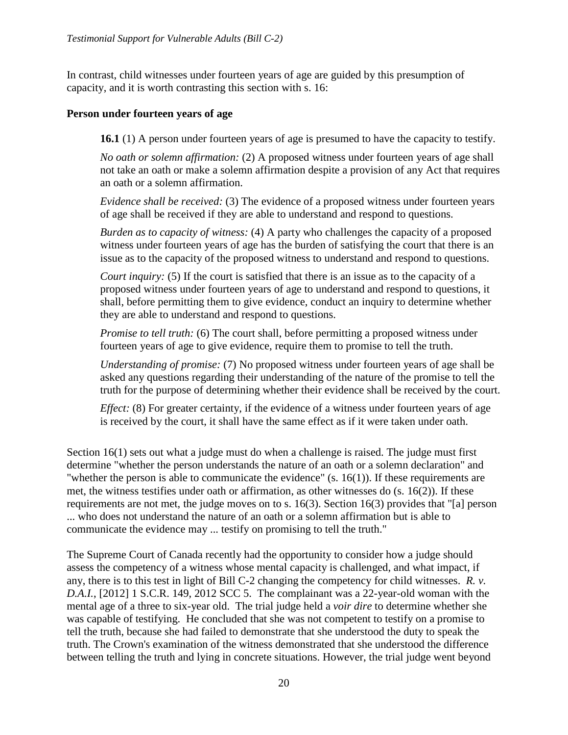In contrast, child witnesses under fourteen years of age are guided by this presumption of capacity, and it is worth contrasting this section with s. 16:

**Person under fourteen years of age**

> **16.1** (1) A person under fourteen years of age is presumed to have the capacity to testify.
>
> *No oath or solemn affirmation:* (2) A proposed witness under fourteen years of age shall not take an oath or make a solemn affirmation despite a provision of any Act that requires an oath or a solemn affirmation.
>
> *Evidence shall be received:* (3) The evidence of a proposed witness under fourteen years of age shall be received if they are able to understand and respond to questions.
>
> *Burden as to capacity of witness:* (4) A party who challenges the capacity of a proposed witness under fourteen years of age has the burden of satisfying the court that there is an issue as to the capacity of the proposed witness to understand and respond to questions.
>
> *Court inquiry:* (5) If the court is satisfied that there is an issue as to the capacity of a proposed witness under fourteen years of age to understand and respond to questions, it shall, before permitting them to give evidence, conduct an inquiry to determine whether they are able to understand and respond to questions.
>
> *Promise to tell truth:* (6) The court shall, before permitting a proposed witness under fourteen years of age to give evidence, require them to promise to tell the truth.
>
> *Understanding of promise:* (7) No proposed witness under fourteen years of age shall be asked any questions regarding their understanding of the nature of the promise to tell the truth for the purpose of determining whether their evidence shall be received by the court.
>
> *Effect:* (8) For greater certainty, if the evidence of a witness under fourteen years of age is received by the court, it shall have the same effect as if it were taken under oath.

Section 16(1) sets out what a judge must do when a challenge is raised. The judge must first determine "whether the person understands the nature of an oath or a solemn declaration" and "whether the person is able to communicate the evidence" (s. 16(1)). If these requirements are met, the witness testifies under oath or affirmation, as other witnesses do (s. 16(2)). If these requirements are not met, the judge moves on to s. 16(3). Section 16(3) provides that "[a] person ... who does not understand the nature of an oath or a solemn affirmation but is able to communicate the evidence may ... testify on promising to tell the truth."

The Supreme Court of Canada recently had the opportunity to consider how a judge should assess the competency of a witness whose mental capacity is challenged, and what impact, if any, there is to this test in light of Bill C-2 changing the competency for child witnesses. *R. v. D.A.I.*, [2012] 1 S.C.R. 149, 2012 SCC 5. The complainant was a 22-year-old woman with the mental age of a three to six-year old. The trial judge held a *voir dire* to determine whether she was capable of testifying. He concluded that she was not competent to testify on a promise to tell the truth, because she had failed to demonstrate that she understood the duty to speak the truth. The Crown's examination of the witness demonstrated that she understood the difference between telling the truth and lying in concrete situations. However, the trial judge went beyond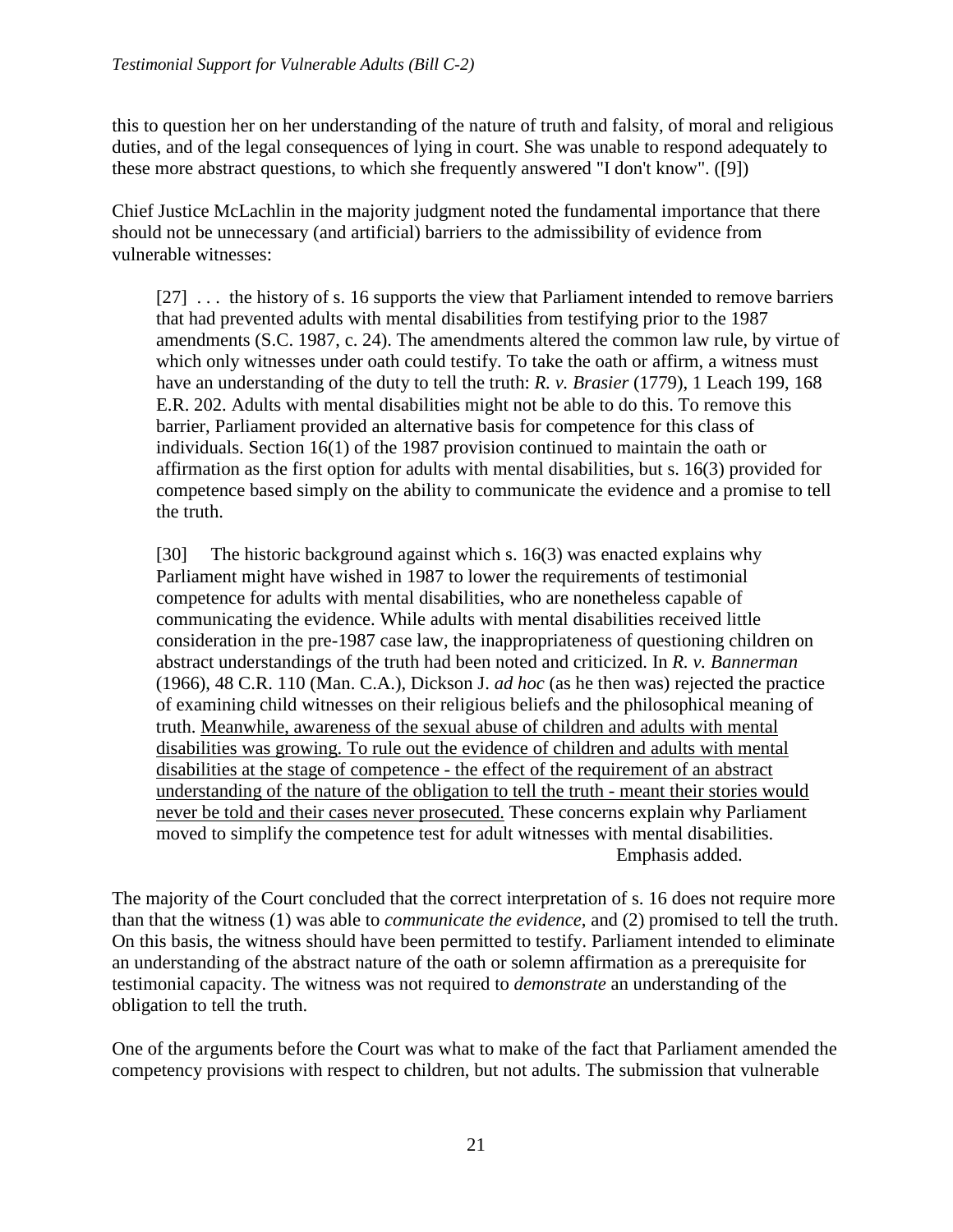this to question her on her understanding of the nature of truth and falsity, of moral and religious duties, and of the legal consequences of lying in court. She was unable to respond adequately to these more abstract questions, to which she frequently answered "I don't know". ([9])

Chief Justice McLachlin in the majority judgment noted the fundamental importance that there should not be unnecessary (and artificial) barriers to the admissibility of evidence from vulnerable witnesses:

> [27] . . . the history of s. 16 supports the view that Parliament intended to remove barriers that had prevented adults with mental disabilities from testifying prior to the 1987 amendments (S.C. 1987, c. 24). The amendments altered the common law rule, by virtue of which only witnesses under oath could testify. To take the oath or affirm, a witness must have an understanding of the duty to tell the truth: *R. v. Brasier* (1779), 1 Leach 199, 168 E.R. 202. Adults with mental disabilities might not be able to do this. To remove this barrier, Parliament provided an alternative basis for competence for this class of individuals. Section 16(1) of the 1987 provision continued to maintain the oath or affirmation as the first option for adults with mental disabilities, but s. 16(3) provided for competence based simply on the ability to communicate the evidence and a promise to tell the truth.
>
> [30] The historic background against which s. 16(3) was enacted explains why Parliament might have wished in 1987 to lower the requirements of testimonial competence for adults with mental disabilities, who are nonetheless capable of communicating the evidence. While adults with mental disabilities received little consideration in the pre-1987 case law, the inappropriateness of questioning children on abstract understandings of the truth had been noted and criticized. In *R. v. Bannerman* (1966), 48 C.R. 110 (Man. C.A.), Dickson J. *ad hoc* (as he then was) rejected the practice of examining child witnesses on their religious beliefs and the philosophical meaning of truth. <u>Meanwhile, awareness of the sexual abuse of children and adults with mental disabilities was growing. To rule out the evidence of children and adults with mental disabilities at the stage of competence - the effect of the requirement of an abstract understanding of the nature of the obligation to tell the truth - meant their stories would never be told and their cases never prosecuted.</u> These concerns explain why Parliament moved to simplify the competence test for adult witnesses with mental disabilities.
>
> Emphasis added.

The majority of the Court concluded that the correct interpretation of s. 16 does not require more than that the witness (1) was able to *communicate the evidence*, and (2) promised to tell the truth. On this basis, the witness should have been permitted to testify. Parliament intended to eliminate an understanding of the abstract nature of the oath or solemn affirmation as a prerequisite for testimonial capacity. The witness was not required to *demonstrate* an understanding of the obligation to tell the truth.

One of the arguments before the Court was what to make of the fact that Parliament amended the competency provisions with respect to children, but not adults. The submission that vulnerable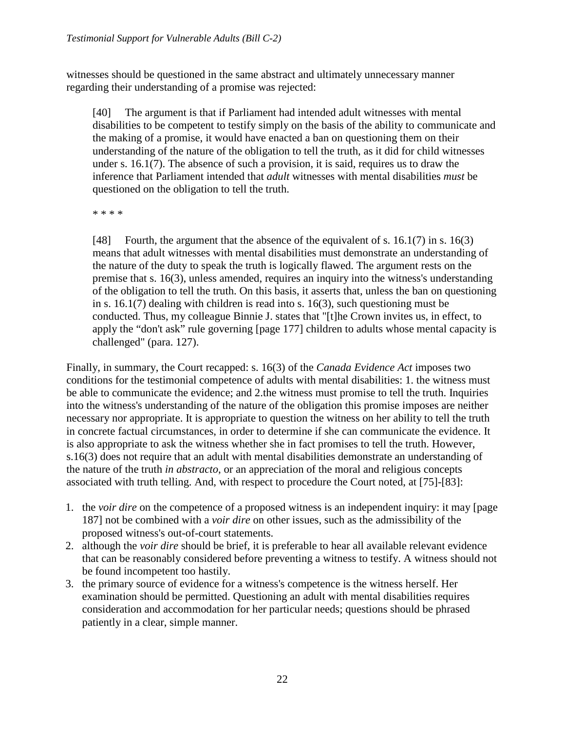witnesses should be questioned in the same abstract and ultimately unnecessary manner regarding their understanding of a promise was rejected:

> [40] The argument is that if Parliament had intended adult witnesses with mental disabilities to be competent to testify simply on the basis of the ability to communicate and the making of a promise, it would have enacted a ban on questioning them on their understanding of the nature of the obligation to tell the truth, as it did for child witnesses under s. 16.1(7). The absence of such a provision, it is said, requires us to draw the inference that Parliament intended that *adult* witnesses with mental disabilities *must* be questioned on the obligation to tell the truth.
>
> * * * *
>
> [48] Fourth, the argument that the absence of the equivalent of s. 16.1(7) in s. 16(3) means that adult witnesses with mental disabilities must demonstrate an understanding of the nature of the duty to speak the truth is logically flawed. The argument rests on the premise that s. 16(3), unless amended, requires an inquiry into the witness's understanding of the obligation to tell the truth. On this basis, it asserts that, unless the ban on questioning in s. 16.1(7) dealing with children is read into s. 16(3), such questioning must be conducted. Thus, my colleague Binnie J. states that "[t]he Crown invites us, in effect, to apply the "don't ask" rule governing [page 177] children to adults whose mental capacity is challenged" (para. 127).

Finally, in summary, the Court recapped: s. 16(3) of the *Canada Evidence Act* imposes two conditions for the testimonial competence of adults with mental disabilities: 1. the witness must be able to communicate the evidence; and 2.the witness must promise to tell the truth. Inquiries into the witness's understanding of the nature of the obligation this promise imposes are neither necessary nor appropriate. It is appropriate to question the witness on her ability to tell the truth in concrete factual circumstances, in order to determine if she can communicate the evidence. It is also appropriate to ask the witness whether she in fact promises to tell the truth. However, s.16(3) does not require that an adult with mental disabilities demonstrate an understanding of the nature of the truth *in abstracto*, or an appreciation of the moral and religious concepts associated with truth telling. And, with respect to procedure the Court noted, at [75]-[83]:

1. the *voir dire* on the competence of a proposed witness is an independent inquiry: it may [page 187] not be combined with a *voir dire* on other issues, such as the admissibility of the proposed witness's out-of-court statements.
2. although the *voir dire* should be brief, it is preferable to hear all available relevant evidence that can be reasonably considered before preventing a witness to testify. A witness should not be found incompetent too hastily.
3. the primary source of evidence for a witness's competence is the witness herself. Her examination should be permitted. Questioning an adult with mental disabilities requires consideration and accommodation for her particular needs; questions should be phrased patiently in a clear, simple manner.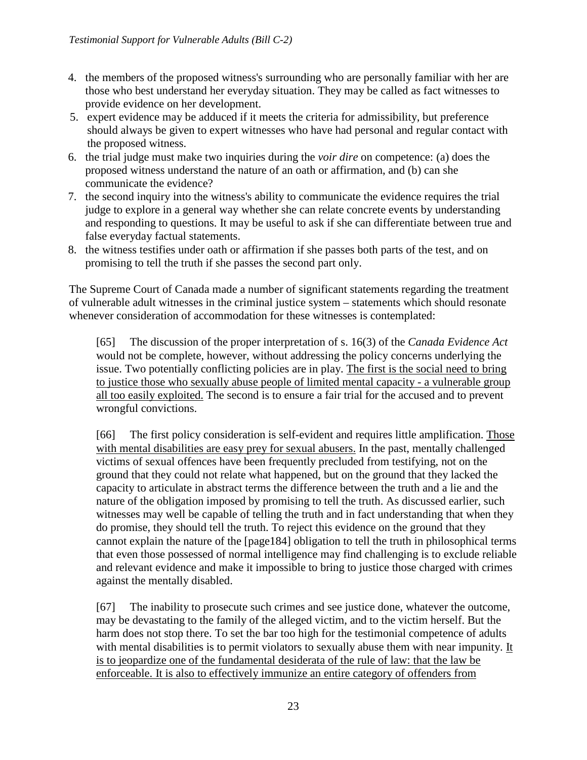4. the members of the proposed witness's surrounding who are personally familiar with her are those who best understand her everyday situation. They may be called as fact witnesses to provide evidence on her development.
5. expert evidence may be adduced if it meets the criteria for admissibility, but preference should always be given to expert witnesses who have had personal and regular contact with the proposed witness.
6. the trial judge must make two inquiries during the *voir dire* on competence: (a) does the proposed witness understand the nature of an oath or affirmation, and (b) can she communicate the evidence?
7. the second inquiry into the witness's ability to communicate the evidence requires the trial judge to explore in a general way whether she can relate concrete events by understanding and responding to questions. It may be useful to ask if she can differentiate between true and false everyday factual statements.
8. the witness testifies under oath or affirmation if she passes both parts of the test, and on promising to tell the truth if she passes the second part only.

The Supreme Court of Canada made a number of significant statements regarding the treatment of vulnerable adult witnesses in the criminal justice system – statements which should resonate whenever consideration of accommodation for these witnesses is contemplated:

> [65] The discussion of the proper interpretation of s. 16(3) of the *Canada Evidence Act* would not be complete, however, without addressing the policy concerns underlying the issue. Two potentially conflicting policies are in play. <u>The first is the social need to bring to justice those who sexually abuse people of limited mental capacity - a vulnerable group all too easily exploited.</u> The second is to ensure a fair trial for the accused and to prevent wrongful convictions.
>
> [66] The first policy consideration is self-evident and requires little amplification. <u>Those with mental disabilities are easy prey for sexual abusers.</u> In the past, mentally challenged victims of sexual offences have been frequently precluded from testifying, not on the ground that they could not relate what happened, but on the ground that they lacked the capacity to articulate in abstract terms the difference between the truth and a lie and the nature of the obligation imposed by promising to tell the truth. As discussed earlier, such witnesses may well be capable of telling the truth and in fact understanding that when they do promise, they should tell the truth. To reject this evidence on the ground that they cannot explain the nature of the [page184] obligation to tell the truth in philosophical terms that even those possessed of normal intelligence may find challenging is to exclude reliable and relevant evidence and make it impossible to bring to justice those charged with crimes against the mentally disabled.
>
> [67] The inability to prosecute such crimes and see justice done, whatever the outcome, may be devastating to the family of the alleged victim, and to the victim herself. But the harm does not stop there. To set the bar too high for the testimonial competence of adults with mental disabilities is to permit violators to sexually abuse them with near impunity. <u>It is to jeopardize one of the fundamental desiderata of the rule of law: that the law be enforceable. It is also to effectively immunize an entire category of offenders from</u>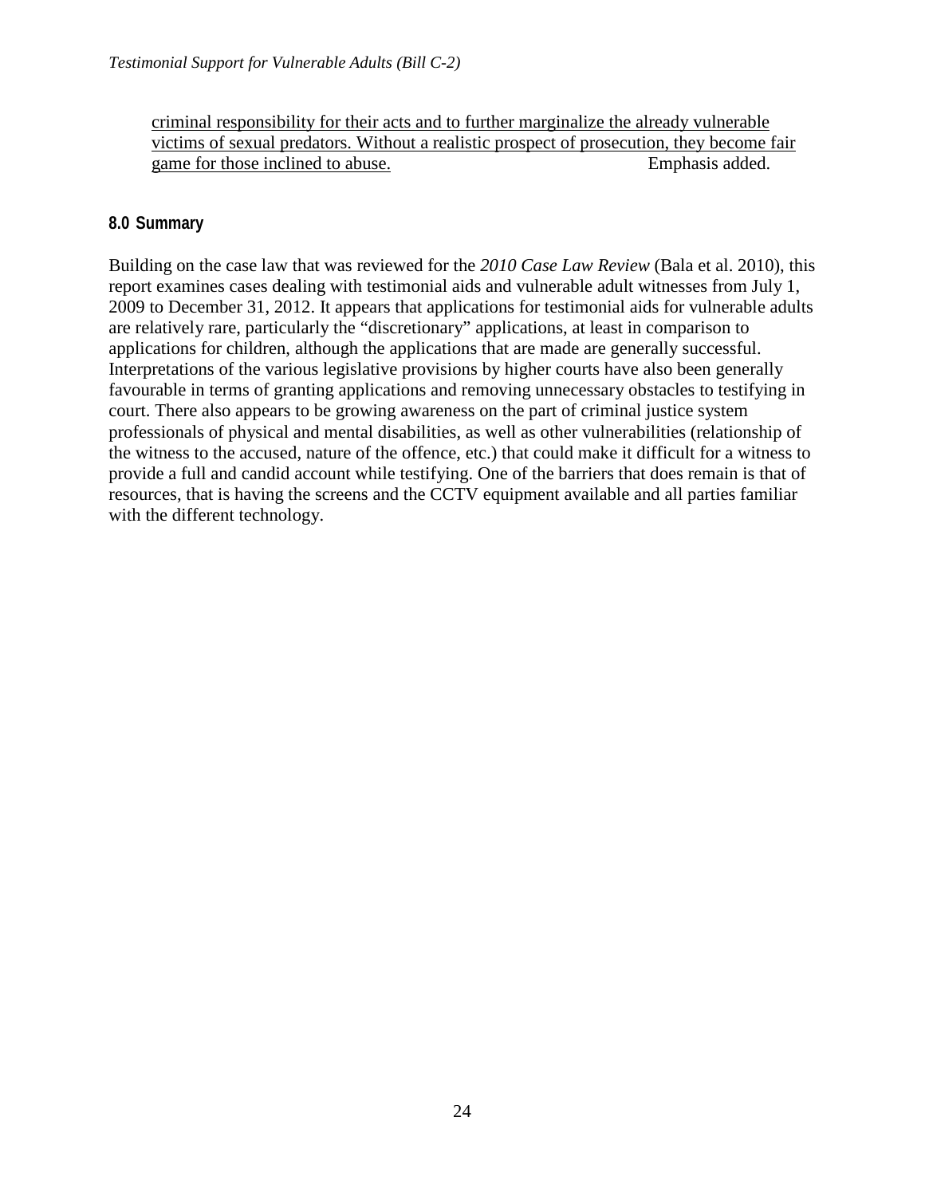> <u>criminal responsibility for their acts and to further marginalize the already vulnerable victims of sexual predators. Without a realistic prospect of prosecution, they become fair game for those inclined to abuse.</u> Emphasis added.

## 8.0 Summary

Building on the case law that was reviewed for the *2010 Case Law Review* (Bala et al. 2010), this report examines cases dealing with testimonial aids and vulnerable adult witnesses from July 1, 2009 to December 31, 2012. It appears that applications for testimonial aids for vulnerable adults are relatively rare, particularly the "discretionary" applications, at least in comparison to applications for children, although the applications that are made are generally successful. Interpretations of the various legislative provisions by higher courts have also been generally favourable in terms of granting applications and removing unnecessary obstacles to testifying in court. There also appears to be growing awareness on the part of criminal justice system professionals of physical and mental disabilities, as well as other vulnerabilities (relationship of the witness to the accused, nature of the offence, etc.) that could make it difficult for a witness to provide a full and candid account while testifying. One of the barriers that does remain is that of resources, that is having the screens and the CCTV equipment available and all parties familiar with the different technology.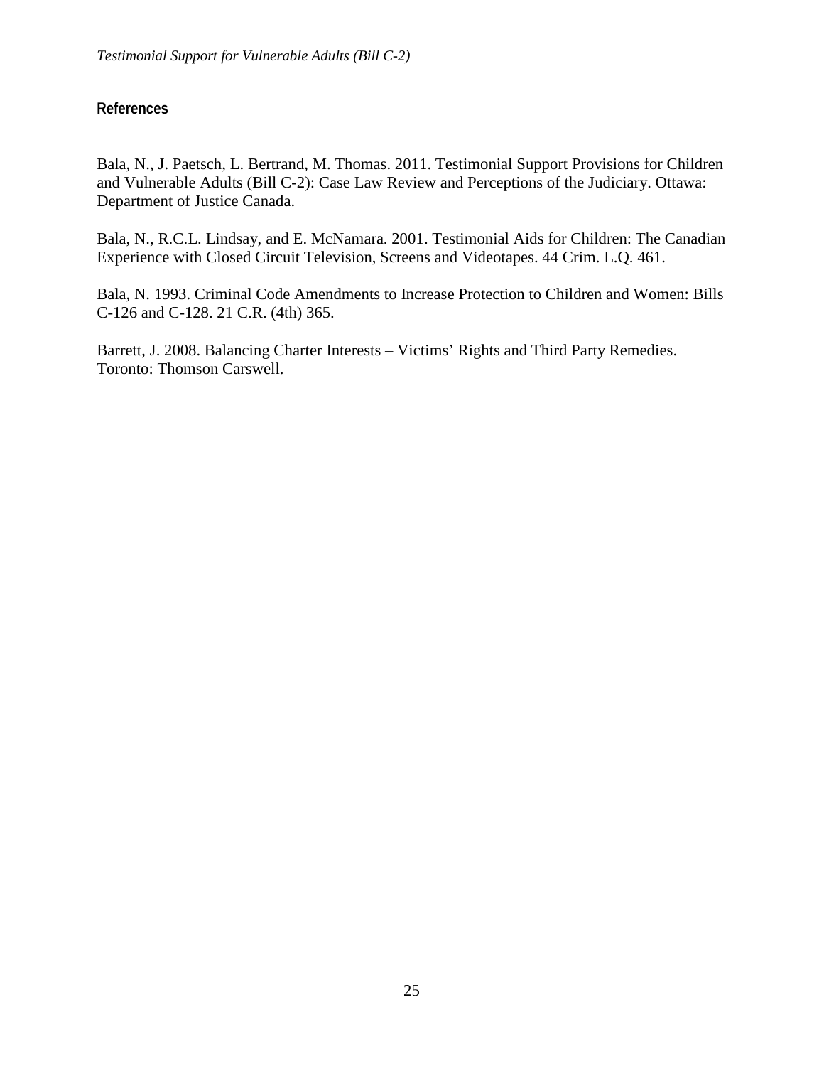## References

Bala, N., J. Paetsch, L. Bertrand, M. Thomas. 2011. Testimonial Support Provisions for Children and Vulnerable Adults (Bill C-2): Case Law Review and Perceptions of the Judiciary. Ottawa: Department of Justice Canada.

Bala, N., R.C.L. Lindsay, and E. McNamara. 2001. Testimonial Aids for Children: The Canadian Experience with Closed Circuit Television, Screens and Videotapes. 44 Crim. L.Q. 461.

Bala, N. 1993. Criminal Code Amendments to Increase Protection to Children and Women: Bills C-126 and C-128. 21 C.R. (4th) 365.

Barrett, J. 2008. Balancing Charter Interests – Victims' Rights and Third Party Remedies. Toronto: Thomson Carswell.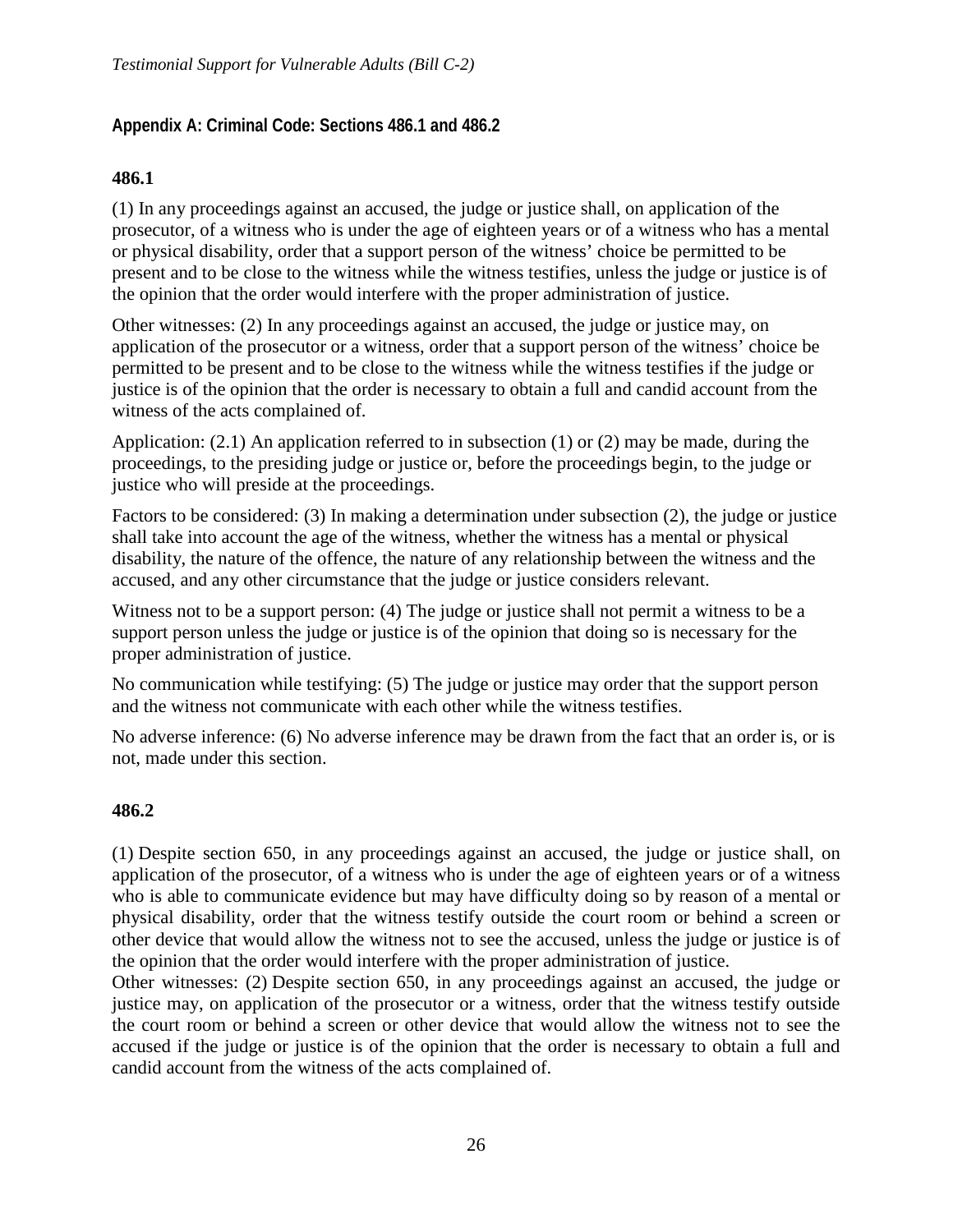## Appendix A: Criminal Code: Sections 486.1 and 486.2

### 486.1

(1) In any proceedings against an accused, the judge or justice shall, on application of the prosecutor, of a witness who is under the age of eighteen years or of a witness who has a mental or physical disability, order that a support person of the witness' choice be permitted to be present and to be close to the witness while the witness testifies, unless the judge or justice is of the opinion that the order would interfere with the proper administration of justice.

Other witnesses: (2) In any proceedings against an accused, the judge or justice may, on application of the prosecutor or a witness, order that a support person of the witness' choice be permitted to be present and to be close to the witness while the witness testifies if the judge or justice is of the opinion that the order is necessary to obtain a full and candid account from the witness of the acts complained of.

Application: (2.1) An application referred to in subsection (1) or (2) may be made, during the proceedings, to the presiding judge or justice or, before the proceedings begin, to the judge or justice who will preside at the proceedings.

Factors to be considered: (3) In making a determination under subsection (2), the judge or justice shall take into account the age of the witness, whether the witness has a mental or physical disability, the nature of the offence, the nature of any relationship between the witness and the accused, and any other circumstance that the judge or justice considers relevant.

Witness not to be a support person: (4) The judge or justice shall not permit a witness to be a support person unless the judge or justice is of the opinion that doing so is necessary for the proper administration of justice.

No communication while testifying: (5) The judge or justice may order that the support person and the witness not communicate with each other while the witness testifies.

No adverse inference: (6) No adverse inference may be drawn from the fact that an order is, or is not, made under this section.

### 486.2

(1) Despite section 650, in any proceedings against an accused, the judge or justice shall, on application of the prosecutor, of a witness who is under the age of eighteen years or of a witness who is able to communicate evidence but may have difficulty doing so by reason of a mental or physical disability, order that the witness testify outside the court room or behind a screen or other device that would allow the witness not to see the accused, unless the judge or justice is of the opinion that the order would interfere with the proper administration of justice.

Other witnesses: (2) Despite section 650, in any proceedings against an accused, the judge or justice may, on application of the prosecutor or a witness, order that the witness testify outside the court room or behind a screen or other device that would allow the witness not to see the accused if the judge or justice is of the opinion that the order is necessary to obtain a full and candid account from the witness of the acts complained of.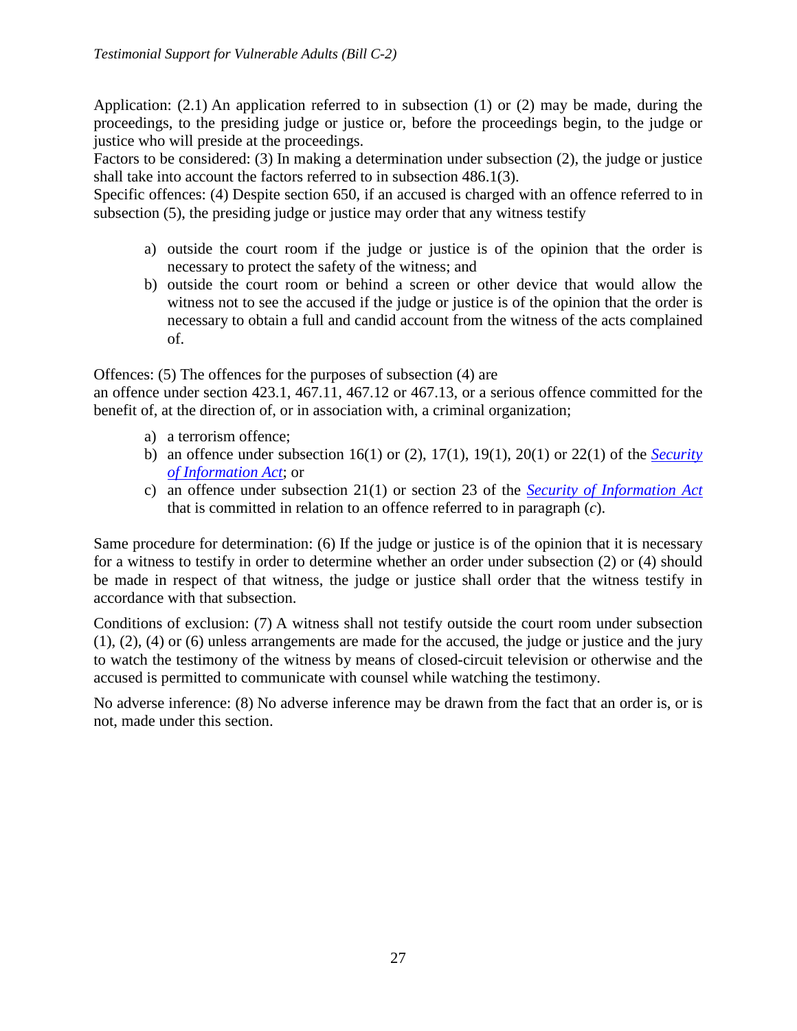Application: (2.1) An application referred to in subsection (1) or (2) may be made, during the proceedings, to the presiding judge or justice or, before the proceedings begin, to the judge or justice who will preside at the proceedings.
Factors to be considered: (3) In making a determination under subsection (2), the judge or justice shall take into account the factors referred to in subsection 486.1(3).
Specific offences: (4) Despite section 650, if an accused is charged with an offence referred to in subsection (5), the presiding judge or justice may order that any witness testify

a) outside the court room if the judge or justice is of the opinion that the order is necessary to protect the safety of the witness; and
b) outside the court room or behind a screen or other device that would allow the witness not to see the accused if the judge or justice is of the opinion that the order is necessary to obtain a full and candid account from the witness of the acts complained of.

Offences: (5) The offences for the purposes of subsection (4) are
an offence under section 423.1, 467.11, 467.12 or 467.13, or a serious offence committed for the benefit of, at the direction of, or in association with, a criminal organization;

a) a terrorism offence;
b) an offence under subsection 16(1) or (2), 17(1), 19(1), 20(1) or 22(1) of the *Security of Information Act*; or
c) an offence under subsection 21(1) or section 23 of the *Security of Information Act* that is committed in relation to an offence referred to in paragraph (*c*).

Same procedure for determination: (6) If the judge or justice is of the opinion that it is necessary for a witness to testify in order to determine whether an order under subsection (2) or (4) should be made in respect of that witness, the judge or justice shall order that the witness testify in accordance with that subsection.

Conditions of exclusion: (7) A witness shall not testify outside the court room under subsection (1), (2), (4) or (6) unless arrangements are made for the accused, the judge or justice and the jury to watch the testimony of the witness by means of closed-circuit television or otherwise and the accused is permitted to communicate with counsel while watching the testimony.

No adverse inference: (8) No adverse inference may be drawn from the fact that an order is, or is not, made under this section.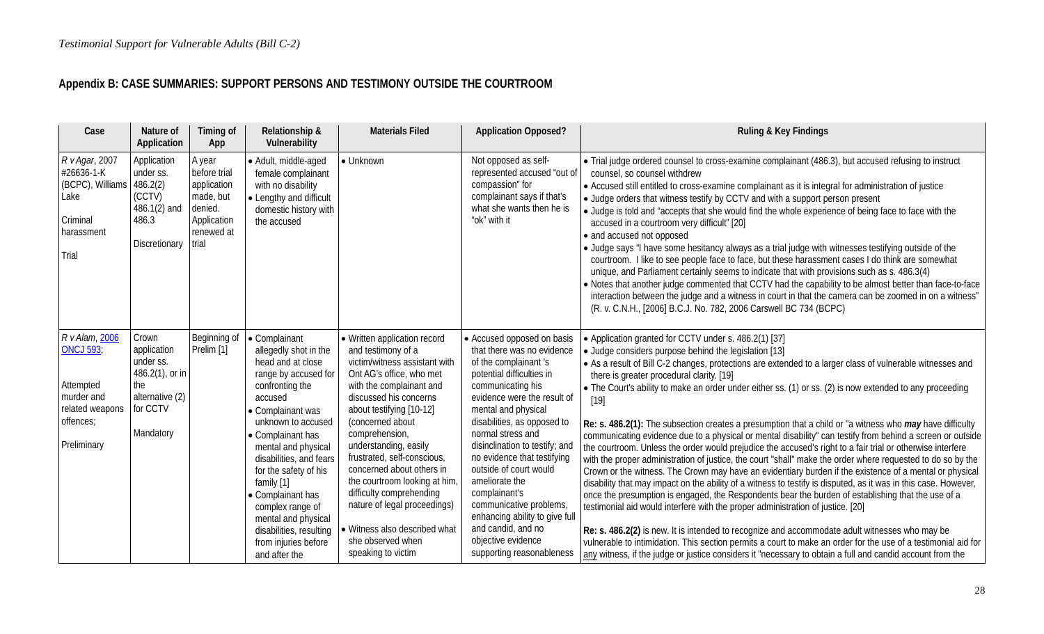## Appendix B: CASE SUMMARIES: SUPPORT PERSONS AND TESTIMONY OUTSIDE THE COURTROOM

| Case | Nature of Application | Timing of App | Relationship & Vulnerability | Materials Filed | Application Opposed? | Ruling & Key Findings |
|---|---|---|---|---|---|---|
| *R v Agar*, 2007 #26636-1-K (BCPC), Williams Lake<br><br>Criminal harassment<br><br>Trial | Application under ss. 486.2(2) (CCTV) 486.1(2) and 486.3<br><br>Discretionary | A year before trial application made, but denied. Application renewed at trial | • Adult, middle-aged female complainant with no disability<br>• Lengthy and difficult domestic history with the accused | • Unknown | Not opposed as self-represented accused "out of compassion" for complainant says if that's what she wants then he is "ok" with it | • Trial judge ordered counsel to cross-examine complainant (486.3), but accused refusing to instruct counsel, so counsel withdrew<br>• Accused still entitled to cross-examine complainant as it is integral for administration of justice<br>• Judge orders that witness testify by CCTV and with a support person present<br>• Judge is told and "accepts that she would find the whole experience of being face to face with the accused in a courtroom very difficult" [20]<br>• and accused not opposed<br>• Judge says "I have some hesitancy always as a trial judge with witnesses testifying outside of the courtroom. I like to see people face to face, but these harassment cases I do think are somewhat unique, and Parliament certainly seems to indicate that with provisions such as s. 486.3(4)<br>• Notes that another judge commented that CCTV had the capability to be almost better than face-to-face interaction between the judge and a witness in court in that the camera can be zoomed in on a witness" (R. v. C.N.H., [2006] B.C.J. No. 782, 2006 Carswell BC 734 (BCPC) |
| *R v Alam*, 2006 ONCJ 593;<br><br>Attempted murder and related weapons offences;<br><br>Preliminary | Crown application under ss. 486.2(1), or in the alternative (2) for CCTV<br><br>Mandatory | Beginning of Prelim [1] | • Complainant allegedly shot in the head and at close range by accused for confronting the accused<br>• Complainant was unknown to accused<br>• Complainant has mental and physical disabilities, and fears for the safety of his family [1]<br>• Complainant has complex range of mental and physical disabilities, resulting from injuries before and after the | • Written application record and testimony of a victim/witness assistant with Ont AG's office, who met with the complainant and discussed his concerns about testifying [10-12] (concerned about comprehension, understanding, easily frustrated, self-conscious, concerned about others in the courtroom looking at him, difficulty comprehending nature of legal proceedings)<br>• Witness also described what she observed when speaking to victim | • Accused opposed on basis that there was no evidence of the complainant 's potential difficulties in communicating his evidence were the result of mental and physical disabilities, as opposed to normal stress and disinclination to testify; and no evidence that testifying outside of court would ameliorate the complainant's communicative problems, enhancing ability to give full and candid, and no objective evidence supporting reasonableness | • Application granted for CCTV under s. 486.2(1) [37]<br>• Judge considers purpose behind the legislation [13]<br>• As a result of Bill C-2 changes, protections are extended to a larger class of vulnerable witnesses and there is greater procedural clarity. [19]<br>• The Court's ability to make an order under either ss. (1) or ss. (2) is now extended to any proceeding [19]<br><br>**Re: s. 486.2(1):** The subsection creates a presumption that a child or "a witness who ***may*** have difficulty communicating evidence due to a physical or mental disability" can testify from behind a screen or outside the courtroom. Unless the order would prejudice the accused's right to a fair trial or otherwise interfere with the proper administration of justice, the court "shall" make the order where requested to do so by the Crown or the witness. The Crown may have an evidentiary burden if the existence of a mental or physical disability that may impact on the ability of a witness to testify is disputed, as it was in this case. However, once the presumption is engaged, the Respondents bear the burden of establishing that the use of a testimonial aid would interfere with the proper administration of justice. [20]<br><br>**Re: s. 486.2(2)** is new. It is intended to recognize and accommodate adult witnesses who may be vulnerable to intimidation. This section permits a court to make an order for the use of a testimonial aid for any witness, if the judge or justice considers it "necessary to obtain a full and candid account from the |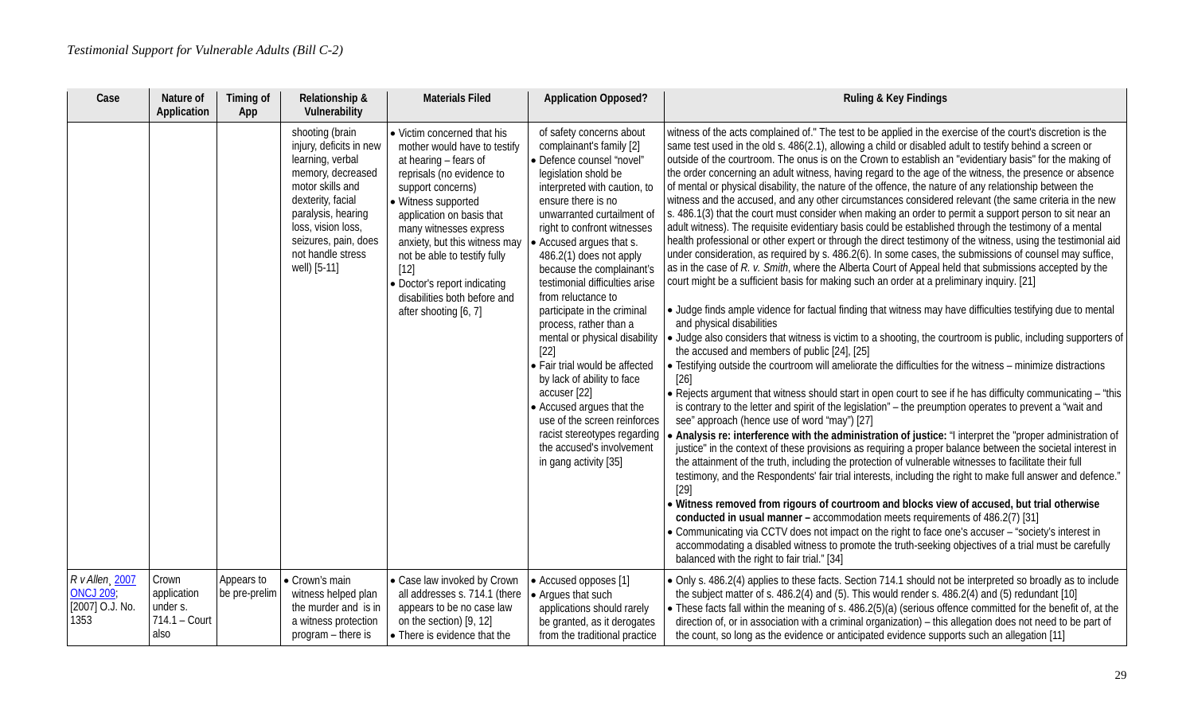| Case | Nature of Application | Timing of App | Relationship & Vulnerability | Materials Filed | Application Opposed? | Ruling & Key Findings |
|---|---|---|---|---|---|---|
| | | | shooting (brain injury, deficits in new learning, verbal memory, decreased motor skills and dexterity, facial paralysis, hearing loss, vision loss, seizures, pain, does not handle stress well) [5-11] | • Victim concerned that his mother would have to testify at hearing – fears of reprisals (no evidence to support concerns)<br>• Witness supported application on basis that many witnesses express anxiety, but this witness may not be able to testify fully [12]<br>• Doctor's report indicating disabilities both before and after shooting [6, 7] | of safety concerns about complainant's family [2]<br>• Defence counsel "novel" legislation shold be interpreted with caution, to ensure there is no unwarranted curtailment of right to confront witnesses<br>• Accused argues that s. 486.2(1) does not apply because the complainant's testimonial difficulties arise from reluctance to participate in the criminal process, rather than a mental or physical disability [22]<br>• Fair trial would be affected by lack of ability to face accuser [22]<br>• Accused argues that the use of the screen reinforces racist stereotypes regarding the accused's involvement in gang activity [35] | witness of the acts complained of." The test to be applied in the exercise of the court's discretion is the same test used in the old s. 486(2.1), allowing a child or disabled adult to testify behind a screen or outside of the courtroom. The onus is on the Crown to establish an "evidentiary basis" for the making of the order concerning an adult witness, having regard to the age of the witness, the presence or absence of mental or physical disability, the nature of the offence, the nature of any relationship between the witness and the accused, and any other circumstances considered relevant (the same criteria in the new s. 486.1(3) that the court must consider when making an order to permit a support person to sit near an adult witness). The requisite evidentiary basis could be established through the testimony of a mental health professional or other expert or through the direct testimony of the witness, using the testimonial aid under consideration, as required by s. 486.2(6). In some cases, the submissions of counsel may suffice, as in the case of *R. v. Smith*, where the Alberta Court of Appeal held that submissions accepted by the court might be a sufficient basis for making such an order at a preliminary inquiry. [21]<br><br>• Judge finds ample evidence for factual finding that witness may have difficulties testifying due to mental and physical disabilities<br>• Judge also considers that witness is victim to a shooting, the courtroom is public, including supporters of the accused and members of public [24], [25]<br>• Testifying outside the courtroom will ameliorate the difficulties for the witness – minimize distractions [26]<br>• Rejects argument that witness should start in open court to see if he has difficulty communicating – "this is contrary to the letter and spirit of the legislation" – the preumption operates to prevent a "wait and see" approach (hence use of word "may") [27]<br>• **Analysis re: interference with the administration of justice:** "I interpret the "proper administration of justice" in the context of these provisions as requiring a proper balance between the societal interest in the attainment of the truth, including the protection of vulnerable witnesses to facilitate their full testimony, and the Respondents' fair trial interests, including the right to make full answer and defence." [29]<br>• **Witness removed from rigours of courtroom and blocks view of accused, but trial otherwise conducted in usual manner –** accommodation meets requirements of 486.2(7) [31]<br>• Communicating via CCTV does not impact on the right to face one's accuser – "society's interest in accommodating a disabled witness to promote the truth-seeking objectives of a trial must be carefully balanced with the right to fair trial." [34] |
| *R v Allen*, 2007 ONCJ 209; [2007] O.J. No. 1353 | Crown application under s. 714.1 – Court also | Appears to be pre-prelim | • Crown's main witness helped plan the murder and is in a witness protection program – there is | • Case law invoked by Crown all addresses s. 714.1 (there appears to be no case law on the section) [9, 12]<br>• There is evidence that the | • Accused opposes [1]<br>• Argues that such applications should rarely be granted, as it derogates from the traditional practice | • Only s. 486.2(4) applies to these facts. Section 714.1 should not be interpreted so broadly as to include the subject matter of s. 486.2(4) and (5). This would render s. 486.2(4) and (5) redundant [10]<br>• These facts fall within the meaning of s. 486.2(5)(a) (serious offence committed for the benefit of, at the direction of, or in association with a criminal organization) – this allegation does not need to be part of the count, so long as the evidence or anticipated evidence supports such an allegation [11] |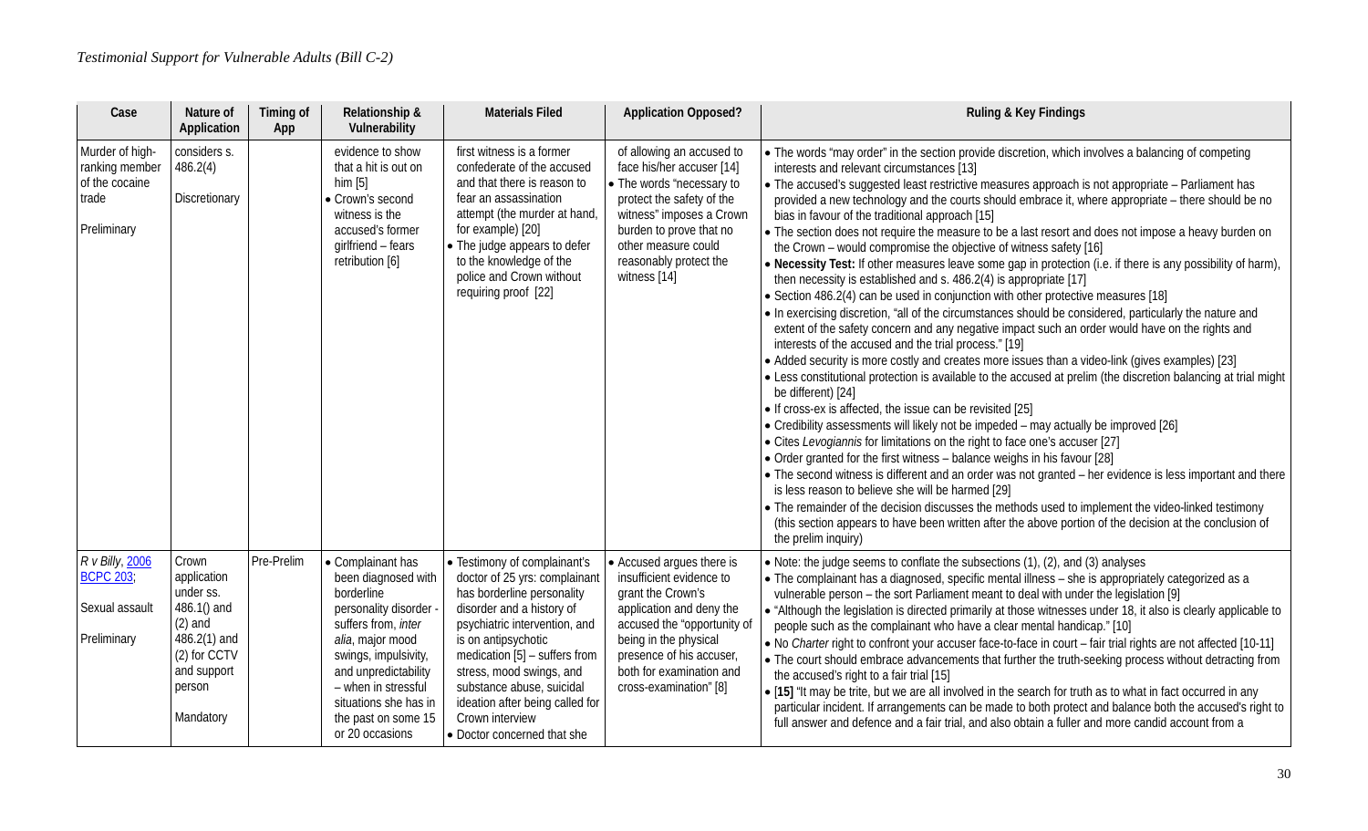*Testimonial Support for Vulnerable Adults (Bill C-2)*

| Case | Nature of Application | Timing of App | Relationship & Vulnerability | Materials Filed | Application Opposed? | Ruling & Key Findings |
|---|---|---|---|---|---|---|
| Murder of high-ranking member of the cocaine trade<br><br>Preliminary | considers s. 486.2(4)<br><br>Discretionary | | evidence to show that a hit is out on him [5]<br>• Crown's second witness is the accused's former girlfriend – fears retribution [6] | first witness is a former confederate of the accused and that there is reason to fear an assassination attempt (the murder at hand, for example) [20]<br>• The judge appears to defer to the knowledge of the police and Crown without requiring proof [22] | of allowing an accused to face his/her accuser [14]<br>• The words "necessary to protect the safety of the witness" imposes a Crown burden to prove that no other measure could reasonably protect the witness [14] | • The words "may order" in the section provide discretion, which involves a balancing of competing interests and relevant circumstances [13]<br>• The accused's suggested least restrictive measures approach is not appropriate – Parliament has provided a new technology and the courts should embrace it, where appropriate – there should be no bias in favour of the traditional approach [15]<br>• The section does not require the measure to be a last resort and does not impose a heavy burden on the Crown – would compromise the objective of witness safety [16]<br>• **Necessity Test:** If other measures leave some gap in protection (i.e. if there is any possibility of harm), then necessity is established and s. 486.2(4) is appropriate [17]<br>• Section 486.2(4) can be used in conjunction with other protective measures [18]<br>• In exercising discretion, "all of the circumstances should be considered, particularly the nature and extent of the safety concern and any negative impact such an order would have on the rights and interests of the accused and the trial process." [19]<br>• Added security is more costly and creates more issues than a video-link (gives examples) [23]<br>• Less constitutional protection is available to the accused at prelim (the discretion balancing at trial might be different) [24]<br>• If cross-ex is affected, the issue can be revisited [25]<br>• Credibility assessments will likely not be impeded – may actually be improved [26]<br>• Cites *Levogiannis* for limitations on the right to face one's accuser [27]<br>• Order granted for the first witness – balance weighs in his favour [28]<br>• The second witness is different and an order was not granted – her evidence is less important and there is less reason to believe she will be harmed [29]<br>• The remainder of the decision discusses the methods used to implement the video-linked testimony (this section appears to have been written after the above portion of the decision at the conclusion of the prelim inquiry) |
| *R v Billy*, 2006 BCPC 203;<br><br>Sexual assault<br><br>Preliminary | Crown application under ss. 486.1() and (2) and 486.2(1) and (2) for CCTV and support person<br><br>Mandatory | Pre-Prelim | • Complainant has been diagnosed with borderline personality disorder - suffers from, *inter alia*, major mood swings, impulsivity, and unpredictability – when in stressful situations she has in the past on some 15 or 20 occasions | • Testimony of complainant's doctor of 25 yrs: complainant has borderline personality disorder and a history of psychiatric intervention, and is on antipsychotic medication [5] – suffers from stress, mood swings, and substance abuse, suicidal ideation after being called for Crown interview<br>• Doctor concerned that she | • Accused argues there is insufficient evidence to grant the Crown's application and deny the accused the "opportunity of being in the physical presence of his accuser, both for examination and cross-examination" [8] | • Note: the judge seems to conflate the subsections (1), (2), and (3) analyses<br>• The complainant has a diagnosed, specific mental illness – she is appropriately categorized as a vulnerable person – the sort Parliament meant to deal with under the legislation [9]<br>• "Although the legislation is directed primarily at those witnesses under 18, it also is clearly applicable to people such as the complainant who have a clear mental handicap." [10]<br>• No *Charter* right to confront your accuser face-to-face in court – fair trial rights are not affected [10-11]<br>• The court should embrace advancements that further the truth-seeking process without detracting from the accused's right to a fair trial [15]<br>• **[15]** "It may be trite, but we are all involved in the search for truth as to what in fact occurred in any particular incident. If arrangements can be made to both protect and balance both the accused's right to full answer and defence and a fair trial, and also obtain a fuller and more candid account from a |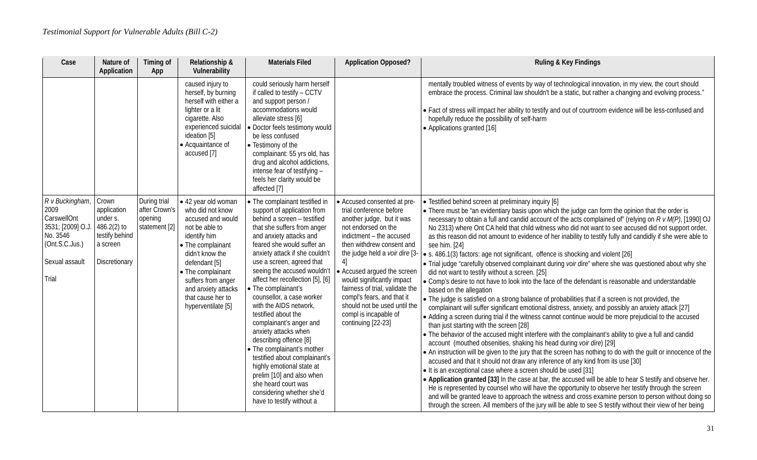*Testimonial Support for Vulnerable Adults (Bill C-2)*

| Case | Nature of Application | Timing of App | Relationship & Vulnerability | Materials Filed | Application Opposed? | Ruling & Key Findings |
|---|---|---|---|---|---|---|
| | | | caused injury to herself, by burning herself with either a lighter or a lit cigarette. Also experienced suicidal ideation [5] <br>• Acquaintance of accused [7] | could seriously harm herself if called to testify – CCTV and support person / accommodations would alleviate stress [6] <br>• Doctor feels testimony would be less confused <br>• Testimony of the complainant: 55 yrs old, has drug and alcohol addictions, intense fear of testifying – feels her clarity would be affected [7] | | mentally troubled witness of events by way of technological innovation, in my view, the court should embrace the process. Criminal law shouldn't be a static, but rather a changing and evolving process." <br>• Fact of stress will impact her ability to testify and out of courtroom evidence will be less-confused and hopefully reduce the possibility of self-harm <br>• Applications granted [16] |
| *R v Buckingham*, 2009 CarswellOnt 3531; [2009] O.J. No. 3546 (Ont.S.C.Jus.) <br><br>Sexual assault <br><br>Trial | Crown application under s. 486.2(2) to testify behind a screen <br><br>Discretionary | During trial after Crown's opening statement [2] | • 42 year old woman who did not know accused and would not be able to identify him <br>• The complainant didn't know the defendant [5] <br>• The complainant suffers from anger and anxiety attacks that cause her to hyperventilate [5] | • The complainant testified in support of application from behind a screen – testified that she suffers from anger and anxiety attacks and feared she would suffer an anxiety attack if she couldn't use a screen, agreed that seeing the accused wouldn't affect her recollection [5], [6] <br>• The complainant's counsellor, a case worker with the AIDS network, testified about the complainant's anger and anxiety attacks when describing offence [8] <br>• The complainant's mother testified about complainant's highly emotional state at prelim [10] and also when she heard court was considering whether she'd have to testify without a | • Accused consented at pre-trial conference before another judge, but it was not endorsed on the indictment – the accused then withdrew consent and the judge held a *voir dire* [3-4] <br>• Accused argued the screen would significantly impact fairness of trial, validate the compl's fears, and that it should not be used until the compl is incapable of continuing [22-23] | • Testified behind screen at preliminary inquiry [6] <br>• There must be "an evidentiary basis upon which the judge can form the opinion that the order is necessary to obtain a full and candid account of the acts complained of" (relying on *R v M(P)*, [1990] OJ No 2313) where Ont CA held that child witness who did not want to see accused did not support order, as this reason did not amount to evidence of her inability to testify fully and candidly if she were able to see him. [24] <br>• s. 486.1(3) factors: age not significant, offence is shocking and violent [26] <br>• Trial judge "carefully observed complainant during *voir dire*" where she was questioned about why she did not want to testify without a screen. [25] <br>• Comp's desire to not have to look into the face of the defendant is reasonable and understandable based on the allegation <br>• The judge is satisfied on a strong balance of probabilities that if a screen is not provided, the complainant will suffer significant emotional distress, anxiety, and possibly an anxiety attack [27] <br>• Adding a screen during trial if the witness cannot continue would be more prejudicial to the accused than just starting with the screen [28] <br>• The behavior of the accused might interfere with the complainant's ability to give a full and candid account (mouthed obsenities, shaking his head during *voir dire*) [29] <br>• An instruction will be given to the jury that the screen has nothing to do with the guilt or innocence of the accused and that it should not draw any inference of any kind from its use [30] <br>• It is an exceptional case where a screen should be used [31] <br>• **Application granted [33]** In the case at bar, the accused will be able to hear S testify and observe her. He is represented by counsel who will have the opportunity to observe her testify through the screen and will be granted leave to approach the witness and cross examine person to person without doing so through the screen. All members of the jury will be able to see S testify without their view of her being |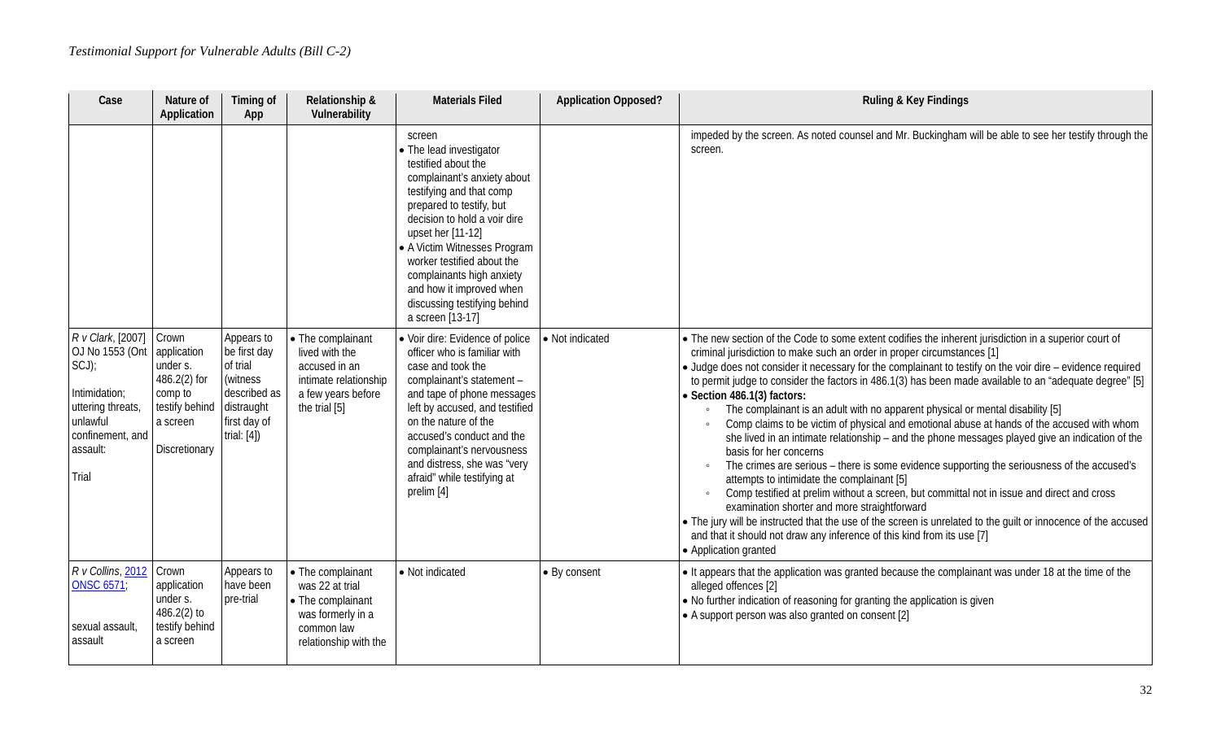| Case | Nature of Application | Timing of App | Relationship & Vulnerability | Materials Filed | Application Opposed? | Ruling & Key Findings |
|---|---|---|---|---|---|---|
| | | | | screen<br>• The lead investigator testified about the complainant's anxiety about testifying and that comp prepared to testify, but decision to hold a voir dire upset her [11-12]<br>• A Victim Witnesses Program worker testified about the complainants high anxiety and how it improved when discussing testifying behind a screen [13-17] | | impeded by the screen. As noted counsel and Mr. Buckingham will be able to see her testify through the screen. |
| *R v Clark*, [2007] OJ No 1553 (Ont SCJ);<br><br>Intimidation; uttering threats, unlawful confinement, and assault:<br><br>Trial | Crown application under s. 486.2(2) for comp to testify behind a screen<br><br>Discretionary | Appears to be first day of trial (witness described as distraught first day of trial: [4]) | • The complainant lived with the accused in an intimate relationship a few years before the trial [5] | • Voir dire: Evidence of police officer who is familiar with case and took the complainant's statement – and tape of phone messages left by accused, and testified on the nature of the accused's conduct and the complainant's nervousness and distress, she was "very afraid" while testifying at prelim [4] | • Not indicated | • The new section of the Code to some extent codifies the inherent jurisdiction in a superior court of criminal jurisdiction to make such an order in proper circumstances [1]<br>• Judge does not consider it necessary for the complainant to testify on the voir dire – evidence required to permit judge to consider the factors in 486.1(3) has been made available to an "adequate degree" [5]<br>• **Section 486.1(3) factors:**<br>◦ The complainant is an adult with no apparent physical or mental disability [5]<br>◦ Comp claims to be victim of physical and emotional abuse at hands of the accused with whom she lived in an intimate relationship – and the phone messages played give an indication of the basis for her concerns<br>◦ The crimes are serious – there is some evidence supporting the seriousness of the accused's attempts to intimidate the complainant [5]<br>◦ Comp testified at prelim without a screen, but committal not in issue and direct and cross examination shorter and more straightforward<br>• The jury will be instructed that the use of the screen is unrelated to the guilt or innocence of the accused and that it should not draw any inference of this kind from its use [7]<br>• Application granted |
| *R v Collins*, 2012 ONSC 6571;<br><br>sexual assault, assault | Crown application under s. 486.2(2) to testify behind a screen | Appears to have been pre-trial | • The complainant was 22 at trial<br>• The complainant was formerly in a common law relationship with the | • Not indicated | • By consent | • It appears that the application was granted because the complainant was under 18 at the time of the alleged offences [2]<br>• No further indication of reasoning for granting the application is given<br>• A support person was also granted on consent [2] |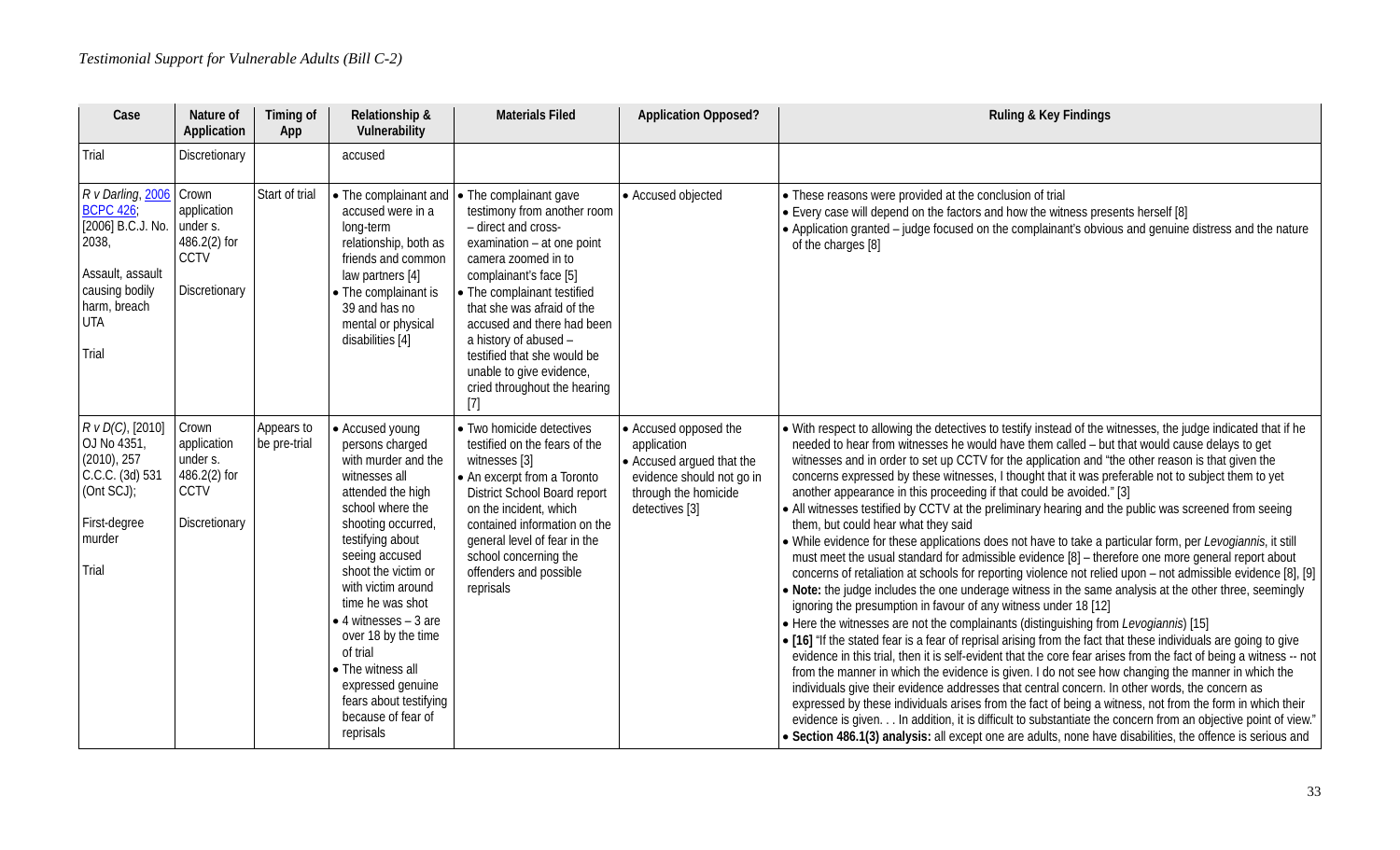| Case | Nature of Application | Timing of App | Relationship & Vulnerability | Materials Filed | Application Opposed? | Ruling & Key Findings |
|---|---|---|---|---|---|---|
| Trial | Discretionary | | accused | | | |
| *R v Darling*, 2006 BCPC 426; [2006] B.C.J. No. 2038,<br><br>Assault, assault causing bodily harm, breach UTA<br><br>Trial | Crown application under s. 486.2(2) for CCTV<br><br>Discretionary | Start of trial | • The complainant and accused were in a long-term relationship, both as friends and common law partners [4]<br>• The complainant is 39 and has no mental or physical disabilities [4] | • The complainant gave testimony from another room – direct and cross-examination – at one point camera zoomed in to complainant's face [5]<br>• The complainant testified that she was afraid of the accused and there had been a history of abused – testified that she would be unable to give evidence, cried throughout the hearing [7] | • Accused objected | • These reasons were provided at the conclusion of trial<br>• Every case will depend on the factors and how the witness presents herself [8]<br>• Application granted – judge focused on the complainant's obvious and genuine distress and the nature of the charges [8] |
| *R v D(C)*, [2010] OJ No 4351, (2010), 257 C.C.C. (3d) 531 (Ont SCJ);<br><br>First-degree murder<br><br>Trial | Crown application under s. 486.2(2) for CCTV<br><br>Discretionary | Appears to be pre-trial | • Accused young persons charged with murder and the witnesses all attended the high school where the shooting occurred, testifying about seeing accused shoot the victim or with victim around time he was shot<br>• 4 witnesses – 3 are over 18 by the time of trial<br>• The witness all expressed genuine fears about testifying because of fear of reprisals | • Two homicide detectives testified on the fears of the witnesses [3]<br>• An excerpt from a Toronto District School Board report on the incident, which contained information on the general level of fear in the school concerning the offenders and possible reprisals | • Accused opposed the application<br>• Accused argued that the evidence should not go in through the homicide detectives [3] | • With respect to allowing the detectives to testify instead of the witnesses, the judge indicated that if he needed to hear from witnesses he would have them called – but that would cause delays to get witnesses and in order to set up CCTV for the application and "the other reason is that given the concerns expressed by these witnesses, I thought that it was preferable not to subject them to yet another appearance in this proceeding if that could be avoided." [3]<br>• All witnesses testified by CCTV at the preliminary hearing and the public was screened from seeing them, but could hear what they said<br>• While evidence for these applications does not have to take a particular form, per *Levogiannis*, it still must meet the usual standard for admissible evidence [8] – therefore one more general report about concerns of retaliation at schools for reporting violence not relied upon – not admissible evidence [8], [9]<br>• **Note:** the judge includes the one underage witness in the same analysis at the other three, seemingly ignoring the presumption in favour of any witness under 18 [12]<br>• Here the witnesses are not the complainants (distinguishing from *Levogiannis*) [15]<br>• **[16]** "If the stated fear is a fear of reprisal arising from the fact that these individuals are going to give evidence in this trial, then it is self-evident that the core fear arises from the fact of being a witness -- not from the manner in which the evidence is given. I do not see how changing the manner in which the individuals give their evidence addresses that central concern. In other words, the concern as expressed by these individuals arises from the fact of being a witness, not from the form in which their evidence is given. . . In addition, it is difficult to substantiate the concern from an objective point of view."<br>• **Section 486.1(3) analysis:** all except one are adults, none have disabilities, the offence is serious and |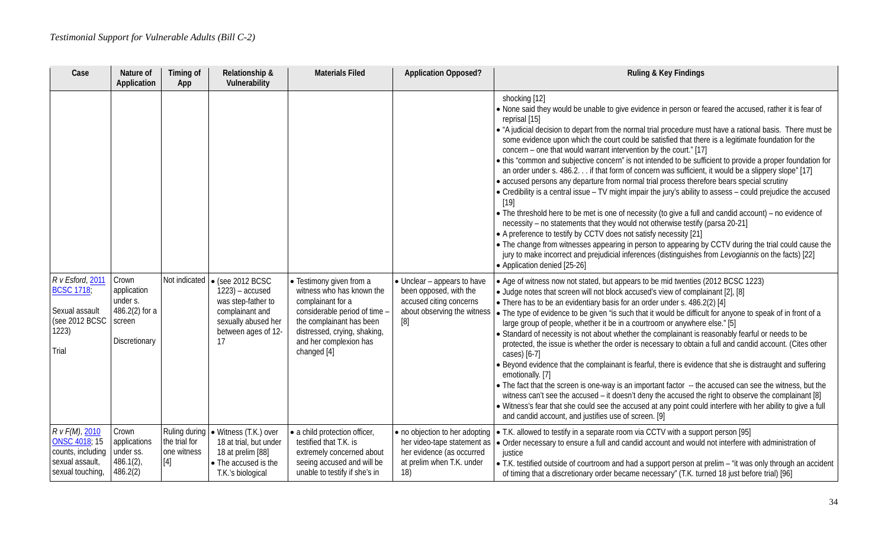| Case | Nature of Application | Timing of App | Relationship & Vulnerability | Materials Filed | Application Opposed? | Ruling & Key Findings |
|---|---|---|---|---|---|---|
| | | | | | | shocking [12]<br>• None said they would be unable to give evidence in person or feared the accused, rather it is fear of reprisal [15]<br>• "A judicial decision to depart from the normal trial procedure must have a rational basis. There must be some evidence upon which the court could be satisfied that there is a legitimate foundation for the concern – one that would warrant intervention by the court." [17]<br>• this "common and subjective concern" is not intended to be sufficient to provide a proper foundation for an order under s. 486.2. . . if that form of concern was sufficient, it would be a slippery slope" [17]<br>• accused persons any departure from normal trial process therefore bears special scrutiny<br>• Credibility is a central issue – TV might impair the jury's ability to assess – could prejudice the accused [19]<br>• The threshold here to be met is one of necessity (to give a full and candid account) – no evidence of necessity – no statements that they would not otherwise testify (parsa 20-21]<br>• A preference to testify by CCTV does not satisfy necessity [21]<br>• The change from witnesses appearing in person to appearing by CCTV during the trial could cause the jury to make incorrect and prejudicial inferences (distinguishes from *Levogiannis* on the facts) [22]<br>• Application denied [25-26] |
| *R v Esford*, 2011 BCSC 1718;<br><br>Sexual assault (see 2012 BCSC 1223)<br><br>Trial | Crown application under s. 486.2(2) for a screen<br><br>Discretionary | Not indicated | • (see 2012 BCSC 1223) – accused was step-father to complainant and sexually abused her between ages of 12-17 | • Testimony given from a witness who has known the complainant for a considerable period of time – the complainant has been distressed, crying, shaking, and her complexion has changed [4] | • Unclear – appears to have been opposed, with the accused citing concerns about observing the witness [8] | • Age of witness now not stated, but appears to be mid twenties (2012 BCSC 1223)<br>• Judge notes that screen will not block accused's view of complainant [2], [8]<br>• There has to be an evidentiary basis for an order under s. 486.2(2) [4]<br>• The type of evidence to be given "is such that it would be difficult for anyone to speak of in front of a large group of people, whether it be in a courtroom or anywhere else." [5]<br>• Standard of necessity is not about whether the complainant is reasonably fearful or needs to be protected, the issue is whether the order is necessary to obtain a full and candid account. (Cites other cases) [6-7]<br>• Beyond evidence that the complainant is fearful, there is evidence that she is distraught and suffering emotionally. [7]<br>• The fact that the screen is one-way is an important factor -- the accused can see the witness, but the witness can't see the accused – it doesn't deny the accused the right to observe the complainant [8]<br>• Witness's fear that she could see the accused at any point could interfere with her ability to give a full and candid account, and justifies use of screen. [9] |
| *R v F(M)*, 2010 ONSC 4018; 15 counts, including sexual assault, sexual touching, | Crown applications under ss. 486.1(2), 486.2(2) | Ruling during the trial for one witness [4] | • Witness (T.K.) over 18 at trial, but under 18 at prelim [88]<br>• The accused is the T.K.'s biological | • a child protection officer, testified that T.K. is extremely concerned about seeing accused and will be unable to testify if she's in | • no objection to her adopting her video-tape statement as her evidence (as occurred at prelim when T.K. under 18) | • T.K. allowed to testify in a separate room via CCTV with a support person [95]<br>• Order necessary to ensure a full and candid account and would not interfere with administration of justice<br>• T.K. testified outside of courtroom and had a support person at prelim – "it was only through an accident of timing that a discretionary order became necessary" (T.K. turned 18 just before trial) [96] |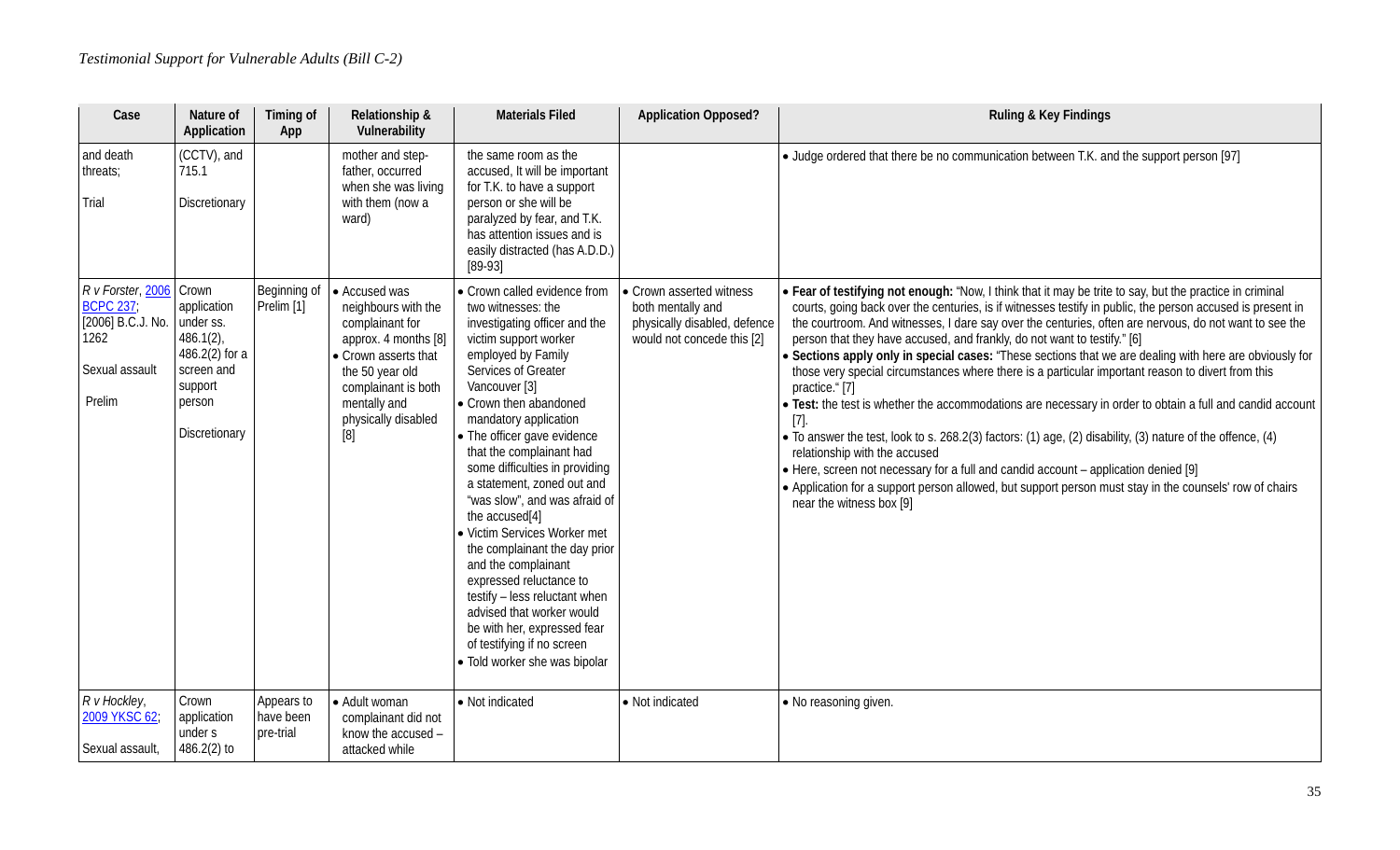| Case | Nature of Application | Timing of App | Relationship & Vulnerability | Materials Filed | Application Opposed? | Ruling & Key Findings |
|---|---|---|---|---|---|---|
| and death threats;<br><br>Trial | (CCTV), and 715.1<br><br>Discretionary | | mother and step-father, occurred when she was living with them (now a ward) | the same room as the accused, It will be important for T.K. to have a support person or she will be paralyzed by fear, and T.K. has attention issues and is easily distracted (has A.D.D.) [89-93] | | • Judge ordered that there be no communication between T.K. and the support person [97] |
| *R v Forster*, 2006 BCPC 237; [2006] B.C.J. No. 1262<br><br>Sexual assault<br><br>Prelim | Crown application under ss. 486.1(2), 486.2(2) for a screen and support person<br><br>Discretionary | Beginning of Prelim [1] | • Accused was neighbours with the complainant for approx. 4 months [8]<br>• Crown asserts that the 50 year old complainant is both mentally and physically disabled [8] | • Crown called evidence from two witnesses: the investigating officer and the victim support worker employed by Family Services of Greater Vancouver [3]<br>• Crown then abandoned mandatory application<br>• The officer gave evidence that the complainant had some difficulties in providing a statement, zoned out and "was slow", and was afraid of the accused[4]<br>• Victim Services Worker met the complainant the day prior and the complainant expressed reluctance to testify – less reluctant when advised that worker would be with her, expressed fear of testifying if no screen<br>• Told worker she was bipolar | • Crown asserted witness both mentally and physically disabled, defence would not concede this [2] | • **Fear of testifying not enough:** "Now, I think that it may be trite to say, but the practice in criminal courts, going back over the centuries, is if witnesses testify in public, the person accused is present in the courtroom. And witnesses, I dare say over the centuries, often are nervous, do not want to see the person that they have accused, and frankly, do not want to testify." [6]<br>• **Sections apply only in special cases:** "These sections that we are dealing with here are obviously for those very special circumstances where there is a particular important reason to divert from this practice." [7]<br>• **Test:** the test is whether the accommodations are necessary in order to obtain a full and candid account [7].<br>• To answer the test, look to s. 268.2(3) factors: (1) age, (2) disability, (3) nature of the offence, (4) relationship with the accused<br>• Here, screen not necessary for a full and candid account – application denied [9]<br>• Application for a support person allowed, but support person must stay in the counsels' row of chairs near the witness box [9] |
| *R v Hockley*, 2009 YKSC 62;<br><br>Sexual assault, | Crown application under s 486.2(2) to | Appears to have been pre-trial | • Adult woman complainant did not know the accused – attacked while | • Not indicated | • Not indicated | • No reasoning given. |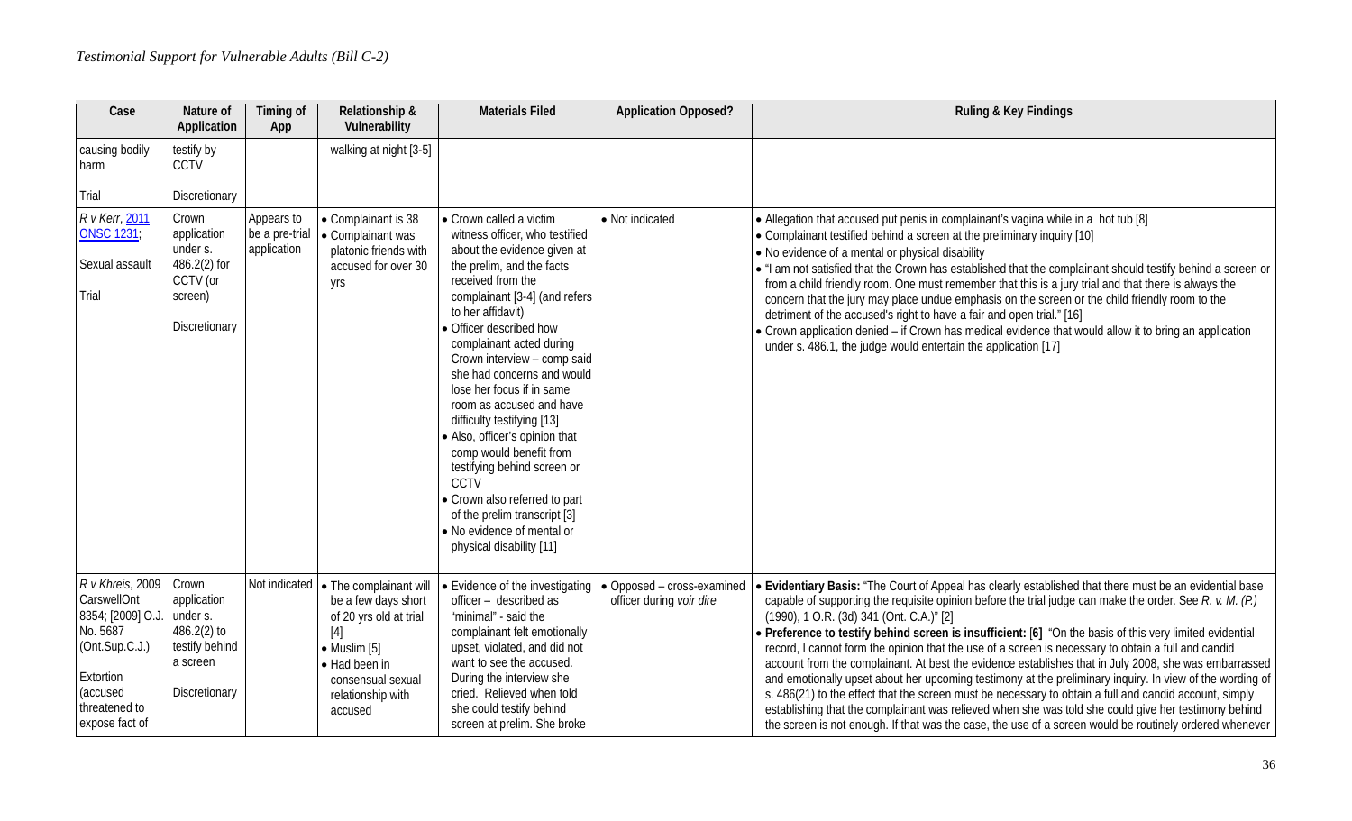*Testimonial Support for Vulnerable Adults (Bill C-2)*

| Case | Nature of Application | Timing of App | Relationship & Vulnerability | Materials Filed | Application Opposed? | Ruling & Key Findings |
|---|---|---|---|---|---|---|
| causing bodily harm<br><br>Trial | testify by CCTV<br><br>Discretionary | | walking at night [3-5] | | | |
| *R v Kerr*, 2011 ONSC 1231;<br><br>Sexual assault<br><br>Trial | Crown application under s. 486.2(2) for CCTV (or screen)<br><br>Discretionary | Appears to be a pre-trial application | • Complainant is 38<br>• Complainant was platonic friends with accused for over 30 yrs | • Crown called a victim witness officer, who testified about the evidence given at the prelim, and the facts received from the complainant [3-4] (and refers to her affidavit)<br>• Officer described how complainant acted during Crown interview – comp said she had concerns and would lose her focus if in same room as accused and have difficulty testifying [13]<br>• Also, officer's opinion that comp would benefit from testifying behind screen or CCTV<br>• Crown also referred to part of the prelim transcript [3]<br>• No evidence of mental or physical disability [11] | • Not indicated | • Allegation that accused put penis in complainant's vagina while in a hot tub [8]<br>• Complainant testified behind a screen at the preliminary inquiry [10]<br>• No evidence of a mental or physical disability<br>• "I am not satisfied that the Crown has established that the complainant should testify behind a screen or from a child friendly room. One must remember that this is a jury trial and that there is always the concern that the jury may place undue emphasis on the screen or the child friendly room to the detriment of the accused's right to have a fair and open trial." [16]<br>• Crown application denied – if Crown has medical evidence that would allow it to bring an application under s. 486.1, the judge would entertain the application [17] |
| *R v Khreis*, 2009 CarswellOnt 8354; [2009] O.J. No. 5687 (Ont.Sup.C.J.)<br><br>Extortion (accused threatened to expose fact of | Crown application under s. 486.2(2) to testify behind a screen<br><br>Discretionary | Not indicated | • The complainant will be a few days short of 20 yrs old at trial [4]<br>• Muslim [5]<br>• Had been in consensual sexual relationship with accused | • Evidence of the investigating officer – described as "minimal" - said the complainant felt emotionally upset, violated, and did not want to see the accused. During the interview she cried. Relieved when told she could testify behind screen at prelim. She broke | • Opposed – cross-examined officer during *voir dire* | • **Evidentiary Basis:** "The Court of Appeal has clearly established that there must be an evidential base capable of supporting the requisite opinion before the trial judge can make the order. See *R. v. M. (P.)* (1990), 1 O.R. (3d) 341 (Ont. C.A.)" [2]<br>• **Preference to testify behind screen is insufficient:** [6] "On the basis of this very limited evidential record, I cannot form the opinion that the use of a screen is necessary to obtain a full and candid account from the complainant. At best the evidence establishes that in July 2008, she was embarrassed and emotionally upset about her upcoming testimony at the preliminary inquiry. In view of the wording of s. 486(21) to the effect that the screen must be necessary to obtain a full and candid account, simply establishing that the complainant was relieved when she was told she could give her testimony behind the screen is not enough. If that was the case, the use of a screen would be routinely ordered whenever |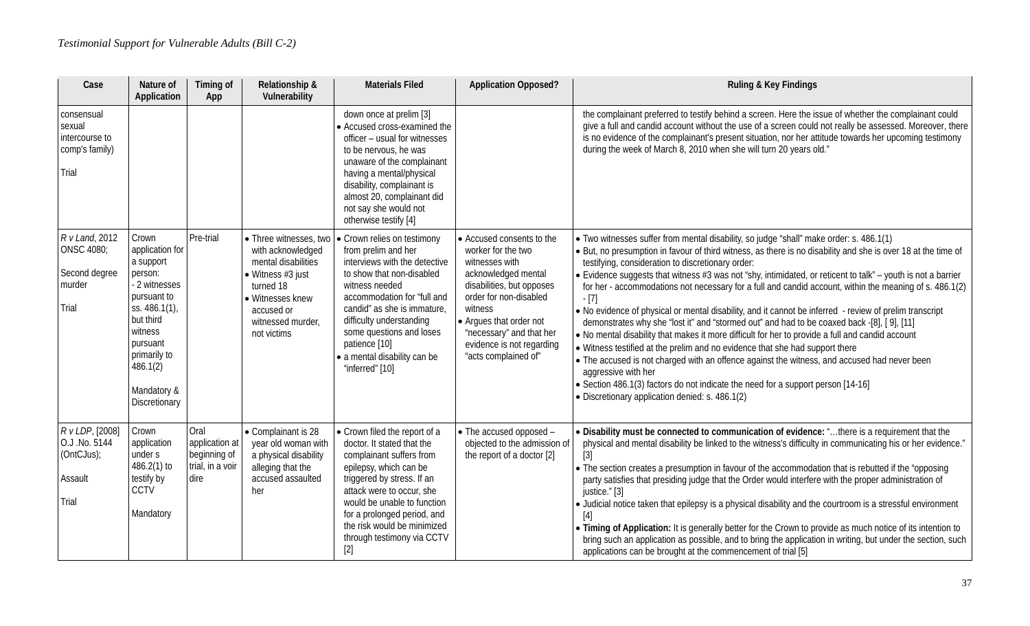| Case | Nature of Application | Timing of App | Relationship & Vulnerability | Materials Filed | Application Opposed? | Ruling & Key Findings |
|---|---|---|---|---|---|---|
| consensual sexual intercourse to comp's family)<br><br>Trial | | | | down once at prelim [3]<br>• Accused cross-examined the officer – usual for witnesses to be nervous, he was unaware of the complainant having a mental/physical disability, complainant is almost 20, complainant did not say she would not otherwise testify [4] | | the complainant preferred to testify behind a screen. Here the issue of whether the complainant could give a full and candid account without the use of a screen could not really be assessed. Moreover, there is no evidence of the complainant's present situation, nor her attitude towards her upcoming testimony during the week of March 8, 2010 when she will turn 20 years old." |
| *R v Land*, 2012 ONSC 4080;<br><br>Second degree murder<br><br>Trial | Crown application for a support person:<br>- 2 witnesses pursuant to ss. 486.1(1), but third witness pursuant primarily to 486.1(2)<br><br>Mandatory & Discretionary | Pre-trial | • Three witnesses, two with acknowledged mental disabilities<br>• Witness #3 just turned 18<br>• Witnesses knew accused or witnessed murder, not victims | • Crown relies on testimony from prelim and her interviews with the detective to show that non-disabled witness needed accommodation for "full and candid" as she is immature, difficulty understanding some questions and loses patience [10]<br>• a mental disability can be "inferred" [10] | • Accused consents to the worker for the two witnesses with acknowledged mental disabilities, but opposes order for non-disabled witness<br>• Argues that order not "necessary" and that her evidence is not regarding "acts complained of" | • Two witnesses suffer from mental disability, so judge "shall" make order: s. 486.1(1)<br>• But, no presumption in favour of third witness, as there is no disability and she is over 18 at the time of testifying, consideration to discretionary order:<br>• Evidence suggests that witness #3 was not "shy, intimidated, or reticent to talk" – youth is not a barrier for her - accommodations not necessary for a full and candid account, within the meaning of s. 486.1(2) - [7]<br>• No evidence of physical or mental disability, and it cannot be inferred - review of prelim transcript demonstrates why she "lost it" and "stormed out" and had to be coaxed back -[8], [ 9], [11]<br>• No mental disability that makes it more difficult for her to provide a full and candid account<br>• Witness testified at the prelim and no evidence that she had support there<br>• The accused is not charged with an offence against the witness, and accused had never been aggressive with her<br>• Section 486.1(3) factors do not indicate the need for a support person [14-16]<br>• Discretionary application denied: s. 486.1(2) |
| *R v LDP*, [2008] O.J .No. 5144 (OntCJus);<br><br>Assault<br><br>Trial | Crown application under s 486.2(1) to testify by CCTV<br><br>Mandatory | Oral application at beginning of trial, in a voir dire | • Complainant is 28 year old woman with a physical disability alleging that the accused assaulted her | • Crown filed the report of a doctor. It stated that the complainant suffers from epilepsy, which can be triggered by stress. If an attack were to occur, she would be unable to function for a prolonged period, and the risk would be minimized through testimony via CCTV [2] | • The accused opposed – objected to the admission of the report of a doctor [2] | • **Disability must be connected to communication of evidence:** "…there is a requirement that the physical and mental disability be linked to the witness's difficulty in communicating his or her evidence." [3]<br>• The section creates a presumption in favour of the accommodation that is rebutted if the "opposing party satisfies that presiding judge that the Order would interfere with the proper administration of justice." [3]<br>• Judicial notice taken that epilepsy is a physical disability and the courtroom is a stressful environment [4]<br>• **Timing of Application:** It is generally better for the Crown to provide as much notice of its intention to bring such an application as possible, and to bring the application in writing, but under the section, such applications can be brought at the commencement of trial [5] |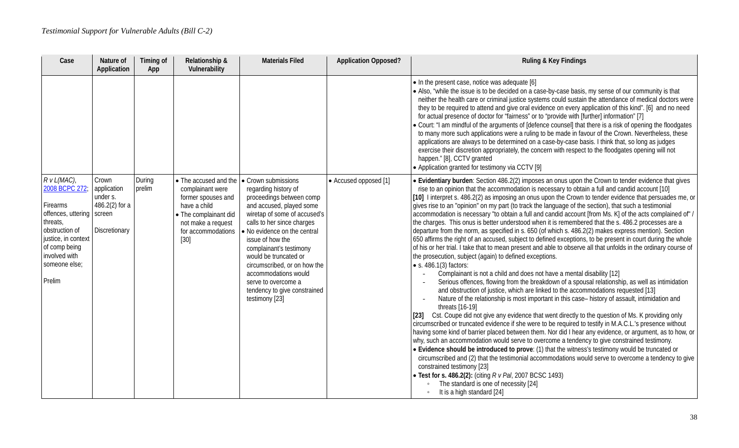| Case | Nature of Application | Timing of App | Relationship & Vulnerability | Materials Filed | Application Opposed? | Ruling & Key Findings |
|---|---|---|---|---|---|---|
| | | | | | | • In the present case, notice was adequate [6]<br>• Also, "while the issue is to be decided on a case-by-case basis, my sense of our community is that neither the health care or criminal justice systems could sustain the attendance of medical doctors were they to be required to attend and give oral evidence on every application of this kind". [6] and no need for actual presence of doctor for "fairness" or to "provide with [further] information" [7]<br>• Court: "I am mindful of the arguments of [defence counsel] that there is a risk of opening the floodgates to many more such applications were a ruling to be made in favour of the Crown. Nevertheless, these applications are always to be determined on a case-by-case basis. I think that, so long as judges exercise their discretion appropriately, the concern with respect to the floodgates opening will not happen." [8], CCTV granted<br>• Application granted for testimony via CCTV [9] |
| *R v L(MAC)*, 2008 BCPC 272;<br><br>Firearms offences, uttering threats, obstruction of justice, in context of comp being involved with someone else;<br><br>Prelim | Crown application under s. 486.2(2) for a screen<br><br>Discretionary | During prelim | • The accused and the complainant were former spouses and have a child<br>• The complainant did not make a request for accommodations [30] | • Crown submissions regarding history of proceedings between comp and accused, played some wiretap of some of accused's calls to her since charges<br>• No evidence on the central issue of how the complainant's testimony would be truncated or circumscribed, or on how the accommodations would serve to overcome a tendency to give constrained testimony [23] | • Accused opposed [1] | • **Evidentiary burden**: Section 486.2(2) imposes an onus upon the Crown to tender evidence that gives rise to an opinion that the accommodation is necessary to obtain a full and candid account [10]<br>**[10]** I interpret s. 486.2(2) as imposing an onus upon the Crown to tender evidence that persuades me, or gives rise to an "opinion" on my part (to track the language of the section), that such a testimonial accommodation is necessary "to obtain a full and candid account [from Ms. K] of the acts complained of" / the charges. This onus is better understood when it is remembered that the s. 486.2 processes are a departure from the norm, as specified in s. 650 (of which s. 486.2(2) makes express mention). Section 650 affirms the right of an accused, subject to defined exceptions, to be present in court during the whole of his or her trial. I take that to mean present and able to observe all that unfolds in the ordinary course of the prosecution, subject (again) to defined exceptions.<br>• s. 486.1(3) factors:<br>- Complainant is not a child and does not have a mental disability [12]<br>- Serious offences, flowing from the breakdown of a spousal relationship, as well as intimidation and obstruction of justice, which are linked to the accommodations requested [13]<br>- Nature of the relationship is most important in this case– history of assault, intimidation and threats [16-19]<br>**[23]** Cst. Coupe did not give any evidence that went directly to the question of Ms. K providing only circumscribed or truncated evidence if she were to be required to testify in M.A.C.L.'s presence without having some kind of barrier placed between them. Nor did I hear any evidence, or argument, as to how, or why, such an accommodation would serve to overcome a tendency to give constrained testimony.<br>• **Evidence should be introduced to prove**: (1) that the witness's testimony would be truncated or circumscribed and (2) that the testimonial accommodations would serve to overcome a tendency to give constrained testimony [23]<br>• **Test for s. 486.2(2):** (citing *R v Pal*, 2007 BCSC 1493)<br>◦ The standard is one of necessity [24]<br>◦ It is a high standard [24] |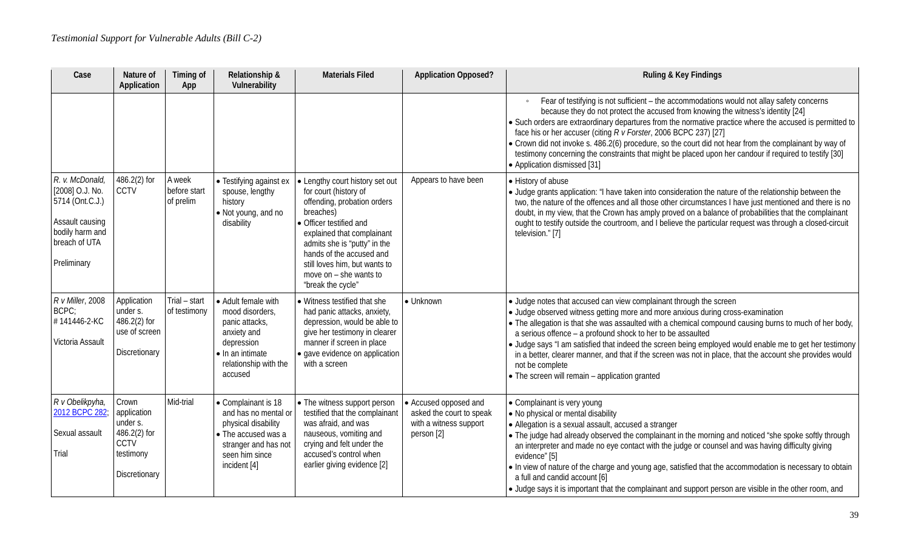| Case | Nature of Application | Timing of App | Relationship & Vulnerability | Materials Filed | Application Opposed? | Ruling & Key Findings |
|---|---|---|---|---|---|---|
| | | | | | | ◦ Fear of testifying is not sufficient – the accommodations would not allay safety concerns because they do not protect the accused from knowing the witness's identity [24]<br>• Such orders are extraordinary departures from the normative practice where the accused is permitted to face his or her accuser (citing *R v Forster*, 2006 BCPC 237) [27]<br>• Crown did not invoke s. 486.2(6) procedure, so the court did not hear from the complainant by way of testimony concerning the constraints that might be placed upon her candour if required to testify [30]<br>• Application dismissed [31] |
| *R. v. McDonald*, [2008] O.J. No. 5714 (Ont.C.J.)<br><br>Assault causing bodily harm and breach of UTA<br><br>Preliminary | 486.2(2) for CCTV | A week before start of prelim | • Testifying against ex spouse, lengthy history<br>• Not young, and no disability | • Lengthy court history set out for court (history of offending, probation orders breaches)<br>• Officer testified and explained that complainant admits she is "putty" in the hands of the accused and still loves him, but wants to move on – she wants to "break the cycle" | Appears to have been | • History of abuse<br>• Judge grants application: "I have taken into consideration the nature of the relationship between the two, the nature of the offences and all those other circumstances I have just mentioned and there is no doubt, in my view, that the Crown has amply proved on a balance of probabilities that the complainant ought to testify outside the courtroom, and I believe the particular request was through a closed-circuit television." [7] |
| *R v Miller*, 2008 BCPC; # 141446-2-KC<br><br>Victoria Assault | Application under s. 486.2(2) for use of screen<br><br>Discretionary | Trial – start of testimony | • Adult female with mood disorders, panic attacks, anxiety and depression<br>• In an intimate relationship with the accused | • Witness testified that she had panic attacks, anxiety, depression, would be able to give her testimony in clearer manner if screen in place<br>• gave evidence on application with a screen | • Unknown | • Judge notes that accused can view complainant through the screen<br>• Judge observed witness getting more and more anxious during cross-examination<br>• The allegation is that she was assaulted with a chemical compound causing burns to much of her body, a serious offence – a profound shock to her to be assaulted<br>• Judge says "I am satisfied that indeed the screen being employed would enable me to get her testimony in a better, clearer manner, and that if the screen was not in place, that the account she provides would not be complete<br>• The screen will remain – application granted |
| *R v Obelikpyha*, 2012 BCPC 282;<br><br>Sexual assault<br><br>Trial | Crown application under s. 486.2(2) for CCTV testimony<br><br>Discretionary | Mid-trial | • Complainant is 18 and has no mental or physical disability<br>• The accused was a stranger and has not seen him since incident [4] | • The witness support person testified that the complainant was afraid, and was nauseous, vomiting and crying and felt under the accused's control when earlier giving evidence [2] | • Accused opposed and asked the court to speak with a witness support person [2] | • Complainant is very young<br>• No physical or mental disability<br>• Allegation is a sexual assault, accused a stranger<br>• The judge had already observed the complainant in the morning and noticed "she spoke softly through an interpreter and made no eye contact with the judge or counsel and was having difficulty giving evidence" [5]<br>• In view of nature of the charge and young age, satisfied that the accommodation is necessary to obtain a full and candid account [6]<br>• Judge says it is important that the complainant and support person are visible in the other room, and |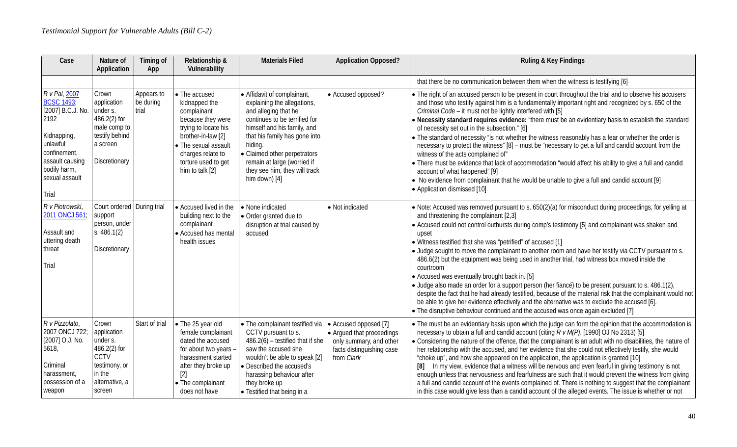| Case | Nature of Application | Timing of App | Relationship & Vulnerability | Materials Filed | Application Opposed? | Ruling & Key Findings |
|---|---|---|---|---|---|---|
| | | | | | | that there be no communication between them when the witness is testifying [6] |
| *R v Pal*, 2007 BCSC 1493; [2007] B.C.J. No. 2192<br><br>Kidnapping, unlawful confinement, assault causing bodily harm, sexual assault<br><br>Trial | Crown application under s. 486.2(2) for male comp to testify behind a screen<br><br>Discretionary | Appears to be during trial | • The accused kidnapped the complainant because they were trying to locate his brother-in-law [2]<br>• The sexual assault charges relate to torture used to get him to talk [2] | • Affidavit of complainant, explaining the allegations, and alleging that he continues to be terrified for himself and his family, and that his family has gone into hiding.<br>• Claimed other perpetrators remain at large (worried if they see him, they will track him down) [4] | • Accused opposed? | • The right of an accused person to be present in court throughout the trial and to observe his accusers and those who testify against him is a fundamentally important right and recognized by s. 650 of the *Criminal Code* – it must not be lightly interfered with [5]<br>• **Necessity standard requires evidence:** "there must be an evidentiary basis to establish the standard of necessity set out in the subsection." [6]<br>• The standard of necessity "is not whether the witness reasonably has a fear or whether the order is necessary to protect the witness" [8] – must be "necessary to get a full and candid account from the witness of the acts complained of"<br>• There must be evidence that lack of accommodation "would affect his ability to give a full and candid account of what happened" [9]<br>• No evidence from complainant that he would be unable to give a full and candid account [9]<br>• Application dismissed [10] |
| *R v Piotrowski*, 2011 ONCJ 561;<br><br>Assault and uttering death threat<br><br>Trial | Court ordered support person, under s. 486.1(2)<br><br>Discretionary | During trial | • Accused lived in the building next to the complainant<br>• Accused has mental health issues | • None indicated<br>• Order granted due to disruption at trial caused by accused | • Not indicated | • Note: Accused was removed pursuant to s. 650(2)(a) for misconduct during proceedings, for yelling at and threatening the complainant [2,3]<br>• Accused could not control outbursts during comp's testimony [5] and complainant was shaken and upset<br>• Witness testified that she was "petrified" of accused [1]<br>• Judge sought to move the complainant to another room and have her testify via CCTV pursuant to s. 486.6(2) but the equipment was being used in another trial, had witness box moved inside the courtroom<br>• Accused was eventually brought back in. [5]<br>• Judge also made an order for a support person (her fiancé) to be present pursuant to s. 486.1(2), despite the fact that he had already testified, because of the material risk that the complainant would not be able to give her evidence effectively and the alternative was to exclude the accused [6].<br>• The disruptive behaviour continued and the accused was once again excluded [7] |
| *R v Pizzolato*, 2007 ONCJ 722; [2007] O.J. No. 5618,<br><br>Criminal harassment, possession of a weapon | Crown application under s. 486.2(2) for CCTV testimony, or in the alternative, a screen | Start of trial | • The 25 year old female complainant dated the accused for about two years – harassment started after they broke up [2]<br>• The complainant does not have | • The complainant testified via CCTV pursuant to s. 486.2(6) – testified that if she saw the accused she wouldn't be able to speak [2]<br>• Described the accused's harassing behaviour after they broke up<br>• Testified that being in a | • Accused opposed [7]<br>• Argued that proceedings only summary, and other facts distinguishing case from *Clark* | • The must be an evidentiary basis upon which the judge can form the opinion that the accommodation is necessary to obtain a full and candid account (citing *R v M(P)*, [1990] OJ No 2313) [5]<br>• Considering the nature of the offence, that the complainant is an adult with no disabilities, the nature of her relationship with the accused, and her evidence that she could not effectively testify, she would "choke up", and how she appeared on the application, the application is granted [10]<br>**[8]** In my view, evidence that a witness will be nervous and even fearful in giving testimony is not enough unless that nervousness and fearfulness are such that it would prevent the witness from giving a full and candid account of the events complained of. There is nothing to suggest that the complainant in this case would give less than a candid account of the alleged events. The issue is whether or not |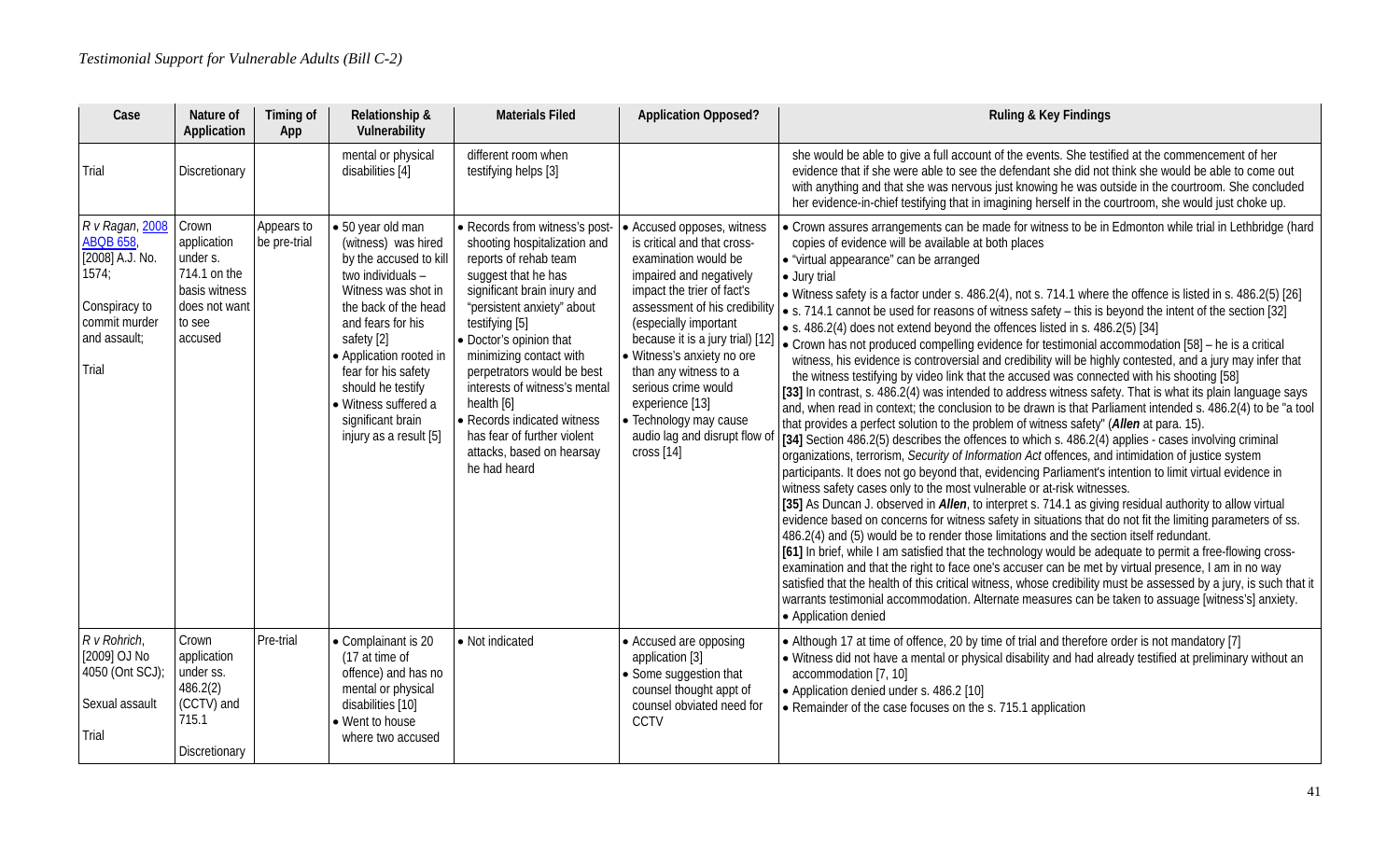| Case | Nature of Application | Timing of App | Relationship & Vulnerability | Materials Filed | Application Opposed? | Ruling & Key Findings |
|---|---|---|---|---|---|---|
| Trial | Discretionary | | mental or physical disabilities [4] | different room when testifying helps [3] | | she would be able to give a full account of the events. She testified at the commencement of her evidence that if she were able to see the defendant she did not think she would be able to come out with anything and that she was nervous just knowing he was outside in the courtroom. She concluded her evidence-in-chief testifying that in imagining herself in the courtroom, she would just choke up. |
| *R v Ragan*, 2008 ABQB 658, [2008] A.J. No. 1574;<br><br>Conspiracy to commit murder and assault;<br><br>Trial | Crown application under s. 714.1 on the basis witness does not want to see accused | Appears to be pre-trial | • 50 year old man (witness) was hired by the accused to kill two individuals – Witness was shot in the back of the head and fears for his safety [2]<br>• Application rooted in fear for his safety should he testify<br>• Witness suffered a significant brain injury as a result [5] | • Records from witness's post-shooting hospitalization and reports of rehab team suggest that he has significant brain inury and "persistent anxiety" about testifying [5]<br>• Doctor's opinion that minimizing contact with perpetrators would be best interests of witness's mental health [6]<br>• Records indicated witness has fear of further violent attacks, based on hearsay he had heard | • Accused opposes, witness is critical and that cross-examination would be impaired and negatively impact the trier of fact's assessment of his credibility (especially important because it is a jury trial) [12]<br>• Witness's anxiety no ore than any witness to a serious crime would experience [13]<br>• Technology may cause audio lag and disrupt flow of cross [14] | • Crown assures arrangements can be made for witness to be in Edmonton while trial in Lethbridge (hard copies of evidence will be available at both places<br>• "virtual appearance" can be arranged<br>• Jury trial<br>• Witness safety is a factor under s. 486.2(4), not s. 714.1 where the offence is listed in s. 486.2(5) [26]<br>• s. 714.1 cannot be used for reasons of witness safety – this is beyond the intent of the section [32]<br>• s. 486.2(4) does not extend beyond the offences listed in s. 486.2(5) [34]<br>• Crown has not produced compelling evidence for testimonial accommodation [58] – he is a critical witness, his evidence is controversial and credibility will be highly contested, and a jury may infer that the witness testifying by video link that the accused was connected with his shooting [58]<br>**[33]** In contrast, s. 486.2(4) was intended to address witness safety. That is what its plain language says and, when read in context; the conclusion to be drawn is that Parliament intended s. 486.2(4) to be "a tool that provides a perfect solution to the problem of witness safety" (***Allen*** at para. 15).<br>**[34]** Section 486.2(5) describes the offences to which s. 486.2(4) applies - cases involving criminal organizations, terrorism, *Security of Information Act* offences, and intimidation of justice system participants. It does not go beyond that, evidencing Parliament's intention to limit virtual evidence in witness safety cases only to the most vulnerable or at-risk witnesses.<br>**[35]** As Duncan J. observed in ***Allen***, to interpret s. 714.1 as giving residual authority to allow virtual evidence based on concerns for witness safety in situations that do not fit the limiting parameters of ss. 486.2(4) and (5) would be to render those limitations and the section itself redundant.<br>**[61]** In brief, while I am satisfied that the technology would be adequate to permit a free-flowing cross-examination and that the right to face one's accuser can be met by virtual presence, I am in no way satisfied that the health of this critical witness, whose credibility must be assessed by a jury, is such that it warrants testimonial accommodation. Alternate measures can be taken to assuage [witness's] anxiety.<br>• Application denied |
| *R v Rohrich*, [2009] OJ No 4050 (Ont SCJ);<br><br>Sexual assault<br><br>Trial | Crown application under ss. 486.2(2) (CCTV) and 715.1<br><br>Discretionary | Pre-trial | • Complainant is 20 (17 at time of offence) and has no mental or physical disabilities [10]<br>• Went to house where two accused | • Not indicated | • Accused are opposing application [3]<br>• Some suggestion that counsel thought appt of counsel obviated need for CCTV | • Although 17 at time of offence, 20 by time of trial and therefore order is not mandatory [7]<br>• Witness did not have a mental or physical disability and had already testified at preliminary without an accommodation [7, 10]<br>• Application denied under s. 486.2 [10]<br>• Remainder of the case focuses on the s. 715.1 application |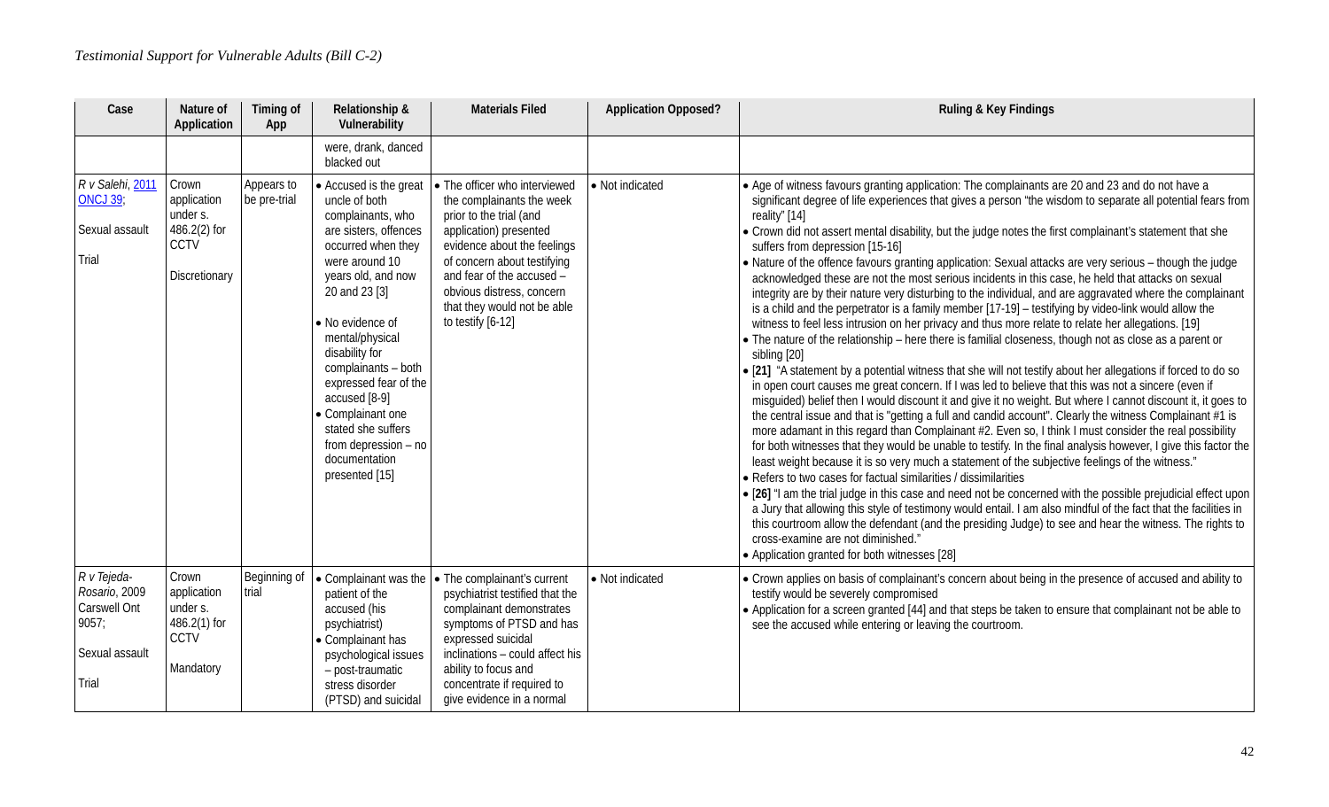| Case | Nature of Application | Timing of App | Relationship & Vulnerability | Materials Filed | Application Opposed? | Ruling & Key Findings |
|---|---|---|---|---|---|---|
| | | | were, drank, danced blacked out | | | |
| *R v Salehi*, 2011 ONCJ 39;<br><br>Sexual assault<br><br>Trial | Crown application under s. 486.2(2) for CCTV<br><br>Discretionary | Appears to be pre-trial | • Accused is the great uncle of both complainants, who are sisters, offences occurred when they were around 10 years old, and now 20 and 23 [3]<br><br>• No evidence of mental/physical disability for complainants – both expressed fear of the accused [8-9]<br>• Complainant one stated she suffers from depression – no documentation presented [15] | • The officer who interviewed the complainants the week prior to the trial (and application) presented evidence about the feelings of concern about testifying and fear of the accused – obvious distress, concern that they would not be able to testify [6-12] | • Not indicated | • Age of witness favours granting application: The complainants are 20 and 23 and do not have a significant degree of life experiences that gives a person "the wisdom to separate all potential fears from reality" [14]<br>• Crown did not assert mental disability, but the judge notes the first complainant's statement that she suffers from depression [15-16]<br>• Nature of the offence favours granting application: Sexual attacks are very serious – though the judge acknowledged these are not the most serious incidents in this case, he held that attacks on sexual integrity are by their nature very disturbing to the individual, and are aggravated where the complainant is a child and the perpetrator is a family member [17-19] – testifying by video-link would allow the witness to feel less intrusion on her privacy and thus more relate to relate her allegations. [19]<br>• The nature of the relationship – here there is familial closeness, though not as close as a parent or sibling [20]<br>• **[21]** "A statement by a potential witness that she will not testify about her allegations if forced to do so in open court causes me great concern. If I was led to believe that this was not a sincere (even if misguided) belief then I would discount it and give it no weight. But where I cannot discount it, it goes to the central issue and that is "getting a full and candid account". Clearly the witness Complainant #1 is more adamant in this regard than Complainant #2. Even so, I think I must consider the real possibility for both witnesses that they would be unable to testify. In the final analysis however, I give this factor the least weight because it is so very much a statement of the subjective feelings of the witness."<br>• Refers to two cases for factual similarities / dissimilarities<br>• **[26]** "I am the trial judge in this case and need not be concerned with the possible prejudicial effect upon a Jury that allowing this style of testimony would entail. I am also mindful of the fact that the facilities in this courtroom allow the defendant (and the presiding Judge) to see and hear the witness. The rights to cross-examine are not diminished."<br>• Application granted for both witnesses [28] |
| *R v Tejeda-Rosario*, 2009 Carswell Ont 9057;<br><br>Sexual assault<br><br>Trial | Crown application under s. 486.2(1) for CCTV<br><br>Mandatory | Beginning of trial | • Complainant was the patient of the accused (his psychiatrist)<br>• Complainant has psychological issues – post-traumatic stress disorder (PTSD) and suicidal | • The complainant's current psychiatrist testified that the complainant demonstrates symptoms of PTSD and has expressed suicidal inclinations – could affect his ability to focus and concentrate if required to give evidence in a normal | • Not indicated | • Crown applies on basis of complainant's concern about being in the presence of accused and ability to testify would be severely compromised<br>• Application for a screen granted [44] and that steps be taken to ensure that complainant not be able to see the accused while entering or leaving the courtroom. |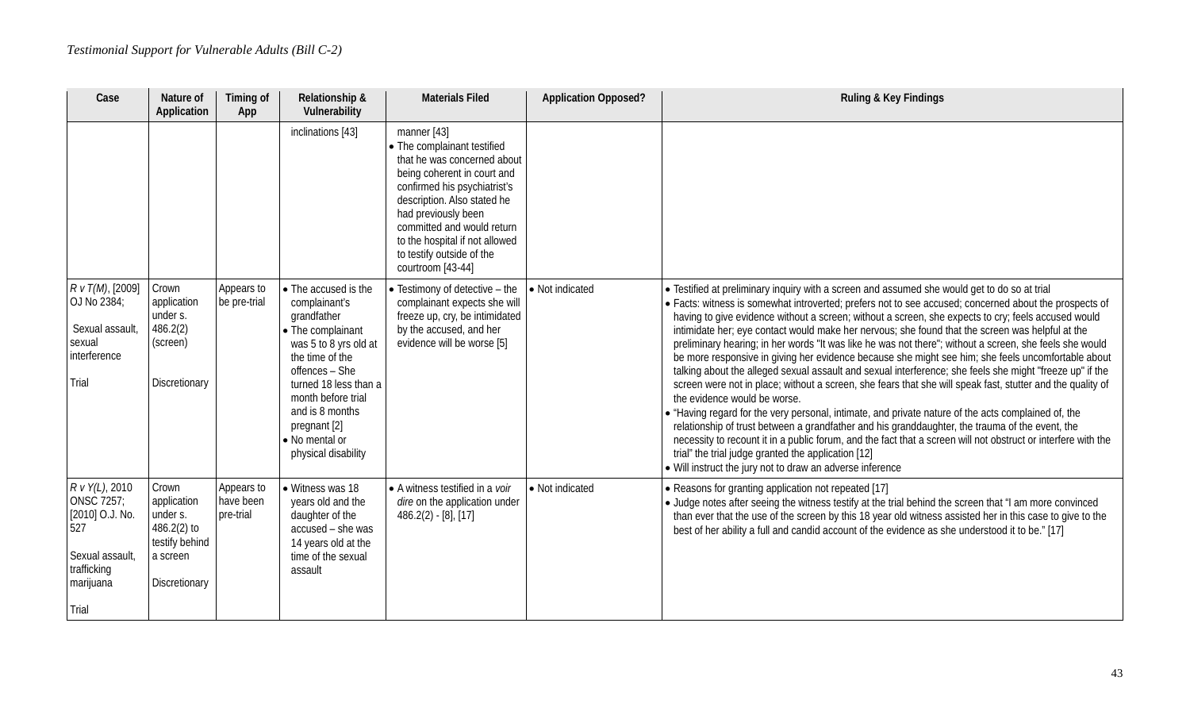| Case | Nature of Application | Timing of App | Relationship & Vulnerability | Materials Filed | Application Opposed? | Ruling & Key Findings |
|---|---|---|---|---|---|---|
| | | | inclinations [43] | manner [43]<br>• The complainant testified that he was concerned about being coherent in court and confirmed his psychiatrist's description. Also stated he had previously been committed and would return to the hospital if not allowed to testify outside of the courtroom [43-44] | | |
| *R v T(M)*, [2009] OJ No 2384;<br><br>Sexual assault, sexual interference<br><br>Trial | Crown application under s. 486.2(2) (screen)<br><br>Discretionary | Appears to be pre-trial | • The accused is the complainant's grandfather<br>• The complainant was 5 to 8 yrs old at the time of the offences – She turned 18 less than a month before trial and is 8 months pregnant [2]<br>• No mental or physical disability | • Testimony of detective – the complainant expects she will freeze up, cry, be intimidated by the accused, and her evidence will be worse [5] | • Not indicated | • Testified at preliminary inquiry with a screen and assumed she would get to do so at trial<br>• Facts: witness is somewhat introverted; prefers not to see accused; concerned about the prospects of having to give evidence without a screen; without a screen, she expects to cry; feels accused would intimidate her; eye contact would make her nervous; she found that the screen was helpful at the preliminary hearing; in her words "It was like he was not there"; without a screen, she feels she would be more responsive in giving her evidence because she might see him; she feels uncomfortable about talking about the alleged sexual assault and sexual interference; she feels she might "freeze up" if the screen were not in place; without a screen, she fears that she will speak fast, stutter and the quality of the evidence would be worse.<br>• "Having regard for the very personal, intimate, and private nature of the acts complained of, the relationship of trust between a grandfather and his granddaughter, the trauma of the event, the necessity to recount it in a public forum, and the fact that a screen will not obstruct or interfere with the trial" the trial judge granted the application [12]<br>• Will instruct the jury not to draw an adverse inference |
| *R v Y(L)*, 2010 ONSC 7257; [2010] O.J. No. 527<br><br>Sexual assault, trafficking marijuana<br><br>Trial | Crown application under s. 486.2(2) to testify behind a screen<br><br>Discretionary | Appears to have been pre-trial | • Witness was 18 years old and the daughter of the accused – she was 14 years old at the time of the sexual assault | • A witness testified in a *voir dire* on the application under 486.2(2) - [8], [17] | • Not indicated | • Reasons for granting application not repeated [17]<br>• Judge notes after seeing the witness testify at the trial behind the screen that "I am more convinced than ever that the use of the screen by this 18 year old witness assisted her in this case to give to the best of her ability a full and candid account of the evidence as she understood it to be." [17] |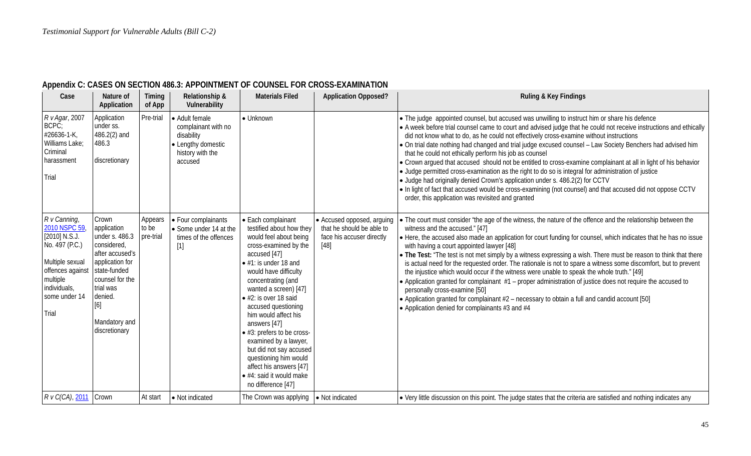## Appendix C: CASES ON SECTION 486.3: APPOINTMENT OF COUNSEL FOR CROSS-EXAMINATION

| Case | Nature of Application | Timing of App | Relationship & Vulnerability | Materials Filed | Application Opposed? | Ruling & Key Findings |
|---|---|---|---|---|---|---|
| *R v Agar*, 2007 BCPC; #26636-1-K, Williams Lake; Criminal harassment<br><br>Trial | Application under ss. 486.2(2) and 486.3<br><br>discretionary | Pre-trial | • Adult female complainant with no disability<br>• Lengthy domestic history with the accused | • Unknown | | • The judge appointed counsel, but accused was unwilling to instruct him or share his defence<br>• A week before trial counsel came to court and advised judge that he could not receive instructions and ethically did not know what to do, as he could not effectively cross-examine without instructions<br>• On trial date nothing had changed and trial judge excused counsel – Law Society Benchers had advised him that he could not ethically perform his job as counsel<br>• Crown argued that accused should not be entitled to cross-examine complainant at all in light of his behavior<br>• Judge permitted cross-examination as the right to do so is integral for administration of justice<br>• Judge had originally denied Crown's application under s. 486.2(2) for CCTV<br>• In light of fact that accused would be cross-examining (not counsel) and that accused did not oppose CCTV order, this application was revisited and granted |
| *R v Canning*, 2010 NSPC 59, [2010] N.S.J. No. 497 (P.C.)<br><br>Multiple sexual offences against multiple individuals, some under 14<br><br>Trial | Crown application under s. 486.3 considered, after accused's application for state-funded counsel for the trial was denied. [6]<br><br>Mandatory and discretionary | Appears to be pre-trial | • Four complainants<br>• Some under 14 at the times of the offences [1] | • Each complainant testified about how they would feel about being cross-examined by the accused [47]<br>• #1: is under 18 and would have difficulty concentrating (and wanted a screen) [47]<br>• #2: is over 18 said accused questioning him would affect his answers [47]<br>• #3: prefers to be cross-examined by a lawyer, but did not say accused questioning him would affect his answers [47]<br>• #4: said it would make no difference [47] | • Accused opposed, arguing that he should be able to face his accuser directly [48] | • The court must consider "the age of the witness, the nature of the offence and the relationship between the witness and the accused." [47]<br>• Here, the accused also made an application for court funding for counsel, which indicates that he has no issue with having a court appointed lawyer [48]<br>• **The Test:** "The test is not met simply by a witness expressing a wish. There must be reason to think that there is actual need for the requested order. The rationale is not to spare a witness some discomfort, but to prevent the injustice which would occur if the witness were unable to speak the whole truth." [49]<br>• Application granted for complainant #1 – proper administration of justice does not require the accused to personally cross-examine [50]<br>• Application granted for complainant #2 – necessary to obtain a full and candid account [50]<br>• Application denied for complainants #3 and #4 |
| *R v C(CA)*, 2011 | Crown | At start | • Not indicated | The Crown was applying | • Not indicated | • Very little discussion on this point. The judge states that the criteria are satisfied and nothing indicates any |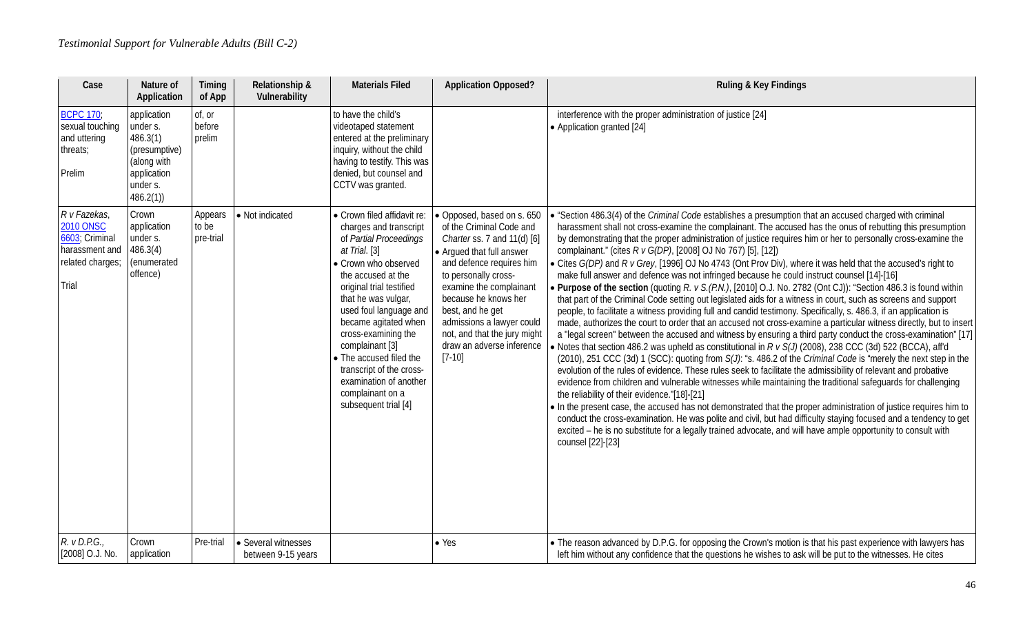| Case | Nature of Application | Timing of App | Relationship & Vulnerability | Materials Filed | Application Opposed? | Ruling & Key Findings |
|---|---|---|---|---|---|---|
| BCPC 170; sexual touching and uttering threats; Prelim | application under s. 486.3(1) (presumptive) (along with application under s. 486.2(1)) | of, or before prelim | | to have the child's videotaped statement entered at the preliminary inquiry, without the child having to testify. This was denied, but counsel and CCTV was granted. | | interference with the proper administration of justice [24] • Application granted [24] |
| *R v Fazekas*, 2010 ONSC 6603; Criminal harassment and related charges; Trial | Crown application under s. 486.3(4) (enumerated offence) | Appears to be pre-trial | • Not indicated | • Crown filed affidavit re: charges and transcript of *Partial Proceedings at Trial*. [3] • Crown who observed the accused at the original trial testified that he was vulgar, used foul language and became agitated when cross-examining the complainant [3] • The accused filed the transcript of the cross-examination of another complainant on a subsequent trial [4] | • Opposed, based on s. 650 of the Criminal Code and *Charter* ss. 7 and 11(d) [6] • Argued that full answer and defence requires him to personally cross-examine the complainant because he knows her best, and he get admissions a lawyer could not, and that the jury might draw an adverse inference [7-10] | • "Section 486.3(4) of the *Criminal Code* establishes a presumption that an accused charged with criminal harassment shall not cross-examine the complainant. The accused has the onus of rebutting this presumption by demonstrating that the proper administration of justice requires him or her to personally cross-examine the complainant." (cites *R v G(DP)*, [2008] OJ No 767) [5], [12]) • Cites *G(DP)* and *R v Grey*, [1996] OJ No 4743 (Ont Prov Div), where it was held that the accused's right to make full answer and defence was not infringed because he could instruct counsel [14]-[16] • **Purpose of the section** (quoting *R. v S.(P.N.)*, [2010] O.J. No. 2782 (Ont CJ)): "Section 486.3 is found within that part of the Criminal Code setting out legislated aids for a witness in court, such as screens and support people, to facilitate a witness providing full and candid testimony. Specifically, s. 486.3, if an application is made, authorizes the court to order that an accused not cross-examine a particular witness directly, but to insert a "legal screen" between the accused and witness by ensuring a third party conduct the cross-examination" [17] • Notes that section 486.2 was upheld as constitutional in *R v S(J)* (2008), 238 CCC (3d) 522 (BCCA), aff'd (2010), 251 CCC (3d) 1 (SCC): quoting from *S(J)*: "s. 486.2 of the *Criminal Code* is "merely the next step in the evolution of the rules of evidence. These rules seek to facilitate the admissibility of relevant and probative evidence from children and vulnerable witnesses while maintaining the traditional safeguards for challenging the reliability of their evidence."[18]-[21] • In the present case, the accused has not demonstrated that the proper administration of justice requires him to conduct the cross-examination. He was polite and civil, but had difficulty staying focused and a tendency to get excited – he is no substitute for a legally trained advocate, and will have ample opportunity to consult with counsel [22]-[23] |
| *R. v D.P.G.*, [2008] O.J. No. | Crown application | Pre-trial | • Several witnesses between 9-15 years | | • Yes | • The reason advanced by D.P.G. for opposing the Crown's motion is that his past experience with lawyers has left him without any confidence that the questions he wishes to ask will be put to the witnesses. He cites |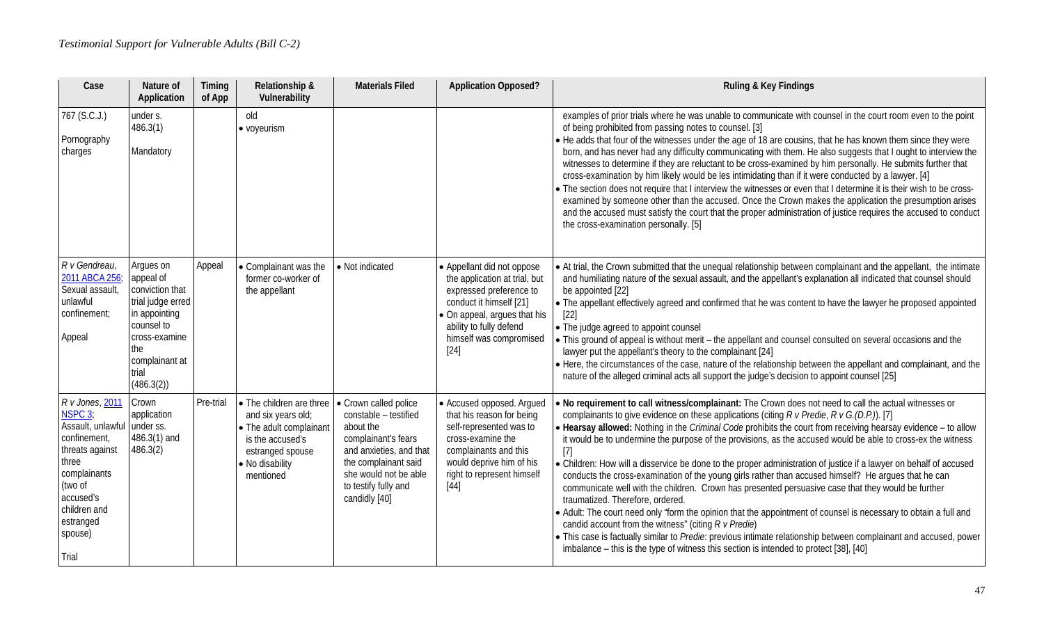| Case | Nature of Application | Timing of App | Relationship & Vulnerability | Materials Filed | Application Opposed? | Ruling & Key Findings |
|---|---|---|---|---|---|---|
| 767 (S.C.J.)<br><br>Pornography charges | under s. 486.3(1)<br><br>Mandatory | | old<br>• voyeurism | | | examples of prior trials where he was unable to communicate with counsel in the court room even to the point of being prohibited from passing notes to counsel. [3]<br>• He adds that four of the witnesses under the age of 18 are cousins, that he has known them since they were born, and has never had any difficulty communicating with them. He also suggests that I ought to interview the witnesses to determine if they are reluctant to be cross-examined by him personally. He submits further that cross-examination by him likely would be les intimidating than if it were conducted by a lawyer. [4]<br>• The section does not require that I interview the witnesses or even that I determine it is their wish to be cross-examined by someone other than the accused. Once the Crown makes the application the presumption arises and the accused must satisfy the court that the proper administration of justice requires the accused to conduct the cross-examination personally. [5] |
| *R v Gendreau*, 2011 ABCA 256; Sexual assault, unlawful confinement;<br><br>Appeal | Argues on appeal of conviction that trial judge erred in appointing counsel to cross-examine the complainant at trial (486.3(2)) | Appeal | • Complainant was the former co-worker of the appellant | • Not indicated | • Appellant did not oppose the application at trial, but expressed preference to conduct it himself [21]<br>• On appeal, argues that his ability to fully defend himself was compromised [24] | • At trial, the Crown submitted that the unequal relationship between complainant and the appellant, the intimate and humiliating nature of the sexual assault, and the appellant's explanation all indicated that counsel should be appointed [22]<br>• The appellant effectively agreed and confirmed that he was content to have the lawyer he proposed appointed [22]<br>• The judge agreed to appoint counsel<br>• This ground of appeal is without merit – the appellant and counsel consulted on several occasions and the lawyer put the appellant's theory to the complainant [24]<br>• Here, the circumstances of the case, nature of the relationship between the appellant and complainant, and the nature of the alleged criminal acts all support the judge's decision to appoint counsel [25] |
| *R v Jones*, 2011 NSPC 3; Assault, unlawful confinement, threats against three complainants (two of accused's children and estranged spouse)<br><br>Trial | Crown application under ss. 486.3(1) and 486.3(2) | Pre-trial | • The children are three and six years old;<br>• The adult complainant is the accused's estranged spouse<br>• No disability mentioned | • Crown called police constable – testified about the complainant's fears and anxieties, and that the complainant said she would not be able to testify fully and candidly [40] | • Accused opposed. Argued that his reason for being self-represented was to cross-examine the complainants and this would deprive him of his right to represent himself [44] | • **No requirement to call witness/complainant:** The Crown does not need to call the actual witnesses or complainants to give evidence on these applications (citing *R v Predie*, *R v G.(D.P.)*). [7]<br>• **Hearsay allowed:** Nothing in the *Criminal Code* prohibits the court from receiving hearsay evidence – to allow it would be to undermine the purpose of the provisions, as the accused would be able to cross-ex the witness [7]<br>• Children: How will a disservice be done to the proper administration of justice if a lawyer on behalf of accused conducts the cross-examination of the young girls rather than accused himself? He argues that he can communicate well with the children. Crown has presented persuasive case that they would be further traumatized. Therefore, ordered.<br>• Adult: The court need only "form the opinion that the appointment of counsel is necessary to obtain a full and candid account from the witness" (citing *R v Predie*)<br>• This case is factually similar to *Predie*: previous intimate relationship between complainant and accused, power imbalance – this is the type of witness this section is intended to protect [38], [40] |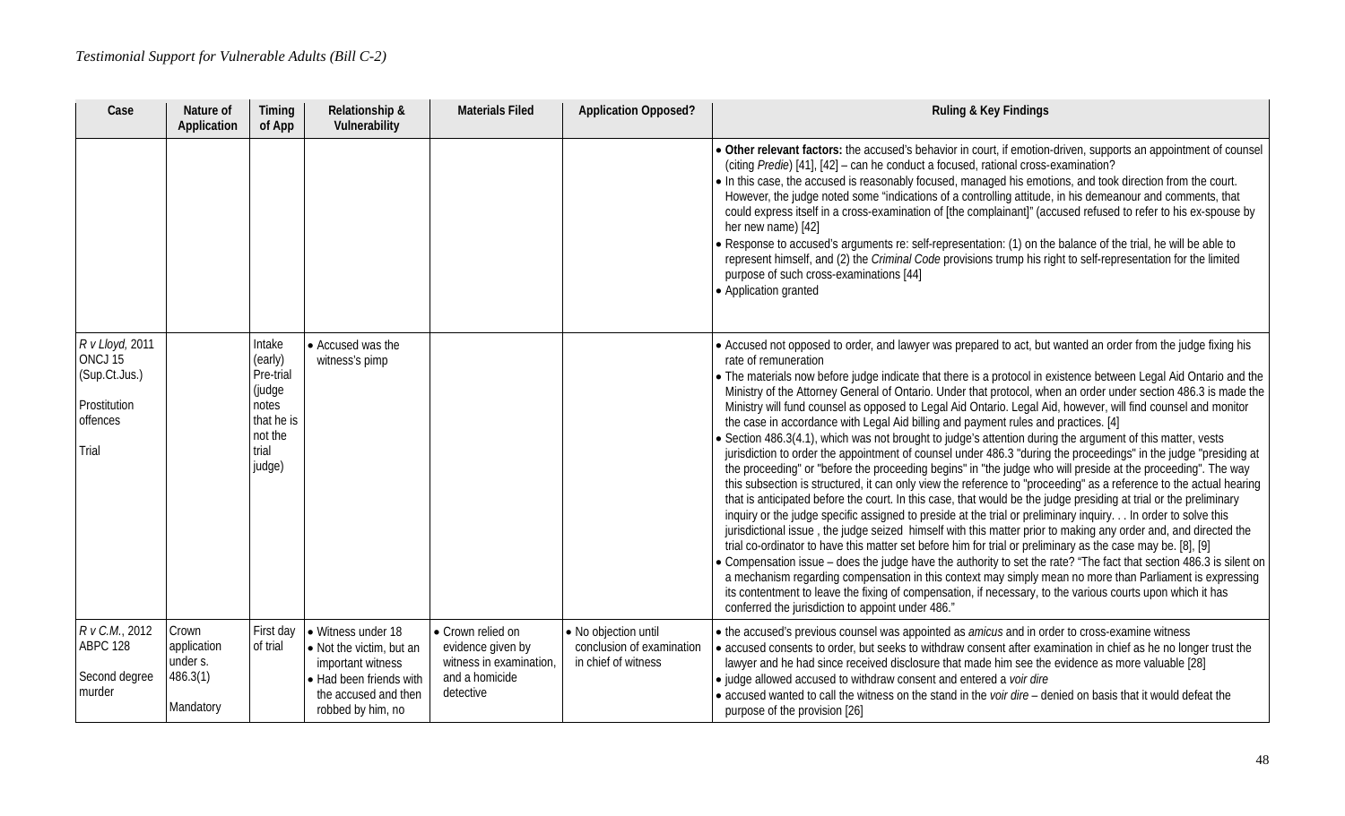| Case | Nature of Application | Timing of App | Relationship & Vulnerability | Materials Filed | Application Opposed? | Ruling & Key Findings |
|---|---|---|---|---|---|---|
| | | | | | | • **Other relevant factors:** the accused's behavior in court, if emotion-driven, supports an appointment of counsel (citing *Predie*) [41], [42] – can he conduct a focused, rational cross-examination?<br>• In this case, the accused is reasonably focused, managed his emotions, and took direction from the court. However, the judge noted some "indications of a controlling attitude, in his demeanour and comments, that could express itself in a cross-examination of [the complainant]" (accused refused to refer to his ex-spouse by her new name) [42]<br>• Response to accused's arguments re: self-representation: (1) on the balance of the trial, he will be able to represent himself, and (2) the *Criminal Code* provisions trump his right to self-representation for the limited purpose of such cross-examinations [44]<br>• Application granted |
| *R v Lloyd*, 2011 ONCJ 15 (Sup.Ct.Jus.)<br><br>Prostitution offences<br><br>Trial | | Intake (early) Pre-trial (judge notes that he is not the trial judge) | • Accused was the witness's pimp | | | • Accused not opposed to order, and lawyer was prepared to act, but wanted an order from the judge fixing his rate of remuneration<br>• The materials now before judge indicate that there is a protocol in existence between Legal Aid Ontario and the Ministry of the Attorney General of Ontario. Under that protocol, when an order under section 486.3 is made the Ministry will fund counsel as opposed to Legal Aid Ontario. Legal Aid, however, will find counsel and monitor the case in accordance with Legal Aid billing and payment rules and practices. [4]<br>• Section 486.3(4.1), which was not brought to judge's attention during the argument of this matter, vests jurisdiction to order the appointment of counsel under 486.3 "during the proceedings" in the judge "presiding at the proceeding" or "before the proceeding begins" in "the judge who will preside at the proceeding". The way this subsection is structured, it can only view the reference to "proceeding" as a reference to the actual hearing that is anticipated before the court. In this case, that would be the judge presiding at trial or the preliminary inquiry or the judge specific assigned to preside at the trial or preliminary inquiry. . . In order to solve this jurisdictional issue , the judge seized himself with this matter prior to making any order and, and directed the trial co-ordinator to have this matter set before him for trial or preliminary as the case may be. [8], [9]<br>• Compensation issue – does the judge have the authority to set the rate? "The fact that section 486.3 is silent on a mechanism regarding compensation in this context may simply mean no more than Parliament is expressing its contentment to leave the fixing of compensation, if necessary, to the various courts upon which it has conferred the jurisdiction to appoint under 486." |
| *R v C.M.*, 2012 ABPC 128<br><br>Second degree murder | Crown application under s. 486.3(1)<br><br>Mandatory | First day of trial | • Witness under 18<br>• Not the victim, but an important witness<br>• Had been friends with the accused and then robbed by him, no | • Crown relied on evidence given by witness in examination, and a homicide detective | • No objection until conclusion of examination in chief of witness | • the accused's previous counsel was appointed as *amicus* and in order to cross-examine witness<br>• accused consents to order, but seeks to withdraw consent after examination in chief as he no longer trust the lawyer and he had since received disclosure that made him see the evidence as more valuable [28]<br>• judge allowed accused to withdraw consent and entered a *voir dire*<br>• accused wanted to call the witness on the stand in the *voir dire* – denied on basis that it would defeat the purpose of the provision [26] |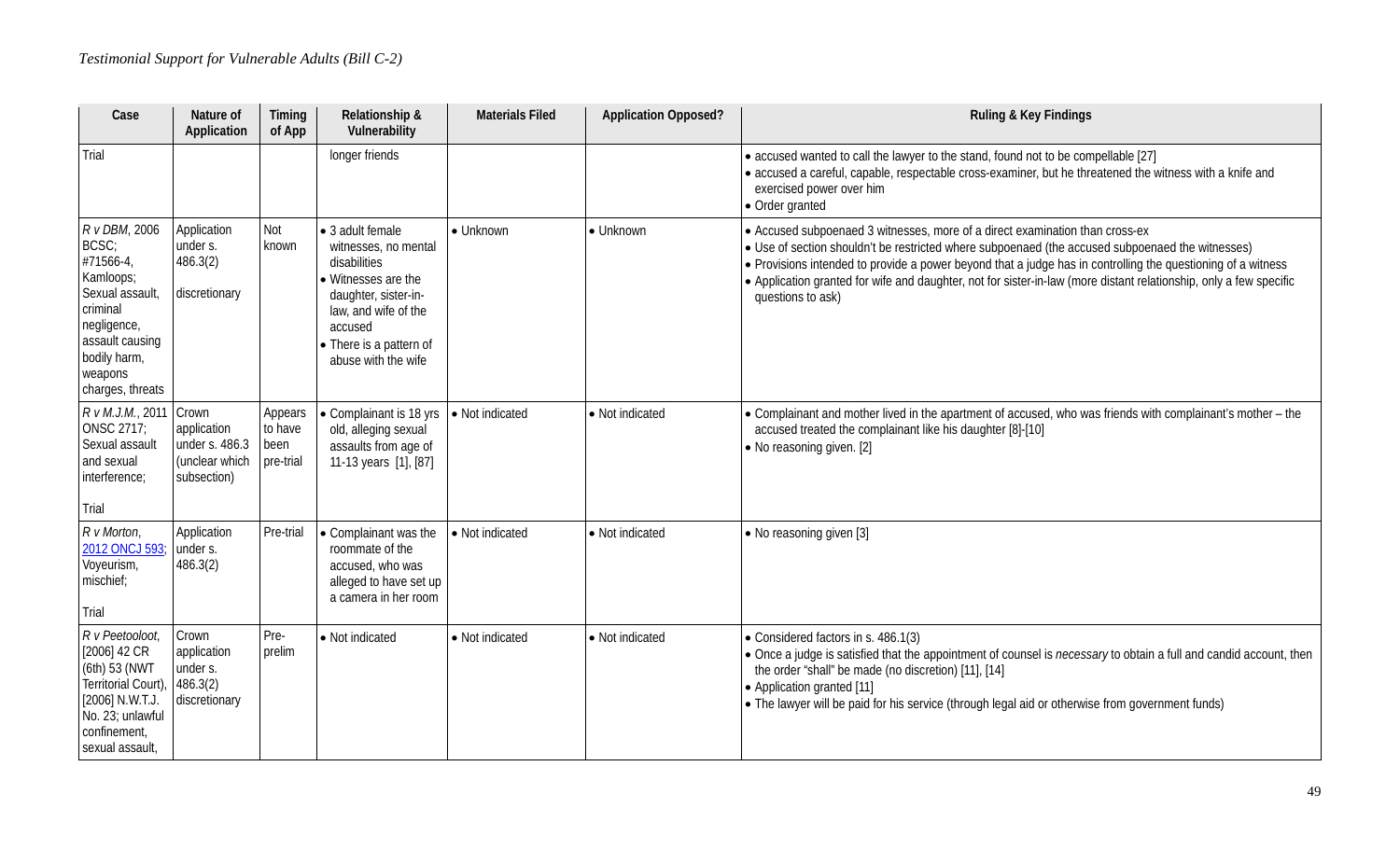| Case | Nature of Application | Timing of App | Relationship & Vulnerability | Materials Filed | Application Opposed? | Ruling & Key Findings |
|---|---|---|---|---|---|---|
| Trial | | | longer friends | | | • accused wanted to call the lawyer to the stand, found not to be compellable [27]<br>• accused a careful, capable, respectable cross-examiner, but he threatened the witness with a knife and exercised power over him<br>• Order granted |
| *R v DBM*, 2006 BCSC; #71566-4, Kamloops; Sexual assault, criminal negligence, assault causing bodily harm, weapons charges, threats | Application under s. 486.3(2)<br><br>discretionary | Not known | • 3 adult female witnesses, no mental disabilities<br>• Witnesses are the daughter, sister-in-law, and wife of the accused<br>• There is a pattern of abuse with the wife | • Unknown | • Unknown | • Accused subpoenaed 3 witnesses, more of a direct examination than cross-ex<br>• Use of section shouldn't be restricted where subpoenaed (the accused subpoenaed the witnesses)<br>• Provisions intended to provide a power beyond that a judge has in controlling the questioning of a witness<br>• Application granted for wife and daughter, not for sister-in-law (more distant relationship, only a few specific questions to ask) |
| *R v M.J.M.*, 2011 ONSC 2717; Sexual assault and sexual interference;<br><br>Trial | Crown application under s. 486.3 (unclear which subsection) | Appears to have been pre-trial | • Complainant is 18 yrs old, alleging sexual assaults from age of 11-13 years [1], [87] | • Not indicated | • Not indicated | • Complainant and mother lived in the apartment of accused, who was friends with complainant's mother – the accused treated the complainant like his daughter [8]-[10]<br>• No reasoning given. [2] |
| *R v Morton*, 2012 ONCJ 593; Voyeurism, mischief;<br><br>Trial | Application under s. 486.3(2) | Pre-trial | • Complainant was the roommate of the accused, who was alleged to have set up a camera in her room | • Not indicated | • Not indicated | • No reasoning given [3] |
| *R v Peetooloot*, [2006] 42 CR (6th) 53 (NWT Territorial Court), [2006] N.W.T.J. No. 23; unlawful confinement, sexual assault, | Crown application under s. 486.3(2) discretionary | Pre-prelim | • Not indicated | • Not indicated | • Not indicated | • Considered factors in s. 486.1(3)<br>• Once a judge is satisfied that the appointment of counsel is *necessary* to obtain a full and candid account, then the order "shall" be made (no discretion) [11], [14]<br>• Application granted [11]<br>• The lawyer will be paid for his service (through legal aid or otherwise from government funds) |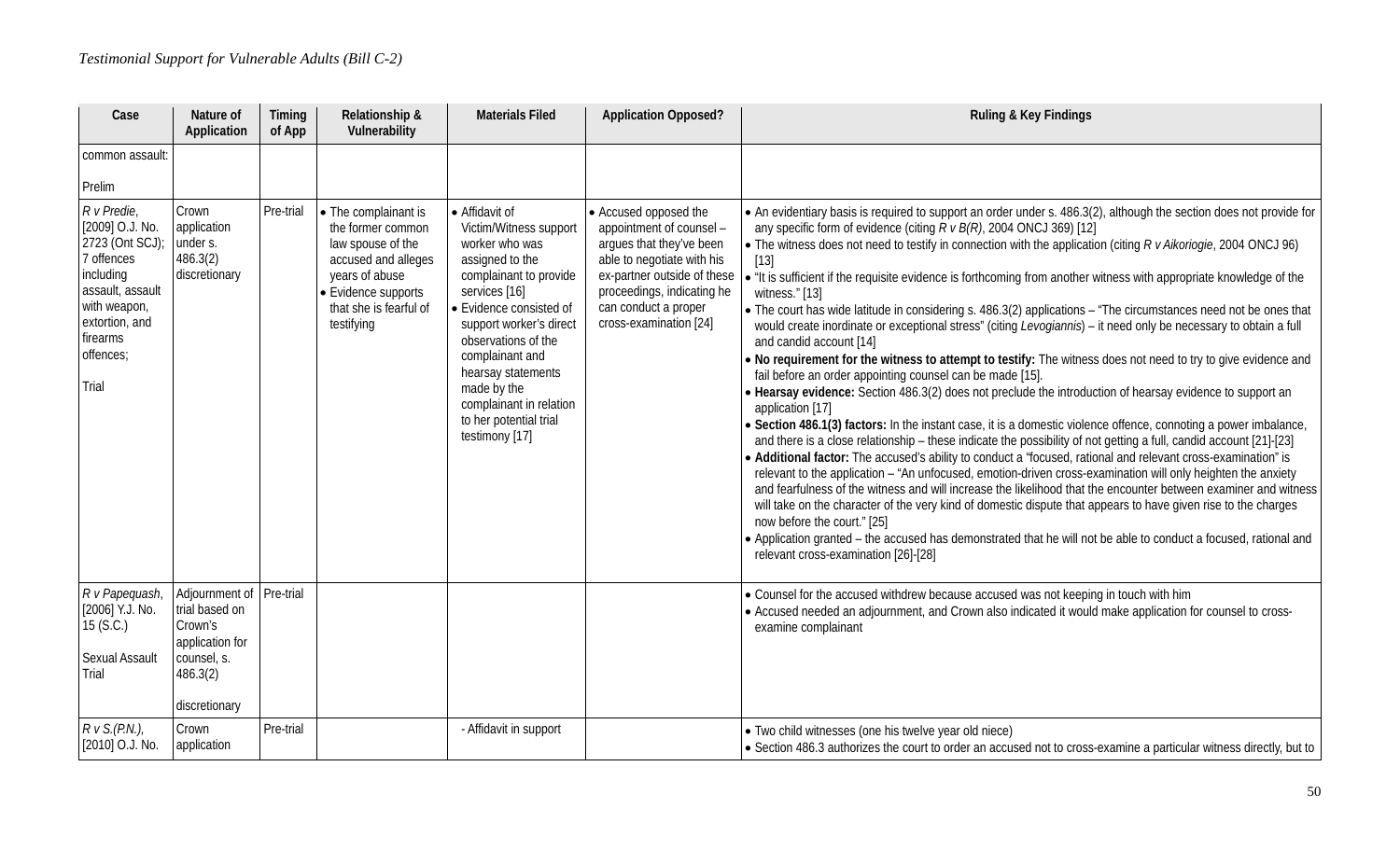| Case | Nature of Application | Timing of App | Relationship & Vulnerability | Materials Filed | Application Opposed? | Ruling & Key Findings |
|---|---|---|---|---|---|---|
| common assault:<br><br>Prelim | | | | | | |
| *R v Predie*, [2009] O.J. No. 2723 (Ont SCJ); 7 offences including assault, assault with weapon, extortion, and firearms offences;<br><br>Trial | Crown application under s. 486.3(2) discretionary | Pre-trial | • The complainant is the former common law spouse of the accused and alleges years of abuse<br>• Evidence supports that she is fearful of testifying | • Affidavit of Victim/Witness support worker who was assigned to the complainant to provide services [16]<br>• Evidence consisted of support worker's direct observations of the complainant and hearsay statements made by the complainant in relation to her potential trial testimony [17] | • Accused opposed the appointment of counsel – argues that they've been able to negotiate with his ex-partner outside of these proceedings, indicating he can conduct a proper cross-examination [24] | • An evidentiary basis is required to support an order under s. 486.3(2), although the section does not provide for any specific form of evidence (citing *R v B(R)*, 2004 ONCJ 369) [12]<br>• The witness does not need to testify in connection with the application (citing *R v Aikoriogie*, 2004 ONCJ 96) [13]<br>• "It is sufficient if the requisite evidence is forthcoming from another witness with appropriate knowledge of the witness." [13]<br>• The court has wide latitude in considering s. 486.3(2) applications – "The circumstances need not be ones that would create inordinate or exceptional stress" (citing *Levogiannis*) – it need only be necessary to obtain a full and candid account [14]<br>• **No requirement for the witness to attempt to testify:** The witness does not need to try to give evidence and fail before an order appointing counsel can be made [15].<br>• **Hearsay evidence:** Section 486.3(2) does not preclude the introduction of hearsay evidence to support an application [17]<br>• **Section 486.1(3) factors:** In the instant case, it is a domestic violence offence, connoting a power imbalance, and there is a close relationship – these indicate the possibility of not getting a full, candid account [21]-[23]<br>• **Additional factor:** The accused's ability to conduct a "focused, rational and relevant cross-examination" is relevant to the application – "An unfocused, emotion-driven cross-examination will only heighten the anxiety and fearfulness of the witness and will increase the likelihood that the encounter between examiner and witness will take on the character of the very kind of domestic dispute that appears to have given rise to the charges now before the court." [25]<br>• Application granted – the accused has demonstrated that he will not be able to conduct a focused, rational and relevant cross-examination [26]-[28] |
| *R v Papequash*, [2006] Y.J. No. 15 (S.C.)<br><br>Sexual Assault Trial | Adjournment of trial based on Crown's application for counsel, s. 486.3(2)<br><br>discretionary | Pre-trial | | | | • Counsel for the accused withdrew because accused was not keeping in touch with him<br>• Accused needed an adjournment, and Crown also indicated it would make application for counsel to cross-examine complainant |
| *R v S.(P.N.)*, [2010] O.J. No. | Crown application | Pre-trial | | - Affidavit in support | | • Two child witnesses (one his twelve year old niece)<br>• Section 486.3 authorizes the court to order an accused not to cross-examine a particular witness directly, but to |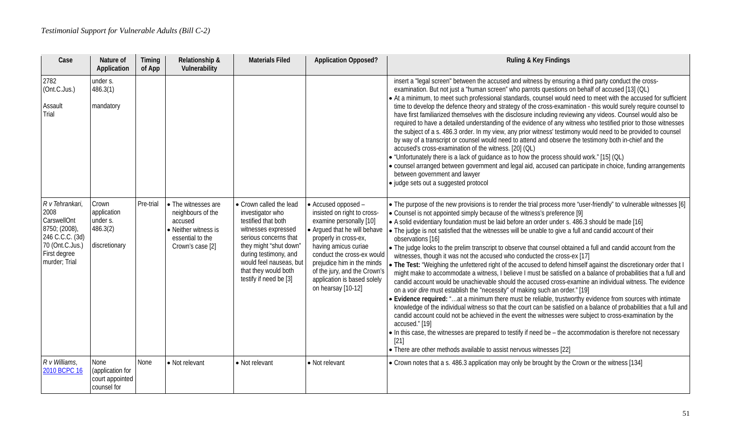| Case | Nature of Application | Timing of App | Relationship & Vulnerability | Materials Filed | Application Opposed? | Ruling & Key Findings |
|---|---|---|---|---|---|---|
| 2782 (Ont.C.Jus.)<br><br>Assault Trial | under s. 486.3(1)<br><br>mandatory | | | | | insert a "legal screen" between the accused and witness by ensuring a third party conduct the cross-examination. But not just a "human screen" who parrots questions on behalf of accused [13] (QL)<br>• At a minimum, to meet such professional standards, counsel would need to meet with the accused for sufficient time to develop the defence theory and strategy of the cross-examination - this would surely require counsel to have first familiarized themselves with the disclosure including reviewing any videos. Counsel would also be required to have a detailed understanding of the evidence of any witness who testified prior to those witnesses the subject of a s. 486.3 order. In my view, any prior witness' testimony would need to be provided to counsel by way of a transcript or counsel would need to attend and observe the testimony both in-chief and the accused's cross-examination of the witness. [20] (QL)<br>• "Unfortunately there is a lack of guidance as to how the process should work." [15] (QL)<br>• counsel arranged between government and legal aid, accused can participate in choice, funding arrangements between government and lawyer<br>• judge sets out a suggested protocol |
| *R v Tehrankari*, 2008 CarswellOnt 8750; (2008), 246 C.C.C. (3d) 70 (Ont.C.Jus.) First degree murder; Trial | Crown application under s. 486.3(2)<br><br>discretionary | Pre-trial | • The witnesses are neighbours of the accused<br>• Neither witness is essential to the Crown's case [2] | • Crown called the lead investigator who testified that both witnesses expressed serious concerns that they might "shut down" during testimony, and would feel nauseas, but that they would both testify if need be [3] | • Accused opposed – insisted on right to cross-examine personally [10]<br>• Argued that he will behave properly in cross-ex, having amicus curiae conduct the cross-ex would prejudice him in the minds of the jury, and the Crown's application is based solely on hearsay [10-12] | • The purpose of the new provisions is to render the trial process more "user-friendly" to vulnerable witnesses [6]<br>• Counsel is not appointed simply because of the witness's preference [9]<br>• A solid evidentiary foundation must be laid before an order under s. 486.3 should be made [16]<br>• The judge is not satisfied that the witnesses will be unable to give a full and candid account of their observations [16]<br>• The judge looks to the prelim transcript to observe that counsel obtained a full and candid account from the witnesses, though it was not the accused who conducted the cross-ex [17]<br>• **The Test:** "Weighing the unfettered right of the accused to defend himself against the discretionary order that I might make to accommodate a witness, I believe I must be satisfied on a balance of probabilities that a full and candid account would be unachievable should the accused cross-examine an individual witness. The evidence on a *voir dire* must establish the "necessity" of making such an order." [19]<br>• **Evidence required:** "…at a minimum there must be reliable, trustworthy evidence from sources with intimate knowledge of the individual witness so that the court can be satisfied on a balance of probabilities that a full and candid account could not be achieved in the event the witnesses were subject to cross-examination by the accused." [19]<br>• In this case, the witnesses are prepared to testify if need be – the accommodation is therefore not necessary [21]<br>• There are other methods available to assist nervous witnesses [22] |
| *R v Williams*, 2010 BCPC 16 | None (application for court appointed counsel for | None | • Not relevant | • Not relevant | • Not relevant | • Crown notes that a s. 486.3 application may only be brought by the Crown or the witness [134] |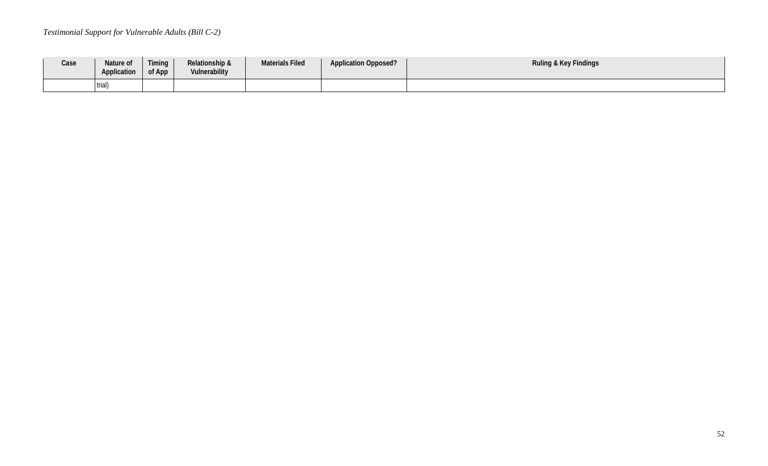| Case | Nature of Application | Timing of App | Relationship & Vulnerability | Materials Filed | Application Opposed? | Ruling & Key Findings |
|---|---|---|---|---|---|---|
| | trial) | | | | | |